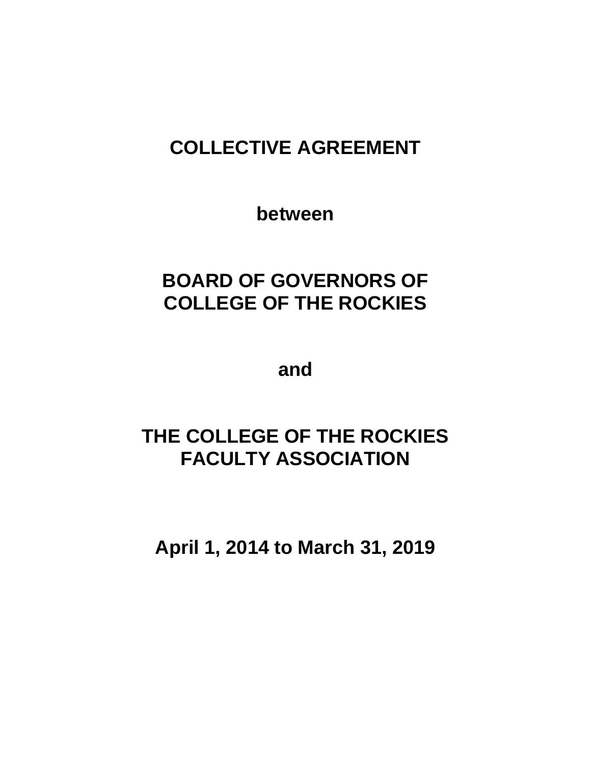# COLLECTIVE AGREEMENT

**between**

# BOARD OF GOVERNORS OF COLLEGE OF THE ROCKIES

**and**

# THE COLLEGE OF THE ROCKIES FACULTY ASSOCIATION

**April 1, 2014 to March 31, 2019**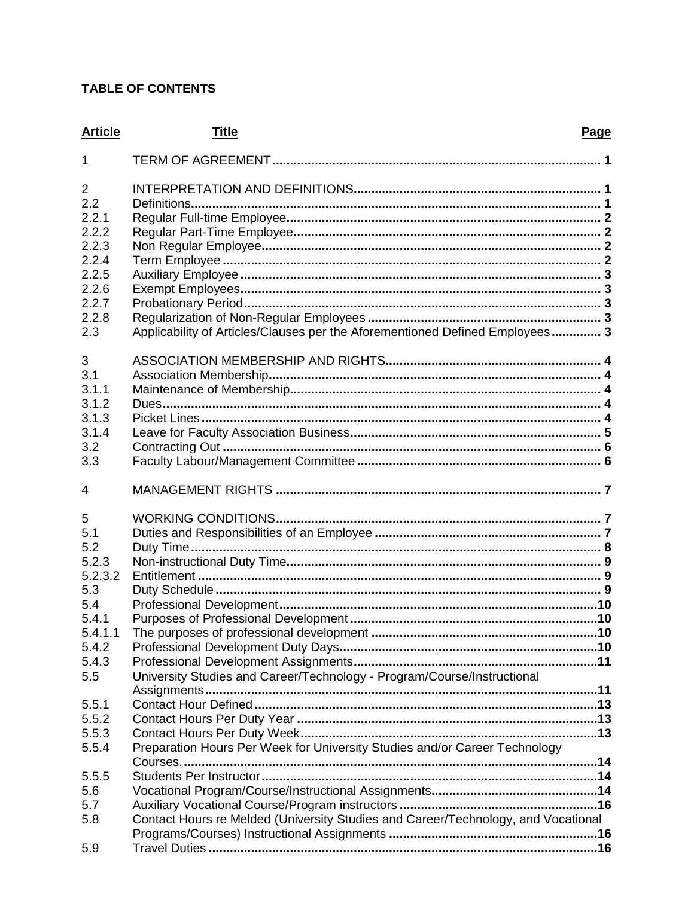**TABLE OF CONTENTS**

| Article | Title | Page |
|---|---|---|
| 1 | TERM OF AGREEMENT | 1 |
| 2 | INTERPRETATION AND DEFINITIONS | 1 |
| 2.2 | Definitions | 1 |
| 2.2.1 | Regular Full-time Employee | 2 |
| 2.2.2 | Regular Part-Time Employee | 2 |
| 2.2.3 | Non Regular Employee | 2 |
| 2.2.4 | Term Employee | 2 |
| 2.2.5 | Auxiliary Employee | 3 |
| 2.2.6 | Exempt Employees | 3 |
| 2.2.7 | Probationary Period | 3 |
| 2.2.8 | Regularization of Non-Regular Employees | 3 |
| 2.3 | Applicability of Articles/Clauses per the Aforementioned Defined Employees | 3 |
| 3 | ASSOCIATION MEMBERSHIP AND RIGHTS | 4 |
| 3.1 | Association Membership | 4 |
| 3.1.1 | Maintenance of Membership | 4 |
| 3.1.2 | Dues | 4 |
| 3.1.3 | Picket Lines | 4 |
| 3.1.4 | Leave for Faculty Association Business | 5 |
| 3.2 | Contracting Out | 6 |
| 3.3 | Faculty Labour/Management Committee | 6 |
| 4 | MANAGEMENT RIGHTS | 7 |
| 5 | WORKING CONDITIONS | 7 |
| 5.1 | Duties and Responsibilities of an Employee | 7 |
| 5.2 | Duty Time | 8 |
| 5.2.3 | Non-instructional Duty Time | 9 |
| 5.2.3.2 | Entitlement | 9 |
| 5.3 | Duty Schedule | 9 |
| 5.4 | Professional Development | 10 |
| 5.4.1 | Purposes of Professional Development | 10 |
| 5.4.1.1 | The purposes of professional development | 10 |
| 5.4.2 | Professional Development Duty Days | 10 |
| 5.4.3 | Professional Development Assignments | 11 |
| 5.5 | University Studies and Career/Technology - Program/Course/Instructional Assignments | 11 |
| 5.5.1 | Contact Hour Defined | 13 |
| 5.5.2 | Contact Hours Per Duty Year | 13 |
| 5.5.3 | Contact Hours Per Duty Week | 13 |
| 5.5.4 | Preparation Hours Per Week for University Studies and/or Career Technology Courses. | 14 |
| 5.5.5 | Students Per Instructor | 14 |
| 5.6 | Vocational Program/Course/Instructional Assignments | 14 |
| 5.7 | Auxiliary Vocational Course/Program instructors | 16 |
| 5.8 | Contact Hours re Melded (University Studies and Career/Technology, and Vocational Programs/Courses) Instructional Assignments | 16 |
| 5.9 | Travel Duties | 16 |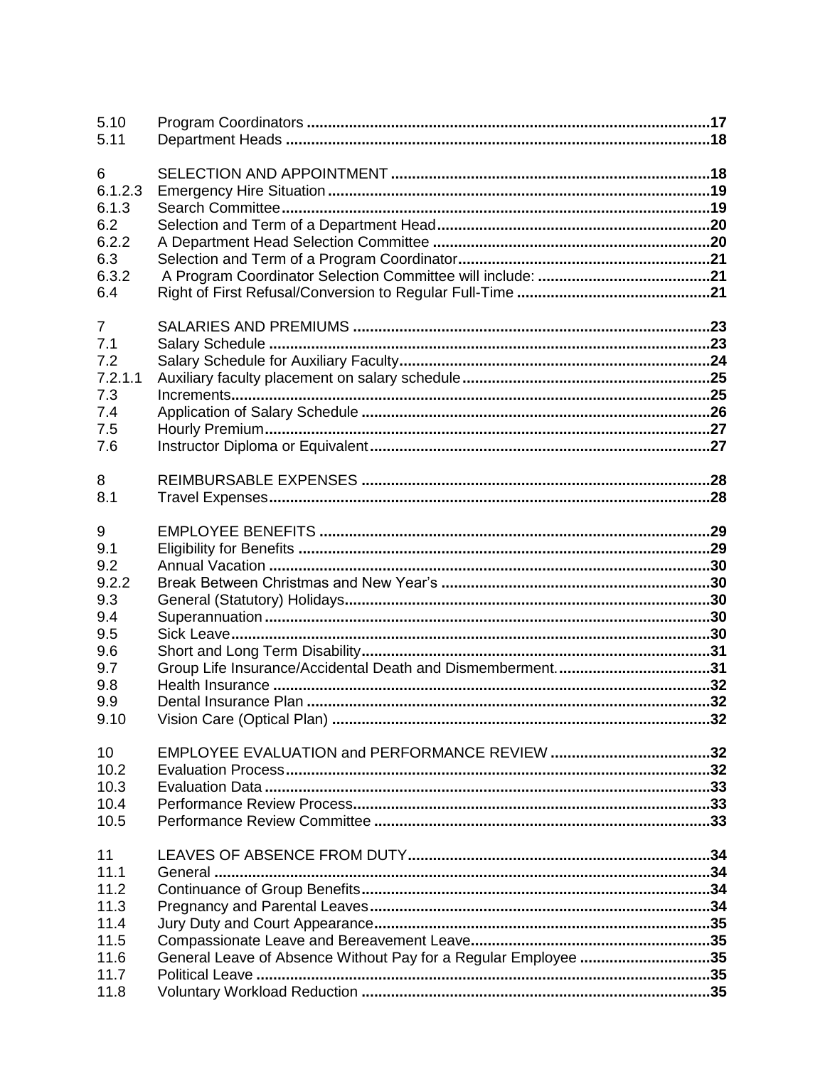| | | |
|---|---|---|
| 5.10 | Program Coordinators | 17 |
| 5.11 | Department Heads | 18 |
| | | |
| 6 | SELECTION AND APPOINTMENT | 18 |
| 6.1.2.3 | Emergency Hire Situation | 19 |
| 6.1.3 | Search Committee | 19 |
| 6.2 | Selection and Term of a Department Head | 20 |
| 6.2.2 | A Department Head Selection Committee | 20 |
| 6.3 | Selection and Term of a Program Coordinator | 21 |
| 6.3.2 | A Program Coordinator Selection Committee will include: | 21 |
| 6.4 | Right of First Refusal/Conversion to Regular Full-Time | 21 |
| | | |
| 7 | SALARIES AND PREMIUMS | 23 |
| 7.1 | Salary Schedule | 23 |
| 7.2 | Salary Schedule for Auxiliary Faculty | 24 |
| 7.2.1.1 | Auxiliary faculty placement on salary schedule | 25 |
| 7.3 | Increments | 25 |
| 7.4 | Application of Salary Schedule | 26 |
| 7.5 | Hourly Premium | 27 |
| 7.6 | Instructor Diploma or Equivalent | 27 |
| | | |
| 8 | REIMBURSABLE EXPENSES | 28 |
| 8.1 | Travel Expenses | 28 |
| | | |
| 9 | EMPLOYEE BENEFITS | 29 |
| 9.1 | Eligibility for Benefits | 29 |
| 9.2 | Annual Vacation | 30 |
| 9.2.2 | Break Between Christmas and New Year's | 30 |
| 9.3 | General (Statutory) Holidays | 30 |
| 9.4 | Superannuation | 30 |
| 9.5 | Sick Leave | 30 |
| 9.6 | Short and Long Term Disability | 31 |
| 9.7 | Group Life Insurance/Accidental Death and Dismemberment. | 31 |
| 9.8 | Health Insurance | 32 |
| 9.9 | Dental Insurance Plan | 32 |
| 9.10 | Vision Care (Optical Plan) | 32 |
| | | |
| 10 | EMPLOYEE EVALUATION and PERFORMANCE REVIEW | 32 |
| 10.2 | Evaluation Process | 32 |
| 10.3 | Evaluation Data | 33 |
| 10.4 | Performance Review Process | 33 |
| 10.5 | Performance Review Committee | 33 |
| | | |
| 11 | LEAVES OF ABSENCE FROM DUTY | 34 |
| 11.1 | General | 34 |
| 11.2 | Continuance of Group Benefits | 34 |
| 11.3 | Pregnancy and Parental Leaves | 34 |
| 11.4 | Jury Duty and Court Appearance | 35 |
| 11.5 | Compassionate Leave and Bereavement Leave | 35 |
| 11.6 | General Leave of Absence Without Pay for a Regular Employee | 35 |
| 11.7 | Political Leave | 35 |
| 11.8 | Voluntary Workload Reduction | 35 |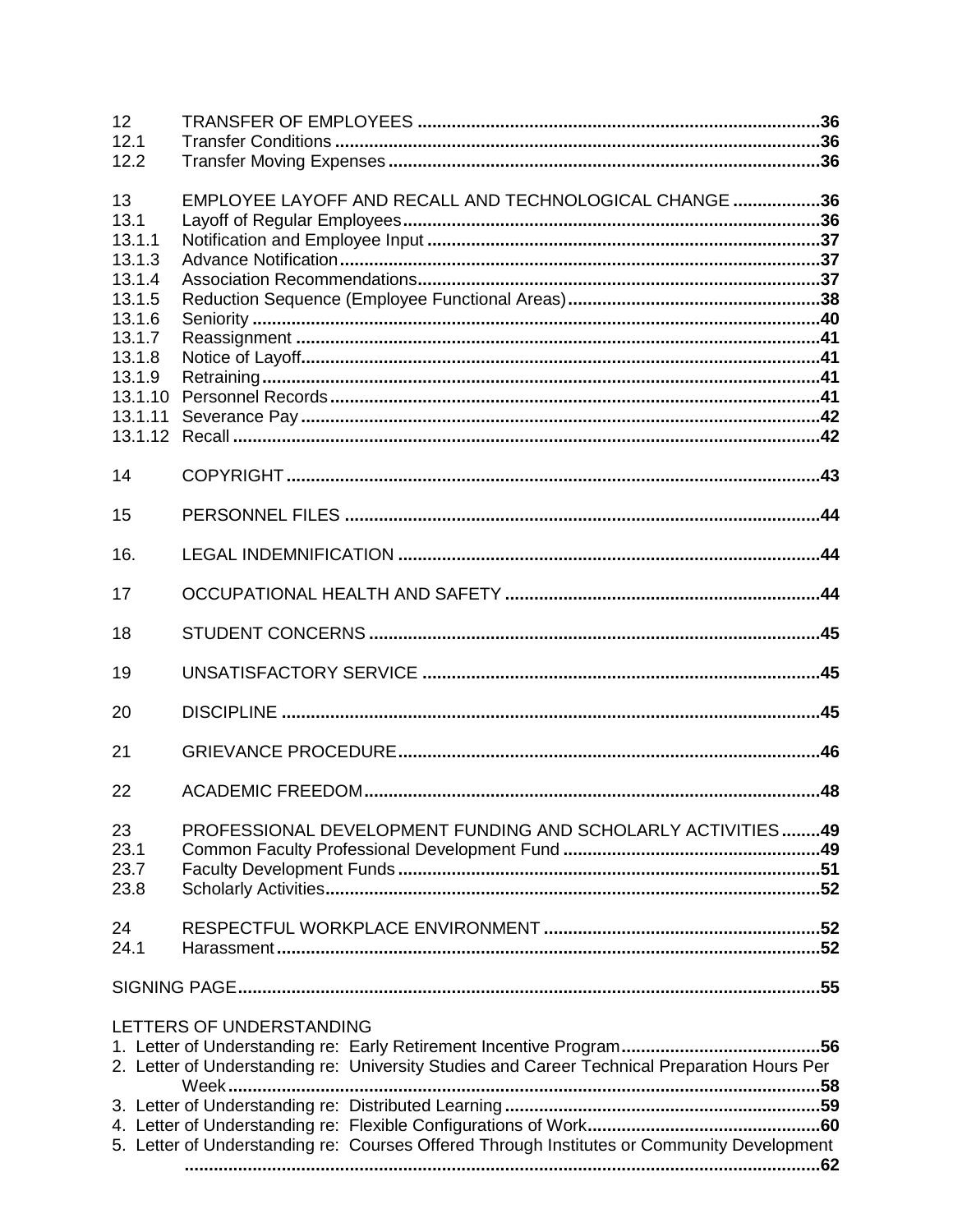| | | |
|---|---|---|
| 12 | TRANSFER OF EMPLOYEES | 36 |
| 12.1 | Transfer Conditions | 36 |
| 12.2 | Transfer Moving Expenses | 36 |
| 13 | EMPLOYEE LAYOFF AND RECALL AND TECHNOLOGICAL CHANGE | 36 |
| 13.1 | Layoff of Regular Employees | 36 |
| 13.1.1 | Notification and Employee Input | 37 |
| 13.1.3 | Advance Notification | 37 |
| 13.1.4 | Association Recommendations | 37 |
| 13.1.5 | Reduction Sequence (Employee Functional Areas) | 38 |
| 13.1.6 | Seniority | 40 |
| 13.1.7 | Reassignment | 41 |
| 13.1.8 | Notice of Layoff | 41 |
| 13.1.9 | Retraining | 41 |
| 13.1.10 | Personnel Records | 41 |
| 13.1.11 | Severance Pay | 42 |
| 13.1.12 | Recall | 42 |
| 14 | COPYRIGHT | 43 |
| 15 | PERSONNEL FILES | 44 |
| 16. | LEGAL INDEMNIFICATION | 44 |
| 17 | OCCUPATIONAL HEALTH AND SAFETY | 44 |
| 18 | STUDENT CONCERNS | 45 |
| 19 | UNSATISFACTORY SERVICE | 45 |
| 20 | DISCIPLINE | 45 |
| 21 | GRIEVANCE PROCEDURE | 46 |
| 22 | ACADEMIC FREEDOM | 48 |
| 23 | PROFESSIONAL DEVELOPMENT FUNDING AND SCHOLARLY ACTIVITIES | 49 |
| 23.1 | Common Faculty Professional Development Fund | 49 |
| 23.7 | Faculty Development Funds | 51 |
| 23.8 | Scholarly Activities | 52 |
| 24 | RESPECTFUL WORKPLACE ENVIRONMENT | 52 |
| 24.1 | Harassment | 52 |
| | SIGNING PAGE | 55 |

LETTERS OF UNDERSTANDING

1. Letter of Understanding re: Early Retirement Incentive Program ..... 56
2. Letter of Understanding re: University Studies and Career Technical Preparation Hours Per Week ..... 58
3. Letter of Understanding re: Distributed Learning ..... 59
4. Letter of Understanding re: Flexible Configurations of Work ..... 60
5. Letter of Understanding re: Courses Offered Through Institutes or Community Development ..... 62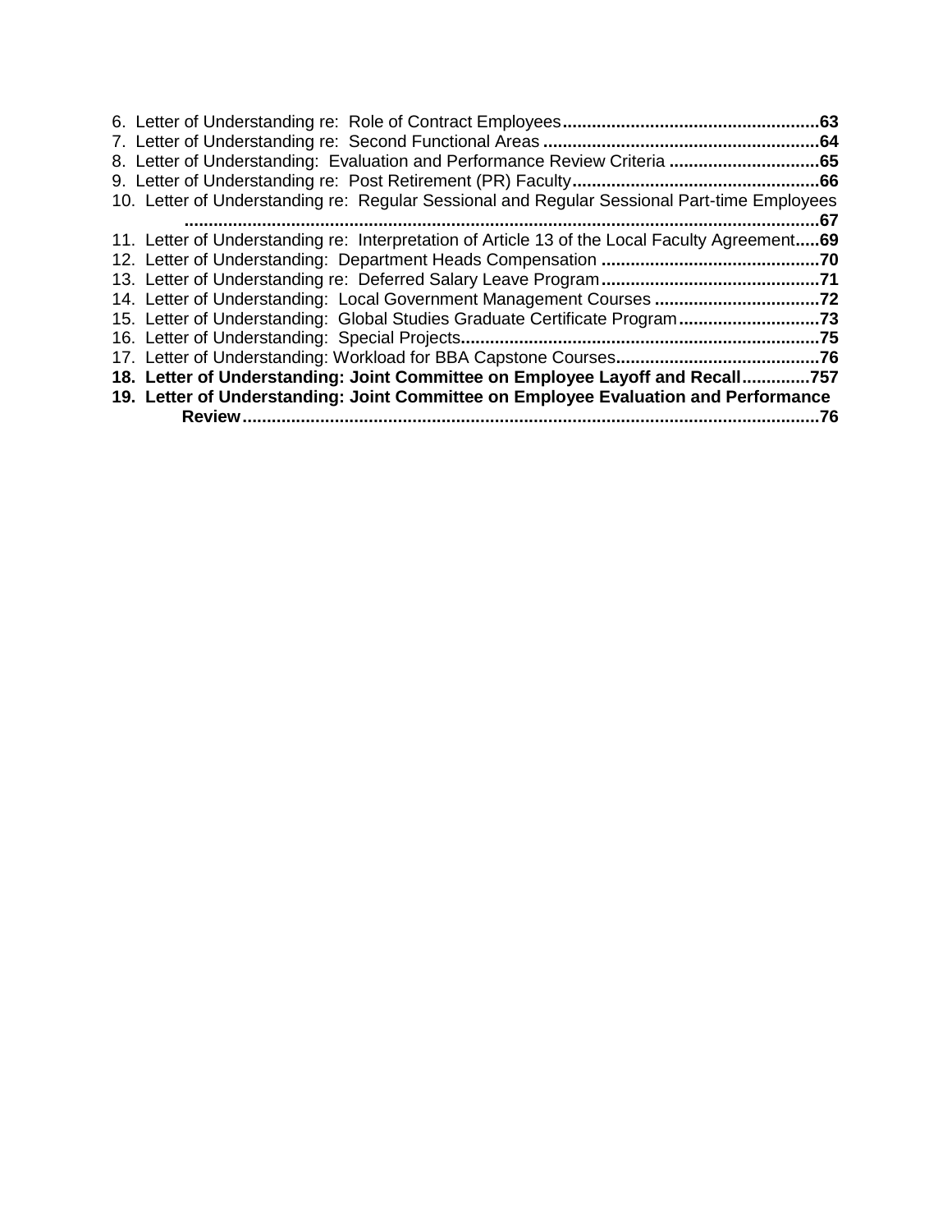6. Letter of Understanding re: Role of Contract Employees....................................................63
7. Letter of Understanding re: Second Functional Areas .........................................................64
8. Letter of Understanding: Evaluation and Performance Review Criteria ...............................65
9. Letter of Understanding re: Post Retirement (PR) Faculty...................................................66
10. Letter of Understanding re: Regular Sessional and Regular Sessional Part-time Employees ..................................................................................................................................67
11. Letter of Understanding re: Interpretation of Article 13 of the Local Faculty Agreement.....69
12. Letter of Understanding: Department Heads Compensation .............................................70
13. Letter of Understanding re: Deferred Salary Leave Program.............................................71
14. Letter of Understanding: Local Government Management Courses ..................................72
15. Letter of Understanding: Global Studies Graduate Certificate Program.............................73
16. Letter of Understanding: Special Projects..........................................................................75
17. Letter of Understanding: Workload for BBA Capstone Courses..........................................76

**18. Letter of Understanding: Joint Committee on Employee Layoff and Recall.............757**

**19. Letter of Understanding: Joint Committee on Employee Evaluation and Performance Review......................................................................................................................76**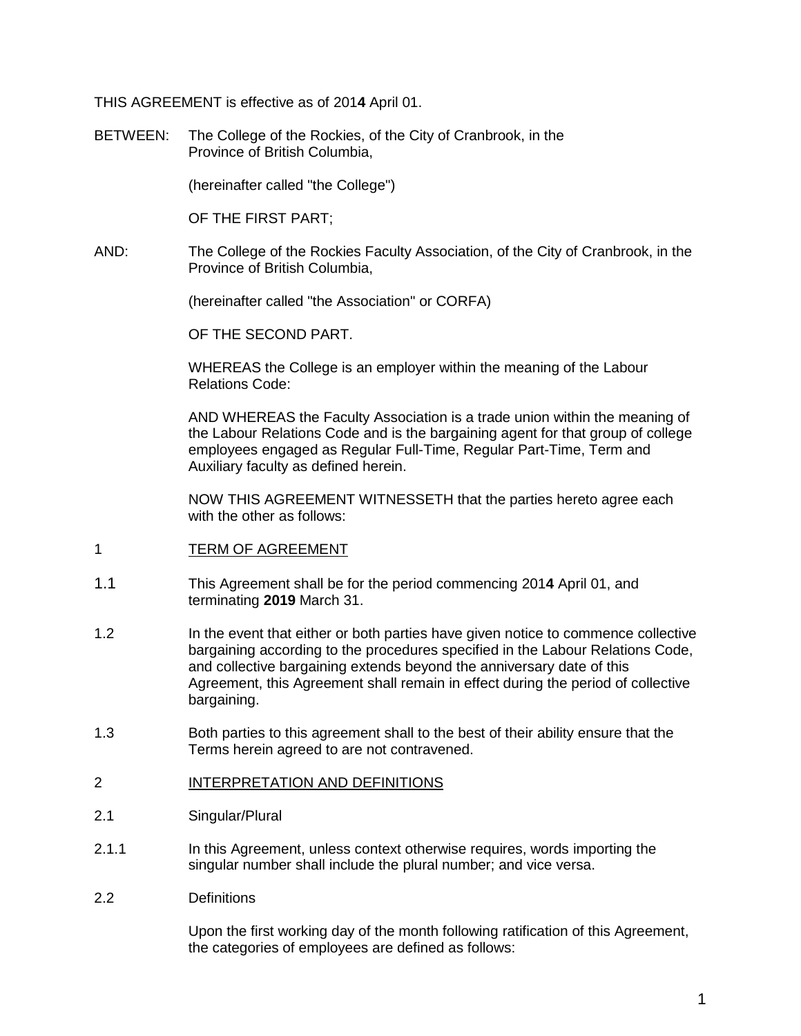THIS AGREEMENT is effective as of 201**4** April 01.

BETWEEN: The College of the Rockies, of the City of Cranbrook, in the Province of British Columbia,

(hereinafter called "the College")

OF THE FIRST PART;

AND: The College of the Rockies Faculty Association, of the City of Cranbrook, in the Province of British Columbia,

(hereinafter called "the Association" or CORFA)

OF THE SECOND PART.

WHEREAS the College is an employer within the meaning of the Labour Relations Code:

AND WHEREAS the Faculty Association is a trade union within the meaning of the Labour Relations Code and is the bargaining agent for that group of college employees engaged as Regular Full-Time, Regular Part-Time, Term and Auxiliary faculty as defined herein.

NOW THIS AGREEMENT WITNESSETH that the parties hereto agree each with the other as follows:

## 1 TERM OF AGREEMENT

1.1 This Agreement shall be for the period commencing 201**4** April 01, and terminating **2019** March 31.

1.2 In the event that either or both parties have given notice to commence collective bargaining according to the procedures specified in the Labour Relations Code, and collective bargaining extends beyond the anniversary date of this Agreement, this Agreement shall remain in effect during the period of collective bargaining.

1.3 Both parties to this agreement shall to the best of their ability ensure that the Terms herein agreed to are not contravened.

## 2 INTERPRETATION AND DEFINITIONS

2.1 Singular/Plural

2.1.1 In this Agreement, unless context otherwise requires, words importing the singular number shall include the plural number; and vice versa.

2.2 Definitions

Upon the first working day of the month following ratification of this Agreement, the categories of employees are defined as follows: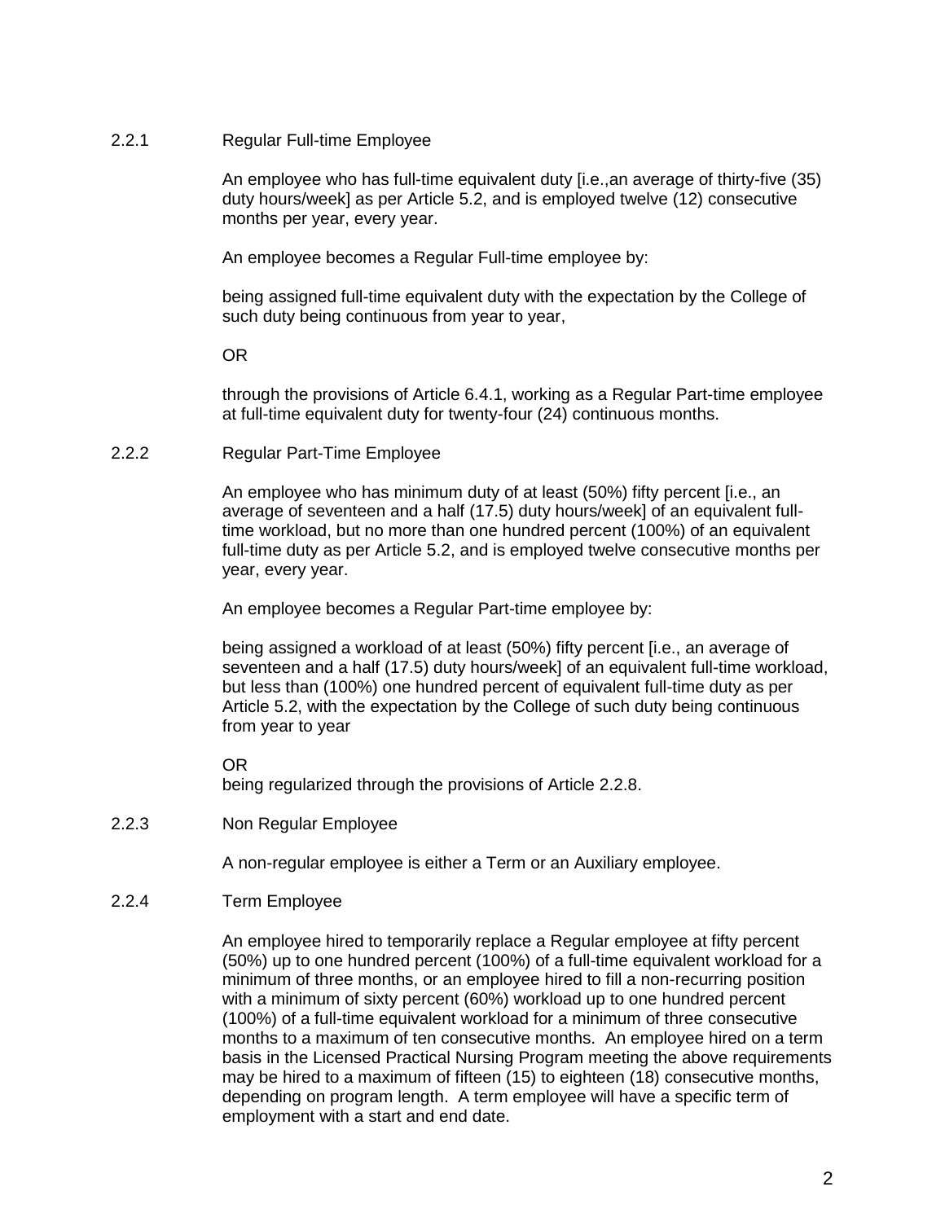### 2.2.1 Regular Full-time Employee

An employee who has full-time equivalent duty [i.e.,an average of thirty-five (35) duty hours/week] as per Article 5.2, and is employed twelve (12) consecutive months per year, every year.

An employee becomes a Regular Full-time employee by:

being assigned full-time equivalent duty with the expectation by the College of such duty being continuous from year to year,

OR

through the provisions of Article 6.4.1, working as a Regular Part-time employee at full-time equivalent duty for twenty-four (24) continuous months.

### 2.2.2 Regular Part-Time Employee

An employee who has minimum duty of at least (50%) fifty percent [i.e., an average of seventeen and a half (17.5) duty hours/week] of an equivalent full-time workload, but no more than one hundred percent (100%) of an equivalent full-time duty as per Article 5.2, and is employed twelve consecutive months per year, every year.

An employee becomes a Regular Part-time employee by:

being assigned a workload of at least (50%) fifty percent [i.e., an average of seventeen and a half (17.5) duty hours/week] of an equivalent full-time workload, but less than (100%) one hundred percent of equivalent full-time duty as per Article 5.2, with the expectation by the College of such duty being continuous from year to year

OR
being regularized through the provisions of Article 2.2.8.

### 2.2.3 Non Regular Employee

A non-regular employee is either a Term or an Auxiliary employee.

### 2.2.4 Term Employee

An employee hired to temporarily replace a Regular employee at fifty percent (50%) up to one hundred percent (100%) of a full-time equivalent workload for a minimum of three months, or an employee hired to fill a non-recurring position with a minimum of sixty percent (60%) workload up to one hundred percent (100%) of a full-time equivalent workload for a minimum of three consecutive months to a maximum of ten consecutive months. An employee hired on a term basis in the Licensed Practical Nursing Program meeting the above requirements may be hired to a maximum of fifteen (15) to eighteen (18) consecutive months, depending on program length. A term employee will have a specific term of employment with a start and end date.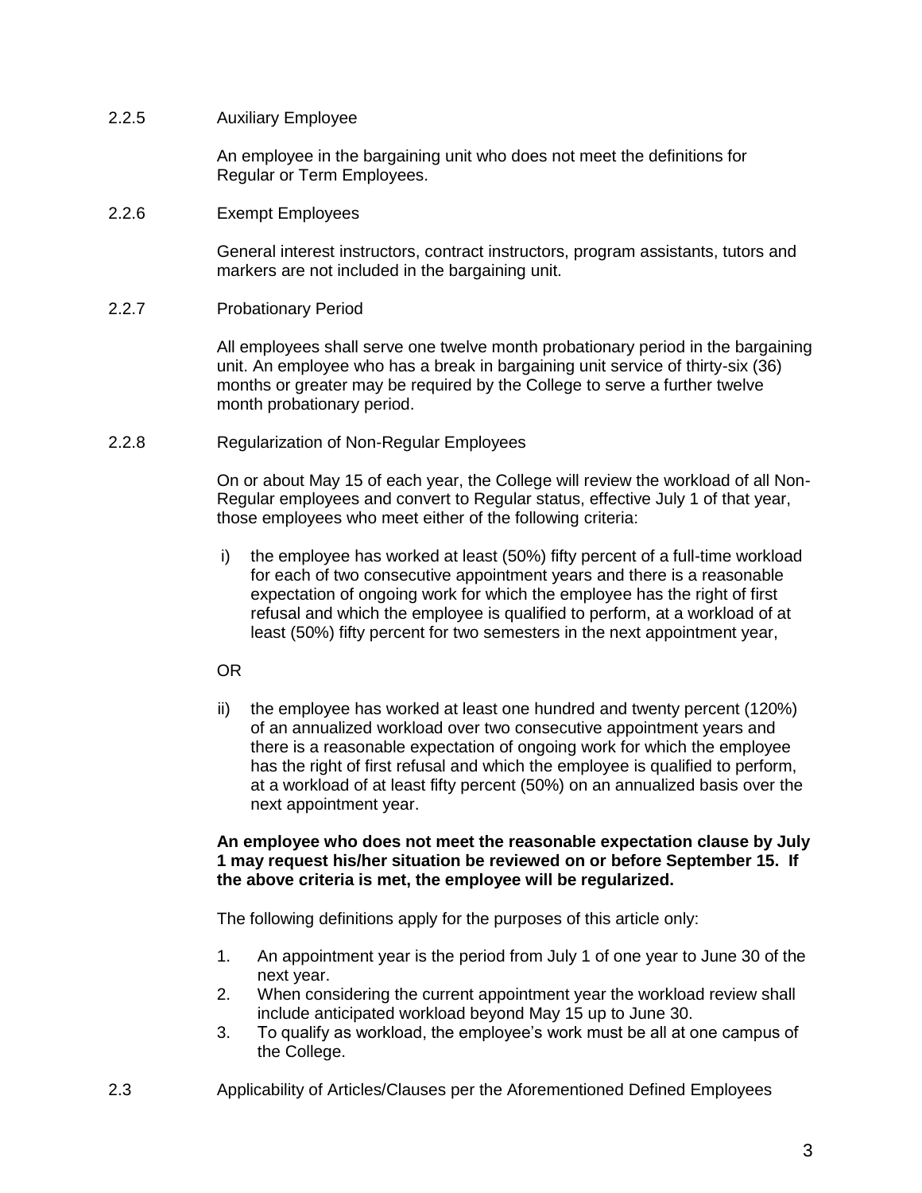2.2.5 Auxiliary Employee

An employee in the bargaining unit who does not meet the definitions for Regular or Term Employees.

2.2.6 Exempt Employees

General interest instructors, contract instructors, program assistants, tutors and markers are not included in the bargaining unit.

2.2.7 Probationary Period

All employees shall serve one twelve month probationary period in the bargaining unit. An employee who has a break in bargaining unit service of thirty-six (36) months or greater may be required by the College to serve a further twelve month probationary period.

2.2.8 Regularization of Non-Regular Employees

On or about May 15 of each year, the College will review the workload of all Non-Regular employees and convert to Regular status, effective July 1 of that year, those employees who meet either of the following criteria:

i) the employee has worked at least (50%) fifty percent of a full-time workload for each of two consecutive appointment years and there is a reasonable expectation of ongoing work for which the employee has the right of first refusal and which the employee is qualified to perform, at a workload of at least (50%) fifty percent for two semesters in the next appointment year,

OR

ii) the employee has worked at least one hundred and twenty percent (120%) of an annualized workload over two consecutive appointment years and there is a reasonable expectation of ongoing work for which the employee has the right of first refusal and which the employee is qualified to perform, at a workload of at least fifty percent (50%) on an annualized basis over the next appointment year.

**An employee who does not meet the reasonable expectation clause by July 1 may request his/her situation be reviewed on or before September 15. If the above criteria is met, the employee will be regularized.**

The following definitions apply for the purposes of this article only:

1. An appointment year is the period from July 1 of one year to June 30 of the next year.
2. When considering the current appointment year the workload review shall include anticipated workload beyond May 15 up to June 30.
3. To qualify as workload, the employee's work must be all at one campus of the College.

2.3 Applicability of Articles/Clauses per the Aforementioned Defined Employees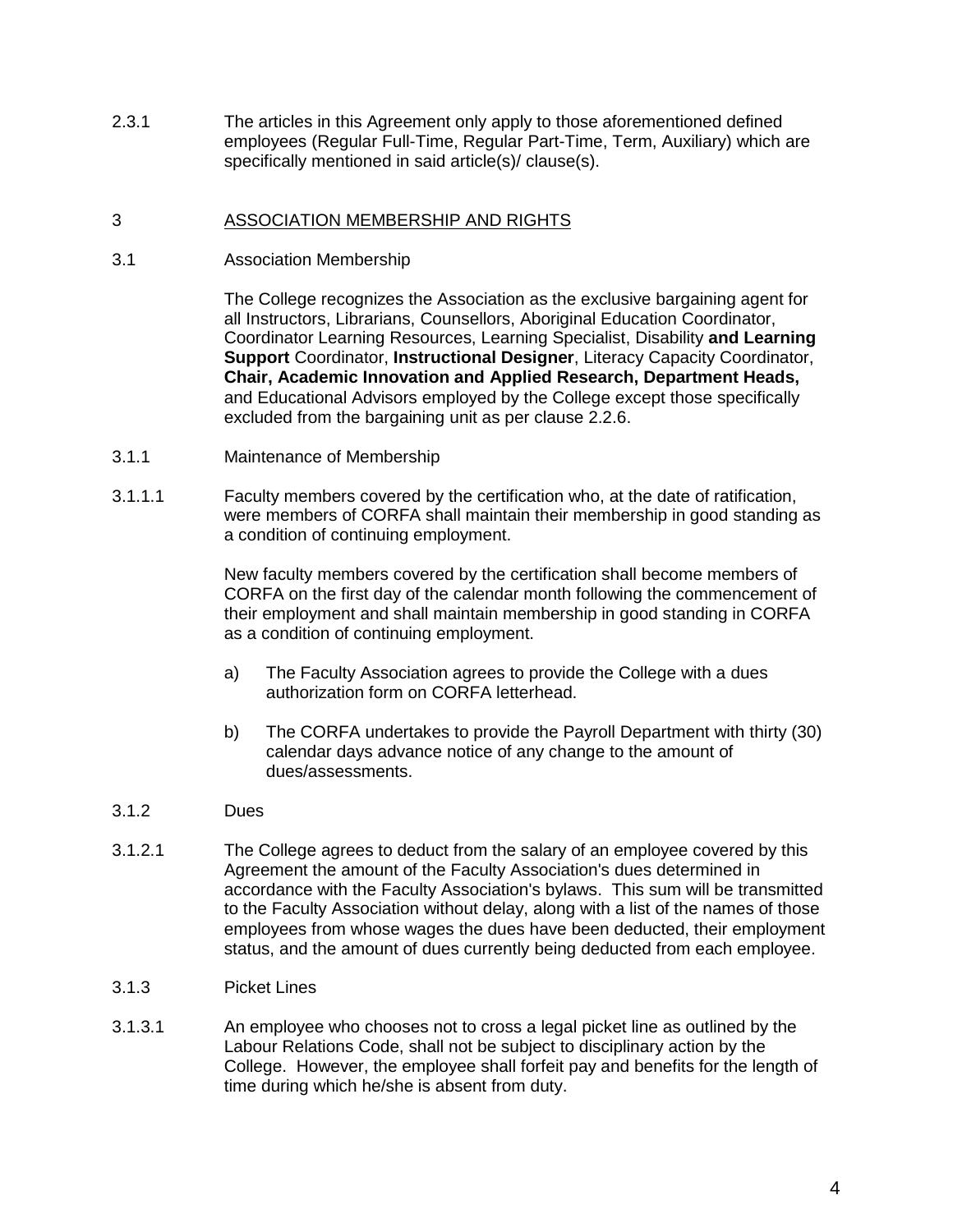2.3.1 The articles in this Agreement only apply to those aforementioned defined employees (Regular Full-Time, Regular Part-Time, Term, Auxiliary) which are specifically mentioned in said article(s)/ clause(s).

## 3 ASSOCIATION MEMBERSHIP AND RIGHTS

3.1 Association Membership

The College recognizes the Association as the exclusive bargaining agent for all Instructors, Librarians, Counsellors, Aboriginal Education Coordinator, Coordinator Learning Resources, Learning Specialist, Disability **and Learning Support** Coordinator, **Instructional Designer**, Literacy Capacity Coordinator, **Chair, Academic Innovation and Applied Research, Department Heads,** and Educational Advisors employed by the College except those specifically excluded from the bargaining unit as per clause 2.2.6.

3.1.1 Maintenance of Membership

3.1.1.1 Faculty members covered by the certification who, at the date of ratification, were members of CORFA shall maintain their membership in good standing as a condition of continuing employment.

New faculty members covered by the certification shall become members of CORFA on the first day of the calendar month following the commencement of their employment and shall maintain membership in good standing in CORFA as a condition of continuing employment.

a) The Faculty Association agrees to provide the College with a dues authorization form on CORFA letterhead.

b) The CORFA undertakes to provide the Payroll Department with thirty (30) calendar days advance notice of any change to the amount of dues/assessments.

3.1.2 Dues

3.1.2.1 The College agrees to deduct from the salary of an employee covered by this Agreement the amount of the Faculty Association's dues determined in accordance with the Faculty Association's bylaws. This sum will be transmitted to the Faculty Association without delay, along with a list of the names of those employees from whose wages the dues have been deducted, their employment status, and the amount of dues currently being deducted from each employee.

3.1.3 Picket Lines

3.1.3.1 An employee who chooses not to cross a legal picket line as outlined by the Labour Relations Code, shall not be subject to disciplinary action by the College. However, the employee shall forfeit pay and benefits for the length of time during which he/she is absent from duty.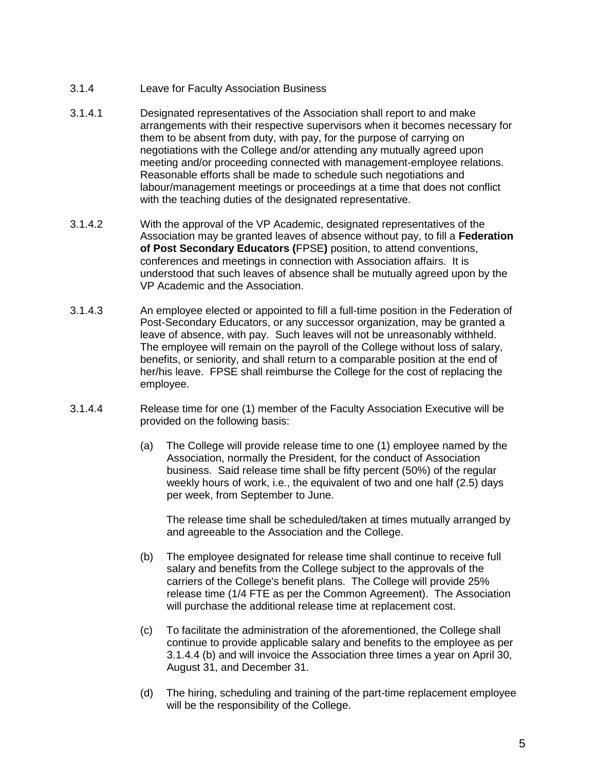3.1.4 Leave for Faculty Association Business

3.1.4.1 Designated representatives of the Association shall report to and make arrangements with their respective supervisors when it becomes necessary for them to be absent from duty, with pay, for the purpose of carrying on negotiations with the College and/or attending any mutually agreed upon meeting and/or proceeding connected with management-employee relations. Reasonable efforts shall be made to schedule such negotiations and labour/management meetings or proceedings at a time that does not conflict with the teaching duties of the designated representative.

3.1.4.2 With the approval of the VP Academic, designated representatives of the Association may be granted leaves of absence without pay, to fill a **Federation of Post Secondary Educators (**FPSE**)** position, to attend conventions, conferences and meetings in connection with Association affairs. It is understood that such leaves of absence shall be mutually agreed upon by the VP Academic and the Association.

3.1.4.3 An employee elected or appointed to fill a full-time position in the Federation of Post-Secondary Educators, or any successor organization, may be granted a leave of absence, with pay. Such leaves will not be unreasonably withheld. The employee will remain on the payroll of the College without loss of salary, benefits, or seniority, and shall return to a comparable position at the end of her/his leave. FPSE shall reimburse the College for the cost of replacing the employee.

3.1.4.4 Release time for one (1) member of the Faculty Association Executive will be provided on the following basis:

(a) The College will provide release time to one (1) employee named by the Association, normally the President, for the conduct of Association business. Said release time shall be fifty percent (50%) of the regular weekly hours of work, i.e., the equivalent of two and one half (2.5) days per week, from September to June.

The release time shall be scheduled/taken at times mutually arranged by and agreeable to the Association and the College.

(b) The employee designated for release time shall continue to receive full salary and benefits from the College subject to the approvals of the carriers of the College's benefit plans. The College will provide 25% release time (1/4 FTE as per the Common Agreement). The Association will purchase the additional release time at replacement cost.

(c) To facilitate the administration of the aforementioned, the College shall continue to provide applicable salary and benefits to the employee as per 3.1.4.4 (b) and will invoice the Association three times a year on April 30, August 31, and December 31.

(d) The hiring, scheduling and training of the part-time replacement employee will be the responsibility of the College.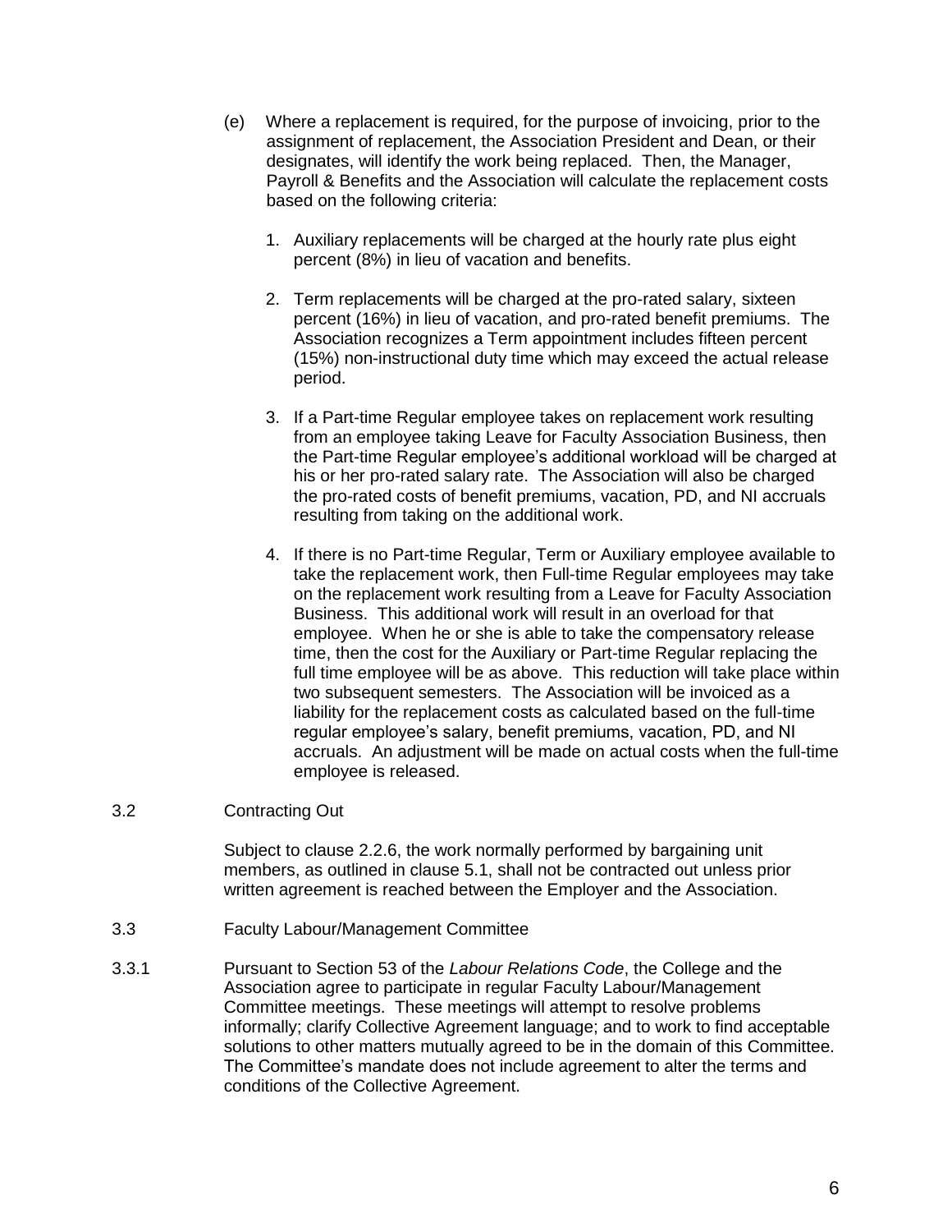(e) Where a replacement is required, for the purpose of invoicing, prior to the assignment of replacement, the Association President and Dean, or their designates, will identify the work being replaced. Then, the Manager, Payroll & Benefits and the Association will calculate the replacement costs based on the following criteria:

1. Auxiliary replacements will be charged at the hourly rate plus eight percent (8%) in lieu of vacation and benefits.

2. Term replacements will be charged at the pro-rated salary, sixteen percent (16%) in lieu of vacation, and pro-rated benefit premiums. The Association recognizes a Term appointment includes fifteen percent (15%) non-instructional duty time which may exceed the actual release period.

3. If a Part-time Regular employee takes on replacement work resulting from an employee taking Leave for Faculty Association Business, then the Part-time Regular employee's additional workload will be charged at his or her pro-rated salary rate. The Association will also be charged the pro-rated costs of benefit premiums, vacation, PD, and NI accruals resulting from taking on the additional work.

4. If there is no Part-time Regular, Term or Auxiliary employee available to take the replacement work, then Full-time Regular employees may take on the replacement work resulting from a Leave for Faculty Association Business. This additional work will result in an overload for that employee. When he or she is able to take the compensatory release time, then the cost for the Auxiliary or Part-time Regular replacing the full time employee will be as above. This reduction will take place within two subsequent semesters. The Association will be invoiced as a liability for the replacement costs as calculated based on the full-time regular employee's salary, benefit premiums, vacation, PD, and NI accruals. An adjustment will be made on actual costs when the full-time employee is released.

3.2 Contracting Out

Subject to clause 2.2.6, the work normally performed by bargaining unit members, as outlined in clause 5.1, shall not be contracted out unless prior written agreement is reached between the Employer and the Association.

3.3 Faculty Labour/Management Committee

3.3.1 Pursuant to Section 53 of the *Labour Relations Code*, the College and the Association agree to participate in regular Faculty Labour/Management Committee meetings. These meetings will attempt to resolve problems informally; clarify Collective Agreement language; and to work to find acceptable solutions to other matters mutually agreed to be in the domain of this Committee. The Committee's mandate does not include agreement to alter the terms and conditions of the Collective Agreement.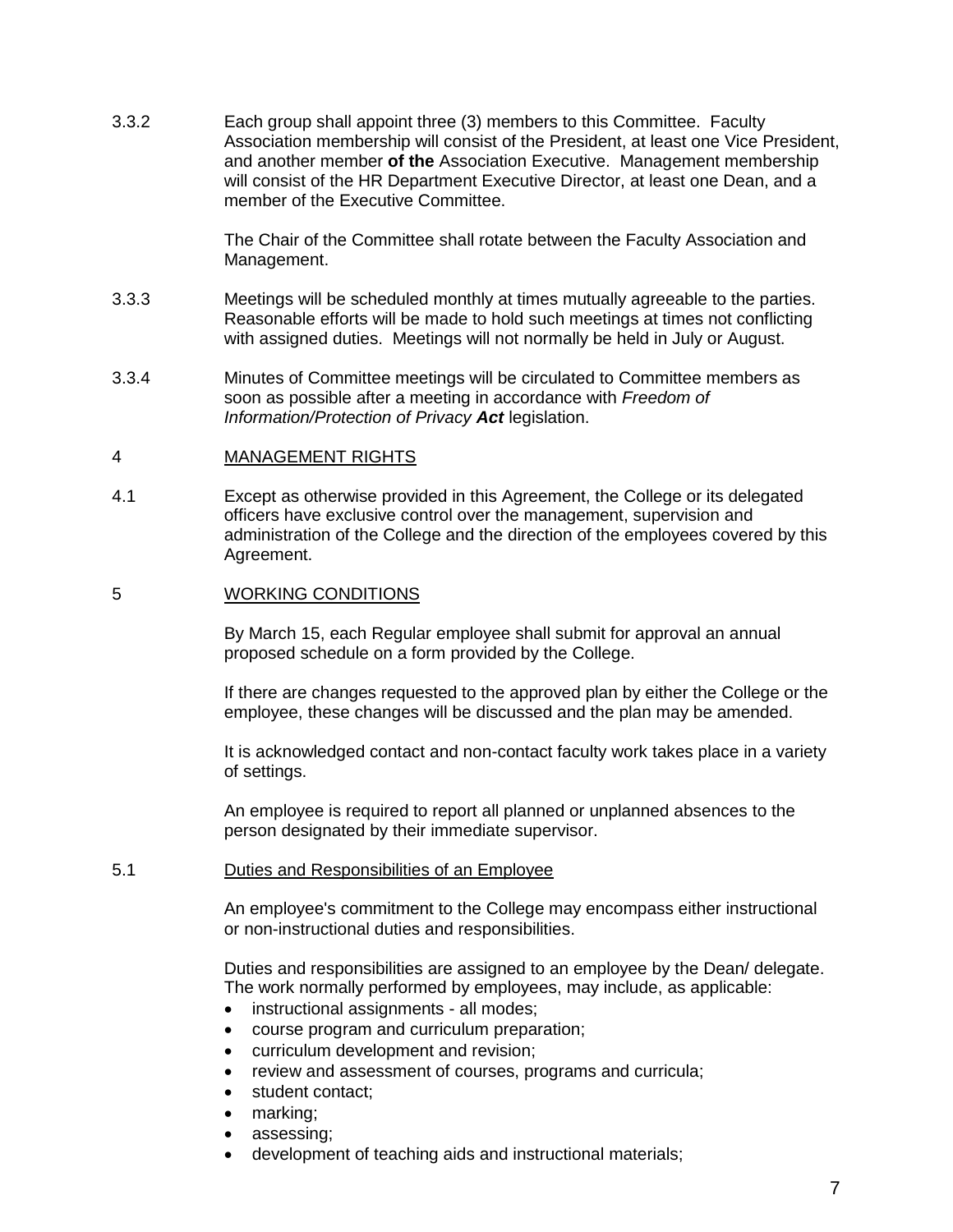3.3.2 Each group shall appoint three (3) members to this Committee. Faculty Association membership will consist of the President, at least one Vice President, and another member **of the** Association Executive. Management membership will consist of the HR Department Executive Director, at least one Dean, and a member of the Executive Committee.

The Chair of the Committee shall rotate between the Faculty Association and Management.

3.3.3 Meetings will be scheduled monthly at times mutually agreeable to the parties. Reasonable efforts will be made to hold such meetings at times not conflicting with assigned duties. Meetings will not normally be held in July or August.

3.3.4 Minutes of Committee meetings will be circulated to Committee members as soon as possible after a meeting in accordance with *Freedom of Information/Protection of Privacy **Act*** legislation.

## 4 MANAGEMENT RIGHTS

4.1 Except as otherwise provided in this Agreement, the College or its delegated officers have exclusive control over the management, supervision and administration of the College and the direction of the employees covered by this Agreement.

## 5 WORKING CONDITIONS

By March 15, each Regular employee shall submit for approval an annual proposed schedule on a form provided by the College.

If there are changes requested to the approved plan by either the College or the employee, these changes will be discussed and the plan may be amended.

It is acknowledged contact and non-contact faculty work takes place in a variety of settings.

An employee is required to report all planned or unplanned absences to the person designated by their immediate supervisor.

### 5.1 Duties and Responsibilities of an Employee

An employee's commitment to the College may encompass either instructional or non-instructional duties and responsibilities.

Duties and responsibilities are assigned to an employee by the Dean/ delegate. The work normally performed by employees, may include, as applicable:

- instructional assignments - all modes;
- course program and curriculum preparation;
- curriculum development and revision;
- review and assessment of courses, programs and curricula;
- student contact;
- marking;
- assessing;
- development of teaching aids and instructional materials;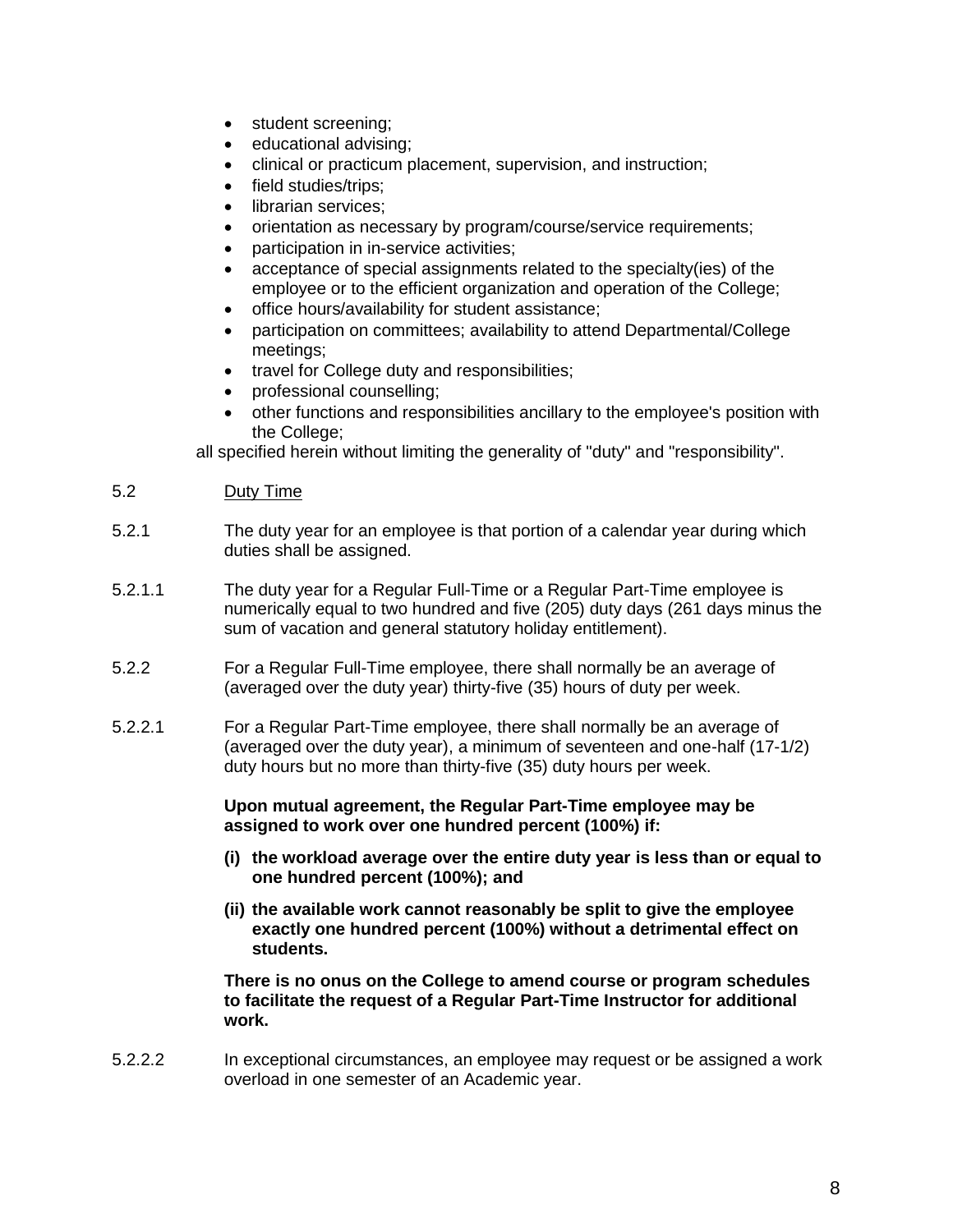- student screening;
- educational advising;
- clinical or practicum placement, supervision, and instruction;
- field studies/trips;
- librarian services;
- orientation as necessary by program/course/service requirements;
- participation in in-service activities;
- acceptance of special assignments related to the specialty(ies) of the employee or to the efficient organization and operation of the College;
- office hours/availability for student assistance;
- participation on committees; availability to attend Departmental/College meetings;
- travel for College duty and responsibilities;
- professional counselling;
- other functions and responsibilities ancillary to the employee's position with the College;

all specified herein without limiting the generality of "duty" and "responsibility".

5.2 Duty Time

5.2.1 The duty year for an employee is that portion of a calendar year during which duties shall be assigned.

5.2.1.1 The duty year for a Regular Full-Time or a Regular Part-Time employee is numerically equal to two hundred and five (205) duty days (261 days minus the sum of vacation and general statutory holiday entitlement).

5.2.2 For a Regular Full-Time employee, there shall normally be an average of (averaged over the duty year) thirty-five (35) hours of duty per week.

5.2.2.1 For a Regular Part-Time employee, there shall normally be an average of (averaged over the duty year), a minimum of seventeen and one-half (17-1/2) duty hours but no more than thirty-five (35) duty hours per week.

**Upon mutual agreement, the Regular Part-Time employee may be assigned to work over one hundred percent (100%) if:**

**(i) the workload average over the entire duty year is less than or equal to one hundred percent (100%); and**

**(ii) the available work cannot reasonably be split to give the employee exactly one hundred percent (100%) without a detrimental effect on students.**

**There is no onus on the College to amend course or program schedules to facilitate the request of a Regular Part-Time Instructor for additional work.**

5.2.2.2 In exceptional circumstances, an employee may request or be assigned a work overload in one semester of an Academic year.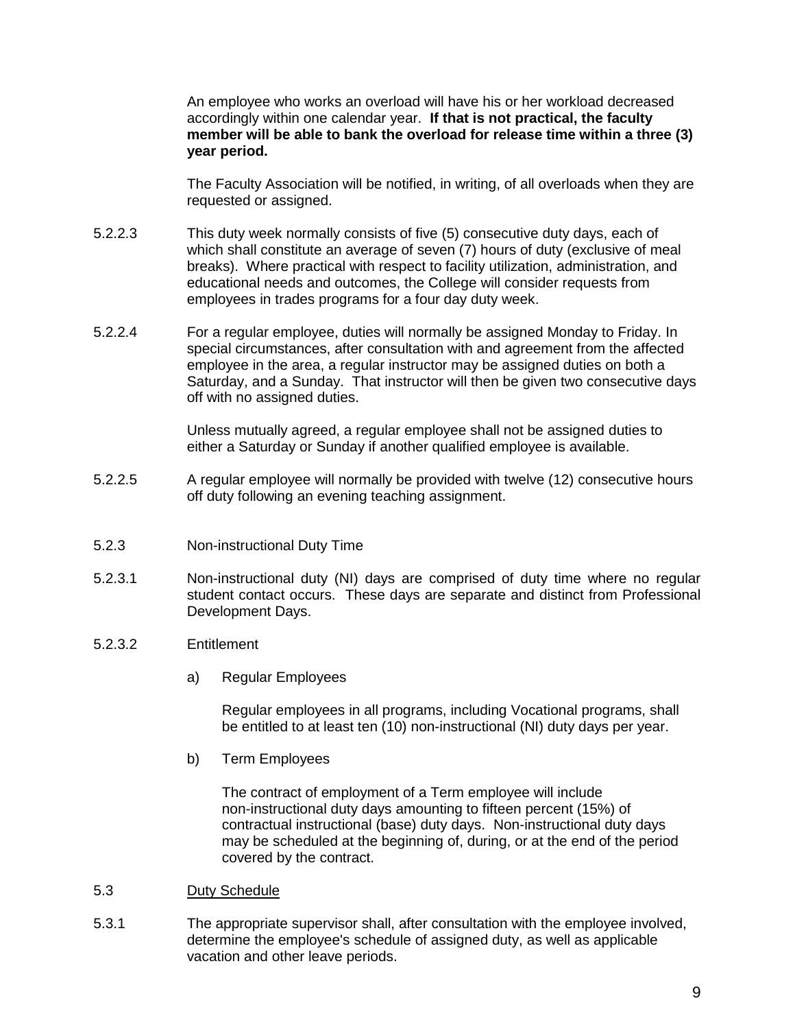An employee who works an overload will have his or her workload decreased accordingly within one calendar year. **If that is not practical, the faculty member will be able to bank the overload for release time within a three (3) year period.**

The Faculty Association will be notified, in writing, of all overloads when they are requested or assigned.

5.2.2.3 This duty week normally consists of five (5) consecutive duty days, each of which shall constitute an average of seven (7) hours of duty (exclusive of meal breaks). Where practical with respect to facility utilization, administration, and educational needs and outcomes, the College will consider requests from employees in trades programs for a four day duty week.

5.2.2.4 For a regular employee, duties will normally be assigned Monday to Friday. In special circumstances, after consultation with and agreement from the affected employee in the area, a regular instructor may be assigned duties on both a Saturday, and a Sunday. That instructor will then be given two consecutive days off with no assigned duties.

Unless mutually agreed, a regular employee shall not be assigned duties to either a Saturday or Sunday if another qualified employee is available.

5.2.2.5 A regular employee will normally be provided with twelve (12) consecutive hours off duty following an evening teaching assignment.

5.2.3 Non-instructional Duty Time

5.2.3.1 Non-instructional duty (NI) days are comprised of duty time where no regular student contact occurs. These days are separate and distinct from Professional Development Days.

5.2.3.2 Entitlement

a) Regular Employees

Regular employees in all programs, including Vocational programs, shall be entitled to at least ten (10) non-instructional (NI) duty days per year.

b) Term Employees

The contract of employment of a Term employee will include non-instructional duty days amounting to fifteen percent (15%) of contractual instructional (base) duty days. Non-instructional duty days may be scheduled at the beginning of, during, or at the end of the period covered by the contract.

5.3 <u>Duty Schedule</u>

5.3.1 The appropriate supervisor shall, after consultation with the employee involved, determine the employee's schedule of assigned duty, as well as applicable vacation and other leave periods.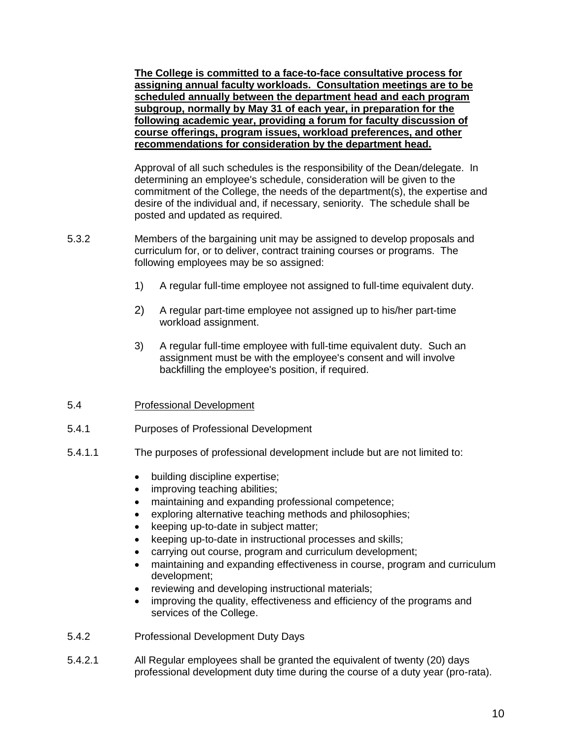**<u>The College is committed to a face-to-face consultative process for assigning annual faculty workloads. Consultation meetings are to be scheduled annually between the department head and each program subgroup, normally by May 31 of each year, in preparation for the following academic year, providing a forum for faculty discussion of course offerings, program issues, workload preferences, and other recommendations for consideration by the department head.</u>**

Approval of all such schedules is the responsibility of the Dean/delegate. In determining an employee's schedule, consideration will be given to the commitment of the College, the needs of the department(s), the expertise and desire of the individual and, if necessary, seniority. The schedule shall be posted and updated as required.

5.3.2 Members of the bargaining unit may be assigned to develop proposals and curriculum for, or to deliver, contract training courses or programs. The following employees may be so assigned:

1) A regular full-time employee not assigned to full-time equivalent duty.

2) A regular part-time employee not assigned up to his/her part-time workload assignment.

3) A regular full-time employee with full-time equivalent duty. Such an assignment must be with the employee's consent and will involve backfilling the employee's position, if required.

5.4 <u>Professional Development</u>

5.4.1 Purposes of Professional Development

5.4.1.1 The purposes of professional development include but are not limited to:

- building discipline expertise;
- improving teaching abilities;
- maintaining and expanding professional competence;
- exploring alternative teaching methods and philosophies;
- keeping up-to-date in subject matter;
- keeping up-to-date in instructional processes and skills;
- carrying out course, program and curriculum development;
- maintaining and expanding effectiveness in course, program and curriculum development;
- reviewing and developing instructional materials;
- improving the quality, effectiveness and efficiency of the programs and services of the College.

5.4.2 Professional Development Duty Days

5.4.2.1 All Regular employees shall be granted the equivalent of twenty (20) days professional development duty time during the course of a duty year (pro-rata).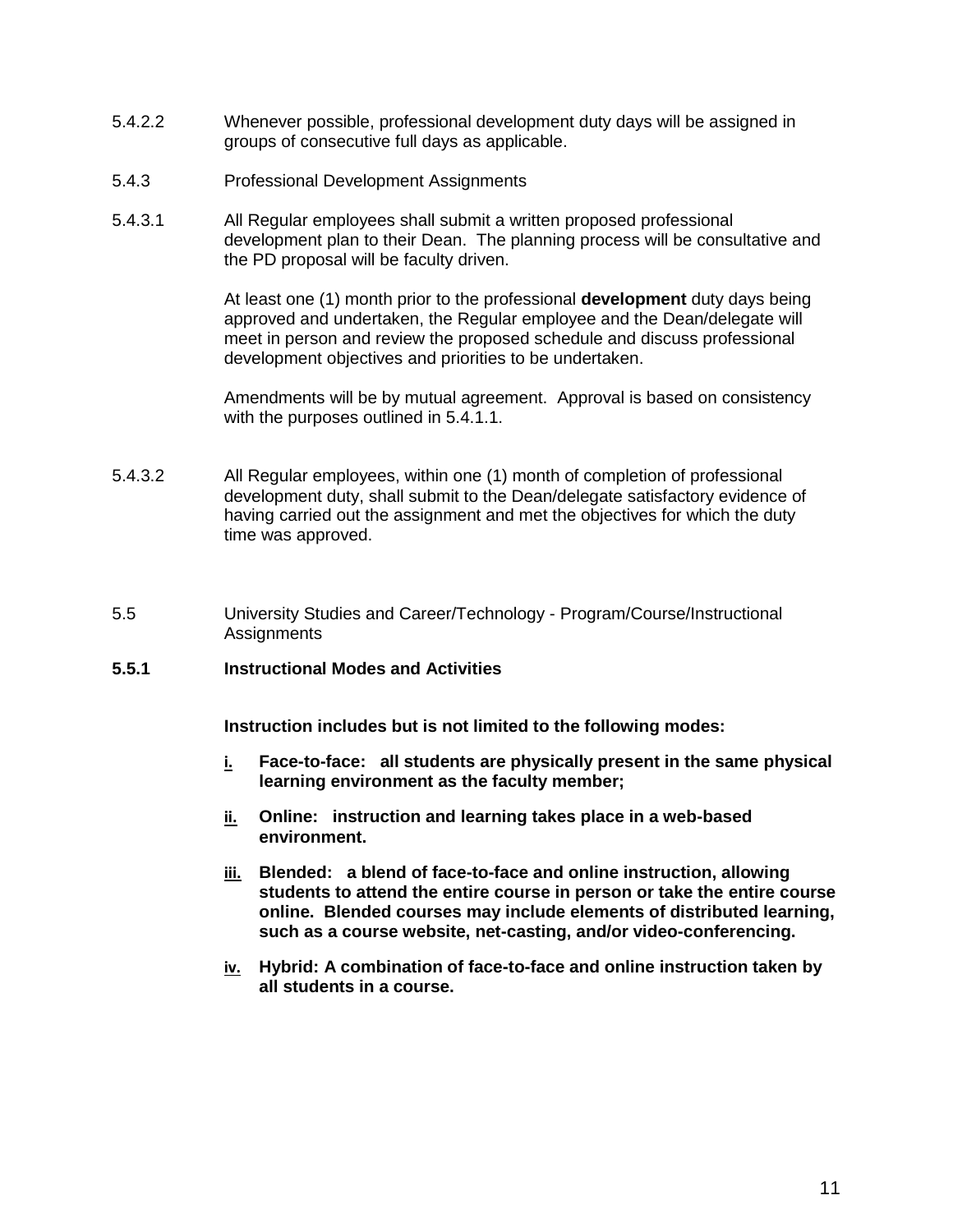5.4.2.2 Whenever possible, professional development duty days will be assigned in groups of consecutive full days as applicable.

5.4.3 Professional Development Assignments

5.4.3.1 All Regular employees shall submit a written proposed professional development plan to their Dean. The planning process will be consultative and the PD proposal will be faculty driven.

At least one (1) month prior to the professional **development** duty days being approved and undertaken, the Regular employee and the Dean/delegate will meet in person and review the proposed schedule and discuss professional development objectives and priorities to be undertaken.

Amendments will be by mutual agreement. Approval is based on consistency with the purposes outlined in 5.4.1.1.

5.4.3.2 All Regular employees, within one (1) month of completion of professional development duty, shall submit to the Dean/delegate satisfactory evidence of having carried out the assignment and met the objectives for which the duty time was approved.

5.5 University Studies and Career/Technology - Program/Course/Instructional Assignments

**5.5.1 Instructional Modes and Activities**

**Instruction includes but is not limited to the following modes:**

**i. Face-to-face: all students are physically present in the same physical learning environment as the faculty member;**

**ii. Online: instruction and learning takes place in a web-based environment.**

**iii. Blended: a blend of face-to-face and online instruction, allowing students to attend the entire course in person or take the entire course online. Blended courses may include elements of distributed learning, such as a course website, net-casting, and/or video-conferencing.**

**iv. Hybrid: A combination of face-to-face and online instruction taken by all students in a course.**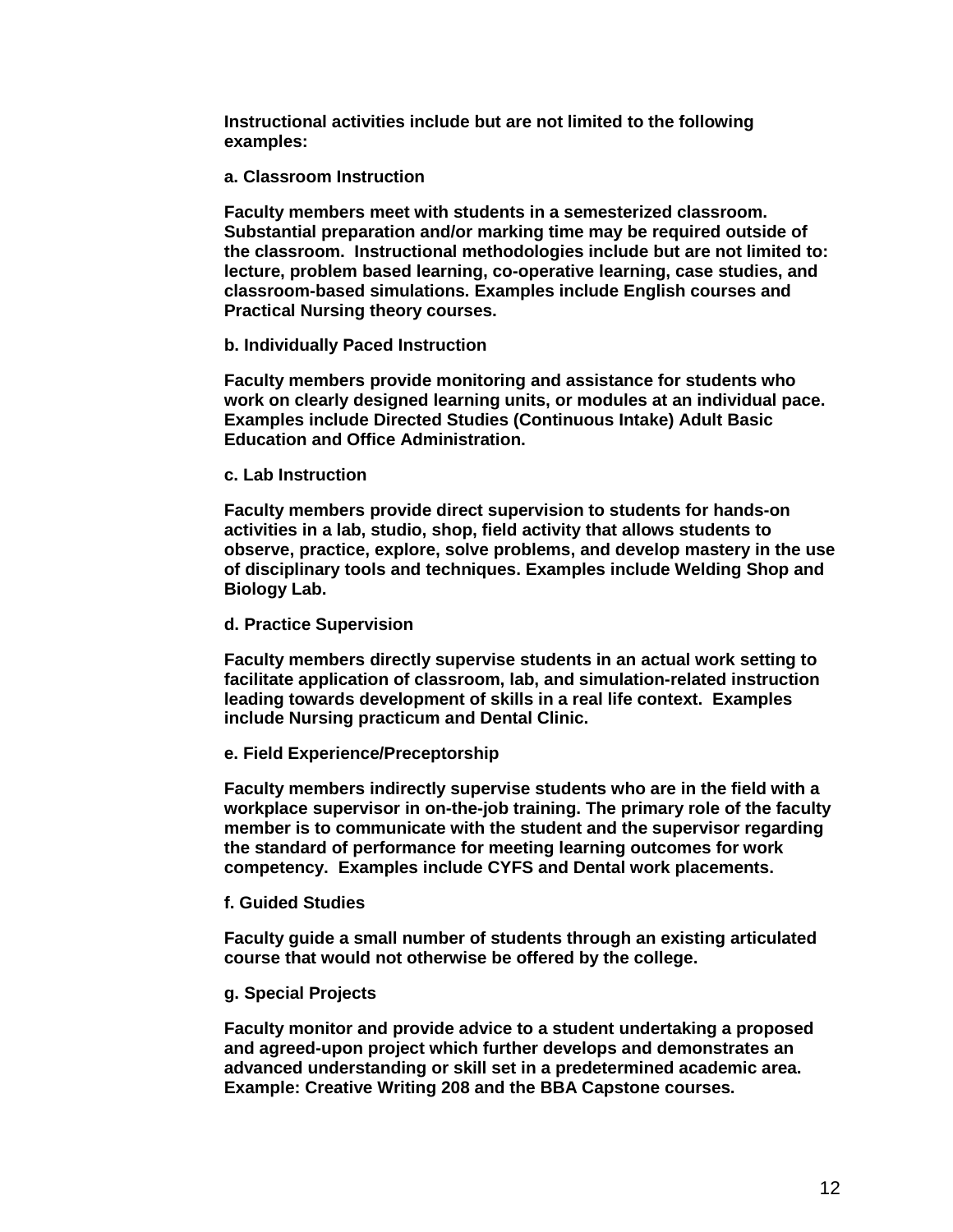**Instructional activities include but are not limited to the following examples:**

**a. Classroom Instruction**

**Faculty members meet with students in a semesterized classroom. Substantial preparation and/or marking time may be required outside of the classroom. Instructional methodologies include but are not limited to: lecture, problem based learning, co-operative learning, case studies, and classroom-based simulations. Examples include English courses and Practical Nursing theory courses.**

**b. Individually Paced Instruction**

**Faculty members provide monitoring and assistance for students who work on clearly designed learning units, or modules at an individual pace. Examples include Directed Studies (Continuous Intake) Adult Basic Education and Office Administration.**

**c. Lab Instruction**

**Faculty members provide direct supervision to students for hands-on activities in a lab, studio, shop, field activity that allows students to observe, practice, explore, solve problems, and develop mastery in the use of disciplinary tools and techniques. Examples include Welding Shop and Biology Lab.**

**d. Practice Supervision**

**Faculty members directly supervise students in an actual work setting to facilitate application of classroom, lab, and simulation-related instruction leading towards development of skills in a real life context. Examples include Nursing practicum and Dental Clinic.**

**e. Field Experience/Preceptorship**

**Faculty members indirectly supervise students who are in the field with a workplace supervisor in on-the-job training. The primary role of the faculty member is to communicate with the student and the supervisor regarding the standard of performance for meeting learning outcomes for work competency. Examples include CYFS and Dental work placements.**

**f. Guided Studies**

**Faculty guide a small number of students through an existing articulated course that would not otherwise be offered by the college.**

**g. Special Projects**

**Faculty monitor and provide advice to a student undertaking a proposed and agreed-upon project which further develops and demonstrates an advanced understanding or skill set in a predetermined academic area. Example: Creative Writing 208 and the BBA Capstone courses.**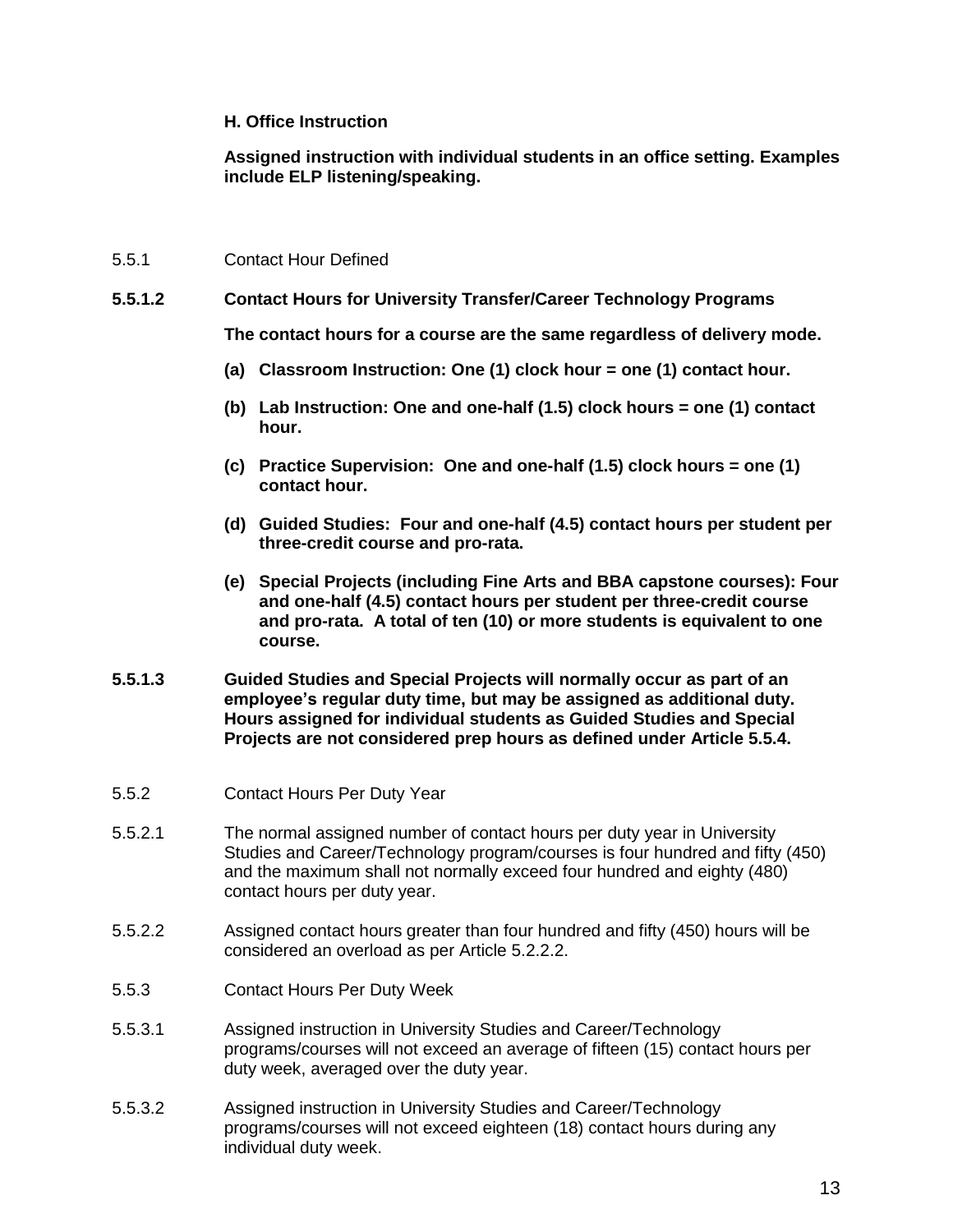**H. Office Instruction**

**Assigned instruction with individual students in an office setting. Examples include ELP listening/speaking.**

5.5.1 Contact Hour Defined

**5.5.1.2 Contact Hours for University Transfer/Career Technology Programs**

**The contact hours for a course are the same regardless of delivery mode.**

**(a) Classroom Instruction: One (1) clock hour = one (1) contact hour.**

**(b) Lab Instruction: One and one-half (1.5) clock hours = one (1) contact hour.**

**(c) Practice Supervision: One and one-half (1.5) clock hours = one (1) contact hour.**

**(d) Guided Studies: Four and one-half (4.5) contact hours per student per three-credit course and pro-rata.**

**(e) Special Projects (including Fine Arts and BBA capstone courses): Four and one-half (4.5) contact hours per student per three-credit course and pro-rata. A total of ten (10) or more students is equivalent to one course.**

**5.5.1.3 Guided Studies and Special Projects will normally occur as part of an employee's regular duty time, but may be assigned as additional duty. Hours assigned for individual students as Guided Studies and Special Projects are not considered prep hours as defined under Article 5.5.4.**

5.5.2 Contact Hours Per Duty Year

5.5.2.1 The normal assigned number of contact hours per duty year in University Studies and Career/Technology program/courses is four hundred and fifty (450) and the maximum shall not normally exceed four hundred and eighty (480) contact hours per duty year.

5.5.2.2 Assigned contact hours greater than four hundred and fifty (450) hours will be considered an overload as per Article 5.2.2.2.

5.5.3 Contact Hours Per Duty Week

5.5.3.1 Assigned instruction in University Studies and Career/Technology programs/courses will not exceed an average of fifteen (15) contact hours per duty week, averaged over the duty year.

5.5.3.2 Assigned instruction in University Studies and Career/Technology programs/courses will not exceed eighteen (18) contact hours during any individual duty week.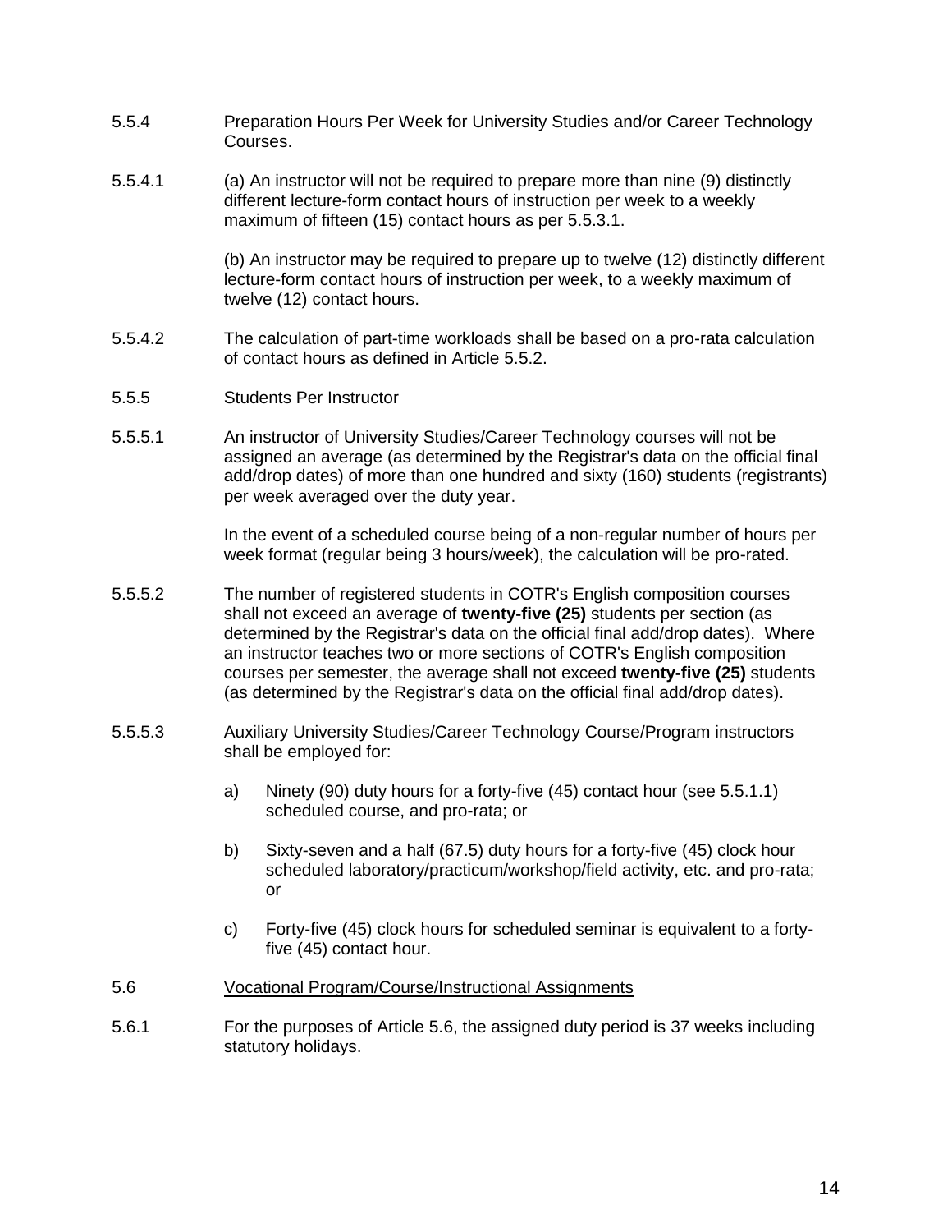5.5.4 Preparation Hours Per Week for University Studies and/or Career Technology Courses.

5.5.4.1 (a) An instructor will not be required to prepare more than nine (9) distinctly different lecture-form contact hours of instruction per week to a weekly maximum of fifteen (15) contact hours as per 5.5.3.1.

(b) An instructor may be required to prepare up to twelve (12) distinctly different lecture-form contact hours of instruction per week, to a weekly maximum of twelve (12) contact hours.

5.5.4.2 The calculation of part-time workloads shall be based on a pro-rata calculation of contact hours as defined in Article 5.5.2.

5.5.5 Students Per Instructor

5.5.5.1 An instructor of University Studies/Career Technology courses will not be assigned an average (as determined by the Registrar's data on the official final add/drop dates) of more than one hundred and sixty (160) students (registrants) per week averaged over the duty year.

In the event of a scheduled course being of a non-regular number of hours per week format (regular being 3 hours/week), the calculation will be pro-rated.

5.5.5.2 The number of registered students in COTR's English composition courses shall not exceed an average of **twenty-five (25)** students per section (as determined by the Registrar's data on the official final add/drop dates). Where an instructor teaches two or more sections of COTR's English composition courses per semester, the average shall not exceed **twenty-five (25)** students (as determined by the Registrar's data on the official final add/drop dates).

5.5.5.3 Auxiliary University Studies/Career Technology Course/Program instructors shall be employed for:

a) Ninety (90) duty hours for a forty-five (45) contact hour (see 5.5.1.1) scheduled course, and pro-rata; or

b) Sixty-seven and a half (67.5) duty hours for a forty-five (45) clock hour scheduled laboratory/practicum/workshop/field activity, etc. and pro-rata; or

c) Forty-five (45) clock hours for scheduled seminar is equivalent to a forty-five (45) contact hour.

5.6 <u>Vocational Program/Course/Instructional Assignments</u>

5.6.1 For the purposes of Article 5.6, the assigned duty period is 37 weeks including statutory holidays.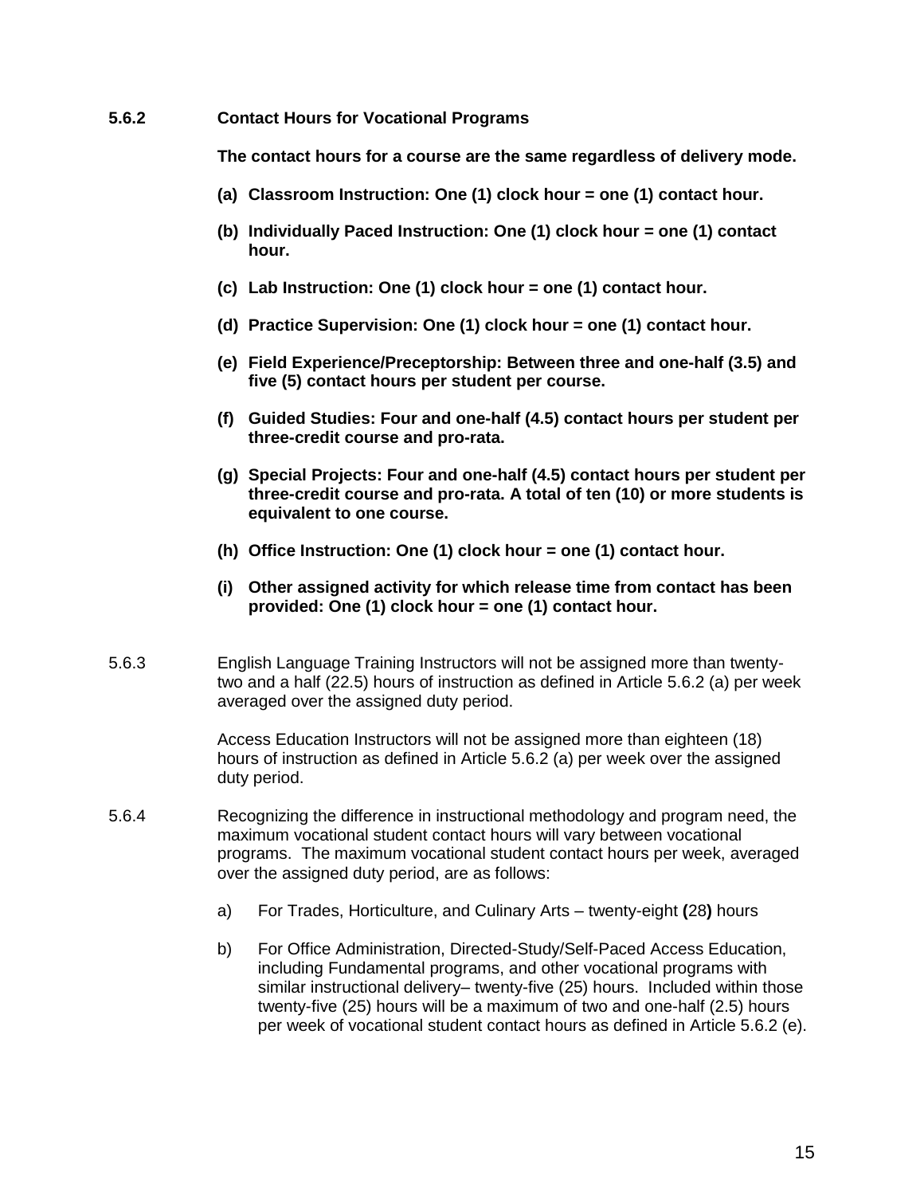**5.6.2 Contact Hours for Vocational Programs**

**The contact hours for a course are the same regardless of delivery mode.**

**(a) Classroom Instruction: One (1) clock hour = one (1) contact hour.**

**(b) Individually Paced Instruction: One (1) clock hour = one (1) contact hour.**

**(c) Lab Instruction: One (1) clock hour = one (1) contact hour.**

**(d) Practice Supervision: One (1) clock hour = one (1) contact hour.**

**(e) Field Experience/Preceptorship: Between three and one-half (3.5) and five (5) contact hours per student per course.**

**(f) Guided Studies: Four and one-half (4.5) contact hours per student per three-credit course and pro-rata.**

**(g) Special Projects: Four and one-half (4.5) contact hours per student per three-credit course and pro-rata. A total of ten (10) or more students is equivalent to one course.**

**(h) Office Instruction: One (1) clock hour = one (1) contact hour.**

**(i) Other assigned activity for which release time from contact has been provided: One (1) clock hour = one (1) contact hour.**

5.6.3 English Language Training Instructors will not be assigned more than twenty-two and a half (22.5) hours of instruction as defined in Article 5.6.2 (a) per week averaged over the assigned duty period.

Access Education Instructors will not be assigned more than eighteen (18) hours of instruction as defined in Article 5.6.2 (a) per week over the assigned duty period.

5.6.4 Recognizing the difference in instructional methodology and program need, the maximum vocational student contact hours will vary between vocational programs. The maximum vocational student contact hours per week, averaged over the assigned duty period, are as follows:

a) For Trades, Horticulture, and Culinary Arts – twenty-eight **(**28**)** hours

b) For Office Administration, Directed-Study/Self-Paced Access Education, including Fundamental programs, and other vocational programs with similar instructional delivery– twenty-five (25) hours. Included within those twenty-five (25) hours will be a maximum of two and one-half (2.5) hours per week of vocational student contact hours as defined in Article 5.6.2 (e).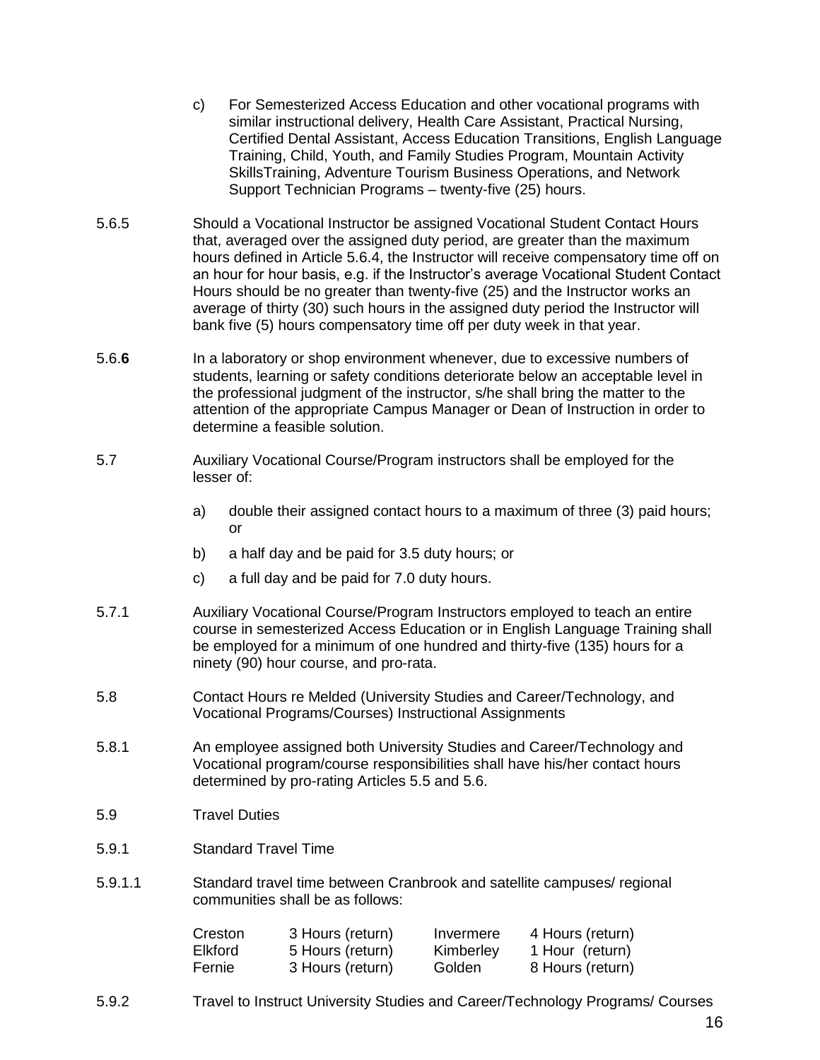c) For Semesterized Access Education and other vocational programs with similar instructional delivery, Health Care Assistant, Practical Nursing, Certified Dental Assistant, Access Education Transitions, English Language Training, Child, Youth, and Family Studies Program, Mountain Activity SkillsTraining, Adventure Tourism Business Operations, and Network Support Technician Programs – twenty-five (25) hours.

5.6.5 Should a Vocational Instructor be assigned Vocational Student Contact Hours that, averaged over the assigned duty period, are greater than the maximum hours defined in Article 5.6.4, the Instructor will receive compensatory time off on an hour for hour basis, e.g. if the Instructor's average Vocational Student Contact Hours should be no greater than twenty-five (25) and the Instructor works an average of thirty (30) such hours in the assigned duty period the Instructor will bank five (5) hours compensatory time off per duty week in that year.

5.6.**6** In a laboratory or shop environment whenever, due to excessive numbers of students, learning or safety conditions deteriorate below an acceptable level in the professional judgment of the instructor, s/he shall bring the matter to the attention of the appropriate Campus Manager or Dean of Instruction in order to determine a feasible solution.

5.7 Auxiliary Vocational Course/Program instructors shall be employed for the lesser of:

a) double their assigned contact hours to a maximum of three (3) paid hours; or

b) a half day and be paid for 3.5 duty hours; or

c) a full day and be paid for 7.0 duty hours.

5.7.1 Auxiliary Vocational Course/Program Instructors employed to teach an entire course in semesterized Access Education or in English Language Training shall be employed for a minimum of one hundred and thirty-five (135) hours for a ninety (90) hour course, and pro-rata.

5.8 Contact Hours re Melded (University Studies and Career/Technology, and Vocational Programs/Courses) Instructional Assignments

5.8.1 An employee assigned both University Studies and Career/Technology and Vocational program/course responsibilities shall have his/her contact hours determined by pro-rating Articles 5.5 and 5.6.

5.9 Travel Duties

5.9.1 Standard Travel Time

5.9.1.1 Standard travel time between Cranbrook and satellite campuses/ regional communities shall be as follows:

| | | | |
|---|---|---|---|
| Creston | 3 Hours (return) | Invermere | 4 Hours (return) |
| Elkford | 5 Hours (return) | Kimberley | 1 Hour (return) |
| Fernie | 3 Hours (return) | Golden | 8 Hours (return) |

5.9.2 Travel to Instruct University Studies and Career/Technology Programs/ Courses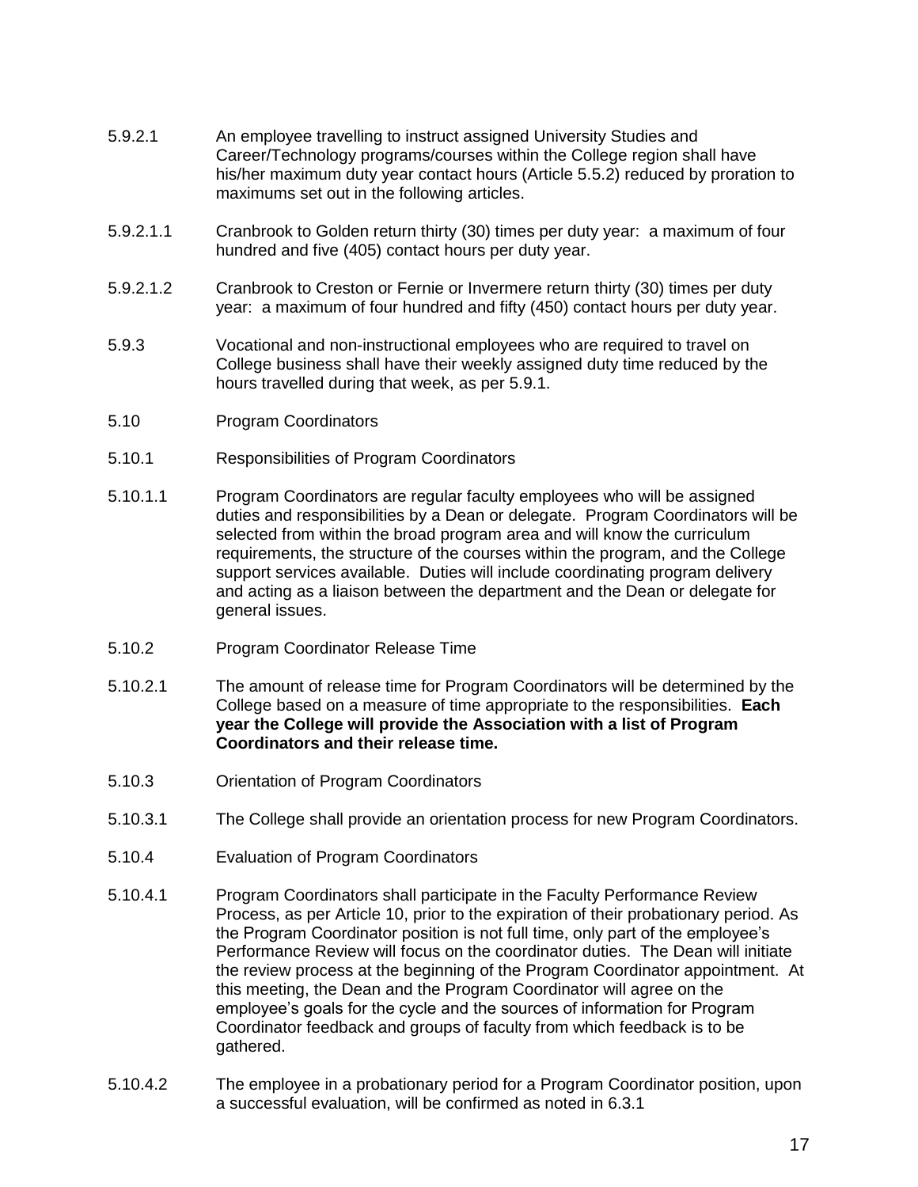5.9.2.1 An employee travelling to instruct assigned University Studies and Career/Technology programs/courses within the College region shall have his/her maximum duty year contact hours (Article 5.5.2) reduced by proration to maximums set out in the following articles.

5.9.2.1.1 Cranbrook to Golden return thirty (30) times per duty year: a maximum of four hundred and five (405) contact hours per duty year.

5.9.2.1.2 Cranbrook to Creston or Fernie or Invermere return thirty (30) times per duty year: a maximum of four hundred and fifty (450) contact hours per duty year.

5.9.3 Vocational and non-instructional employees who are required to travel on College business shall have their weekly assigned duty time reduced by the hours travelled during that week, as per 5.9.1.

5.10 Program Coordinators

5.10.1 Responsibilities of Program Coordinators

5.10.1.1 Program Coordinators are regular faculty employees who will be assigned duties and responsibilities by a Dean or delegate. Program Coordinators will be selected from within the broad program area and will know the curriculum requirements, the structure of the courses within the program, and the College support services available. Duties will include coordinating program delivery and acting as a liaison between the department and the Dean or delegate for general issues.

5.10.2 Program Coordinator Release Time

5.10.2.1 The amount of release time for Program Coordinators will be determined by the College based on a measure of time appropriate to the responsibilities. **Each year the College will provide the Association with a list of Program Coordinators and their release time.**

5.10.3 Orientation of Program Coordinators

5.10.3.1 The College shall provide an orientation process for new Program Coordinators.

5.10.4 Evaluation of Program Coordinators

5.10.4.1 Program Coordinators shall participate in the Faculty Performance Review Process, as per Article 10, prior to the expiration of their probationary period. As the Program Coordinator position is not full time, only part of the employee's Performance Review will focus on the coordinator duties. The Dean will initiate the review process at the beginning of the Program Coordinator appointment. At this meeting, the Dean and the Program Coordinator will agree on the employee's goals for the cycle and the sources of information for Program Coordinator feedback and groups of faculty from which feedback is to be gathered.

5.10.4.2 The employee in a probationary period for a Program Coordinator position, upon a successful evaluation, will be confirmed as noted in 6.3.1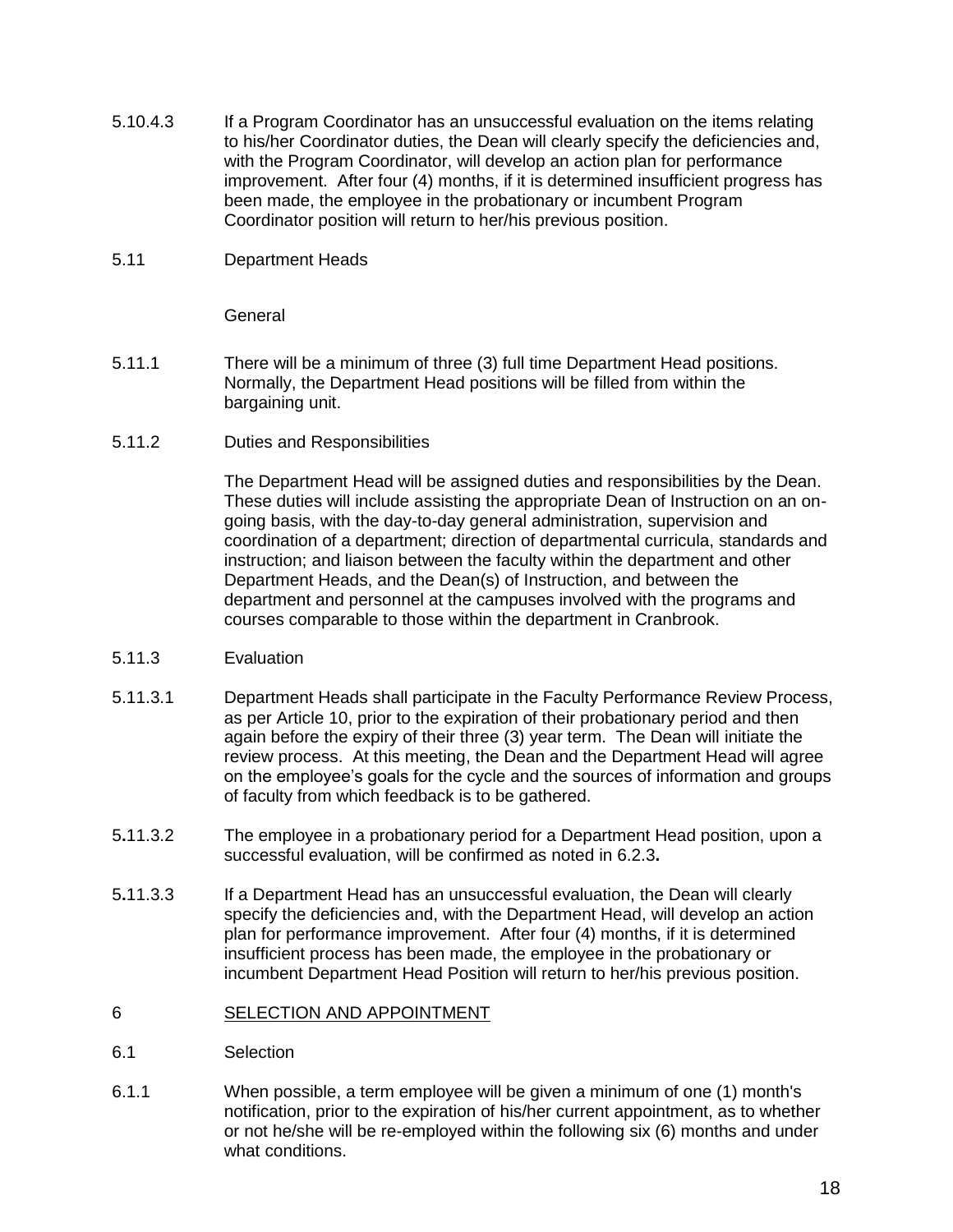5.10.4.3 If a Program Coordinator has an unsuccessful evaluation on the items relating to his/her Coordinator duties, the Dean will clearly specify the deficiencies and, with the Program Coordinator, will develop an action plan for performance improvement. After four (4) months, if it is determined insufficient progress has been made, the employee in the probationary or incumbent Program Coordinator position will return to her/his previous position.

5.11 Department Heads

General

5.11.1 There will be a minimum of three (3) full time Department Head positions. Normally, the Department Head positions will be filled from within the bargaining unit.

5.11.2 Duties and Responsibilities

The Department Head will be assigned duties and responsibilities by the Dean. These duties will include assisting the appropriate Dean of Instruction on an on-going basis, with the day-to-day general administration, supervision and coordination of a department; direction of departmental curricula, standards and instruction; and liaison between the faculty within the department and other Department Heads, and the Dean(s) of Instruction, and between the department and personnel at the campuses involved with the programs and courses comparable to those within the department in Cranbrook.

5.11.3 Evaluation

5.11.3.1 Department Heads shall participate in the Faculty Performance Review Process, as per Article 10, prior to the expiration of their probationary period and then again before the expiry of their three (3) year term. The Dean will initiate the review process. At this meeting, the Dean and the Department Head will agree on the employee's goals for the cycle and the sources of information and groups of faculty from which feedback is to be gathered.

5.11.3.2 The employee in a probationary period for a Department Head position, upon a successful evaluation, will be confirmed as noted in 6.2.3**.**

5.11.3.3 If a Department Head has an unsuccessful evaluation, the Dean will clearly specify the deficiencies and, with the Department Head, will develop an action plan for performance improvement. After four (4) months, if it is determined insufficient process has been made, the employee in the probationary or incumbent Department Head Position will return to her/his previous position.

## 6 SELECTION AND APPOINTMENT

6.1 Selection

6.1.1 When possible, a term employee will be given a minimum of one (1) month's notification, prior to the expiration of his/her current appointment, as to whether or not he/she will be re-employed within the following six (6) months and under what conditions.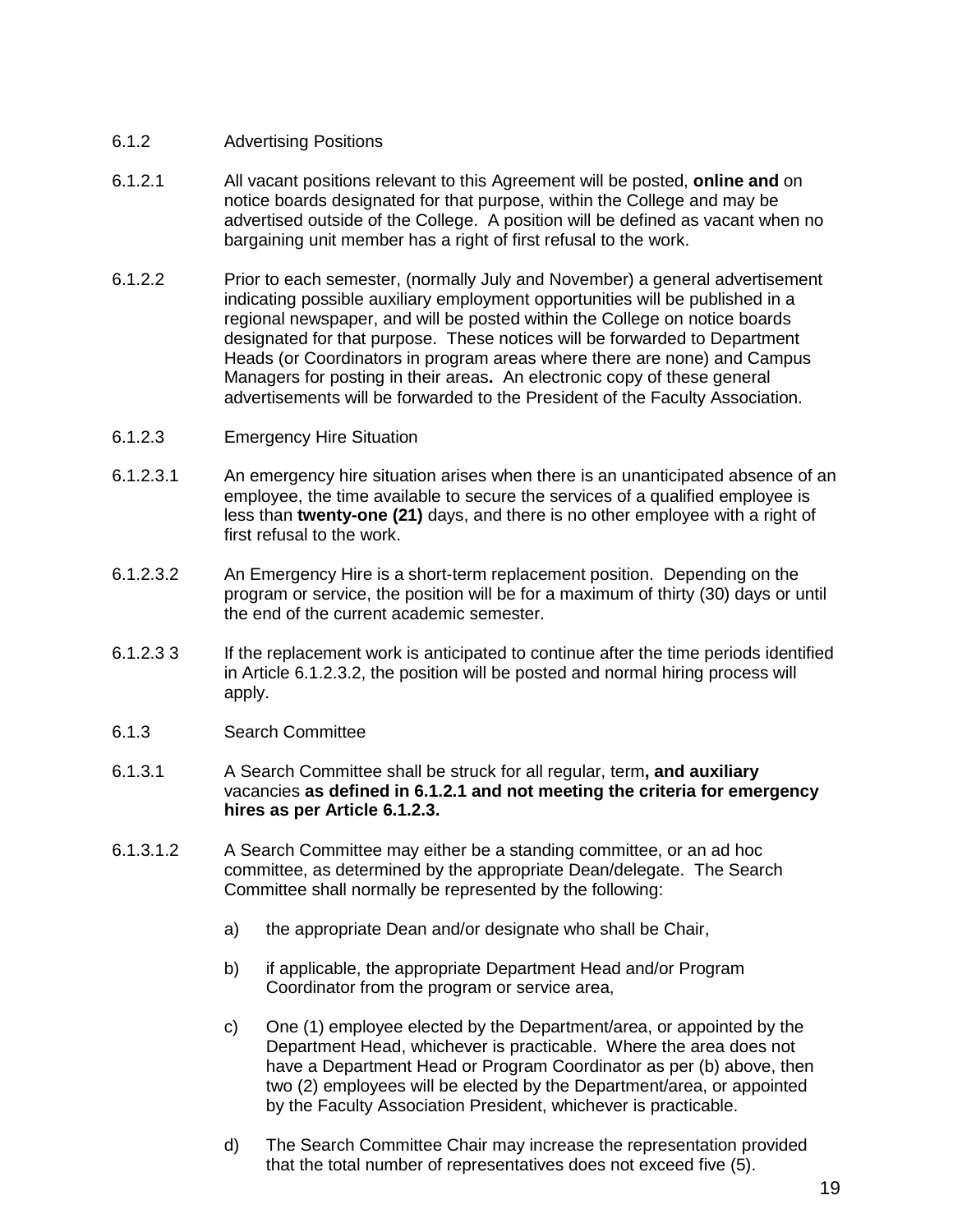6.1.2 Advertising Positions

6.1.2.1 All vacant positions relevant to this Agreement will be posted, **online and** on notice boards designated for that purpose, within the College and may be advertised outside of the College. A position will be defined as vacant when no bargaining unit member has a right of first refusal to the work.

6.1.2.2 Prior to each semester, (normally July and November) a general advertisement indicating possible auxiliary employment opportunities will be published in a regional newspaper, and will be posted within the College on notice boards designated for that purpose. These notices will be forwarded to Department Heads (or Coordinators in program areas where there are none) and Campus Managers for posting in their areas**.** An electronic copy of these general advertisements will be forwarded to the President of the Faculty Association.

6.1.2.3 Emergency Hire Situation

6.1.2.3.1 An emergency hire situation arises when there is an unanticipated absence of an employee, the time available to secure the services of a qualified employee is less than **twenty-one (21)** days, and there is no other employee with a right of first refusal to the work.

6.1.2.3.2 An Emergency Hire is a short-term replacement position. Depending on the program or service, the position will be for a maximum of thirty (30) days or until the end of the current academic semester.

6.1.2.3 3 If the replacement work is anticipated to continue after the time periods identified in Article 6.1.2.3.2, the position will be posted and normal hiring process will apply.

6.1.3 Search Committee

6.1.3.1 A Search Committee shall be struck for all regular, term**, and auxiliary** vacancies **as defined in 6.1.2.1 and not meeting the criteria for emergency hires as per Article 6.1.2.3.**

6.1.3.1.2 A Search Committee may either be a standing committee, or an ad hoc committee, as determined by the appropriate Dean/delegate. The Search Committee shall normally be represented by the following:

a) the appropriate Dean and/or designate who shall be Chair,

b) if applicable, the appropriate Department Head and/or Program Coordinator from the program or service area,

c) One (1) employee elected by the Department/area, or appointed by the Department Head, whichever is practicable. Where the area does not have a Department Head or Program Coordinator as per (b) above, then two (2) employees will be elected by the Department/area, or appointed by the Faculty Association President, whichever is practicable.

d) The Search Committee Chair may increase the representation provided that the total number of representatives does not exceed five (5).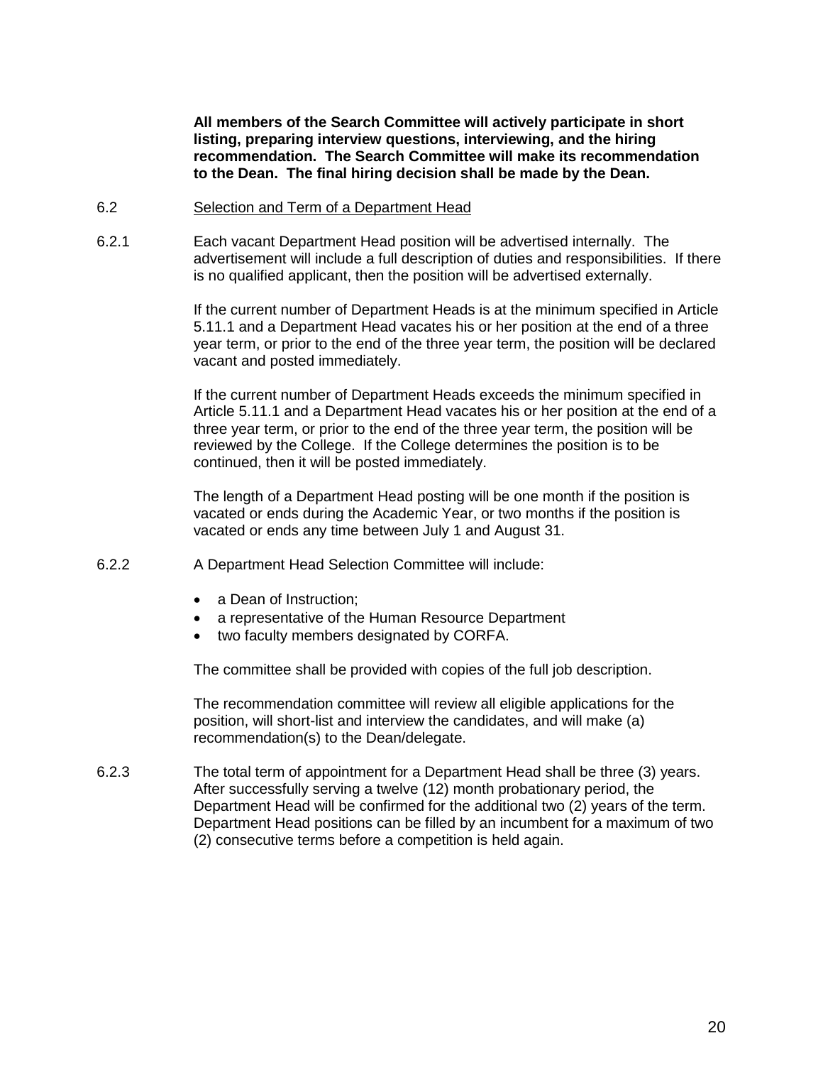**All members of the Search Committee will actively participate in short listing, preparing interview questions, interviewing, and the hiring recommendation. The Search Committee will make its recommendation to the Dean. The final hiring decision shall be made by the Dean.**

6.2 Selection and Term of a Department Head

6.2.1 Each vacant Department Head position will be advertised internally. The advertisement will include a full description of duties and responsibilities. If there is no qualified applicant, then the position will be advertised externally.

If the current number of Department Heads is at the minimum specified in Article 5.11.1 and a Department Head vacates his or her position at the end of a three year term, or prior to the end of the three year term, the position will be declared vacant and posted immediately.

If the current number of Department Heads exceeds the minimum specified in Article 5.11.1 and a Department Head vacates his or her position at the end of a three year term, or prior to the end of the three year term, the position will be reviewed by the College. If the College determines the position is to be continued, then it will be posted immediately.

The length of a Department Head posting will be one month if the position is vacated or ends during the Academic Year, or two months if the position is vacated or ends any time between July 1 and August 31.

6.2.2 A Department Head Selection Committee will include:

- a Dean of Instruction;
- a representative of the Human Resource Department
- two faculty members designated by CORFA.

The committee shall be provided with copies of the full job description.

The recommendation committee will review all eligible applications for the position, will short-list and interview the candidates, and will make (a) recommendation(s) to the Dean/delegate.

6.2.3 The total term of appointment for a Department Head shall be three (3) years. After successfully serving a twelve (12) month probationary period, the Department Head will be confirmed for the additional two (2) years of the term. Department Head positions can be filled by an incumbent for a maximum of two (2) consecutive terms before a competition is held again.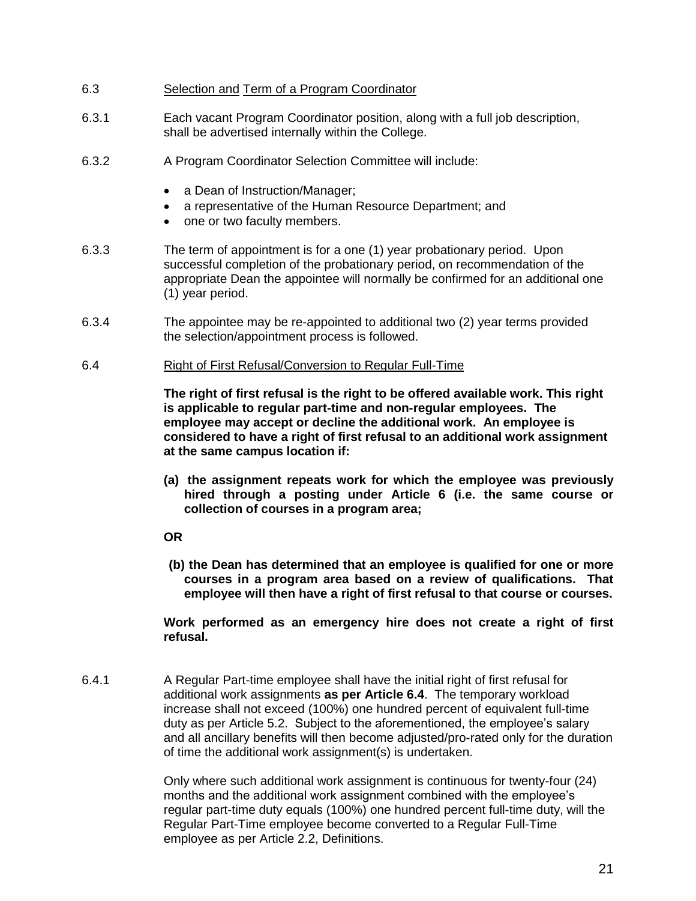6.3 Selection and Term of a Program Coordinator

6.3.1 Each vacant Program Coordinator position, along with a full job description, shall be advertised internally within the College.

6.3.2 A Program Coordinator Selection Committee will include:

- a Dean of Instruction/Manager;
- a representative of the Human Resource Department; and
- one or two faculty members.

6.3.3 The term of appointment is for a one (1) year probationary period. Upon successful completion of the probationary period, on recommendation of the appropriate Dean the appointee will normally be confirmed for an additional one (1) year period.

6.3.4 The appointee may be re-appointed to additional two (2) year terms provided the selection/appointment process is followed.

6.4 Right of First Refusal/Conversion to Regular Full-Time

**The right of first refusal is the right to be offered available work. This right is applicable to regular part-time and non-regular employees. The employee may accept or decline the additional work. An employee is considered to have a right of first refusal to an additional work assignment at the same campus location if:**

**(a) the assignment repeats work for which the employee was previously hired through a posting under Article 6 (i.e. the same course or collection of courses in a program area;**

**OR**

**(b) the Dean has determined that an employee is qualified for one or more courses in a program area based on a review of qualifications. That employee will then have a right of first refusal to that course or courses.**

**Work performed as an emergency hire does not create a right of first refusal.**

6.4.1 A Regular Part-time employee shall have the initial right of first refusal for additional work assignments **as per Article 6.4**. The temporary workload increase shall not exceed (100%) one hundred percent of equivalent full-time duty as per Article 5.2. Subject to the aforementioned, the employee's salary and all ancillary benefits will then become adjusted/pro-rated only for the duration of time the additional work assignment(s) is undertaken.

Only where such additional work assignment is continuous for twenty-four (24) months and the additional work assignment combined with the employee's regular part-time duty equals (100%) one hundred percent full-time duty, will the Regular Part-Time employee become converted to a Regular Full-Time employee as per Article 2.2, Definitions.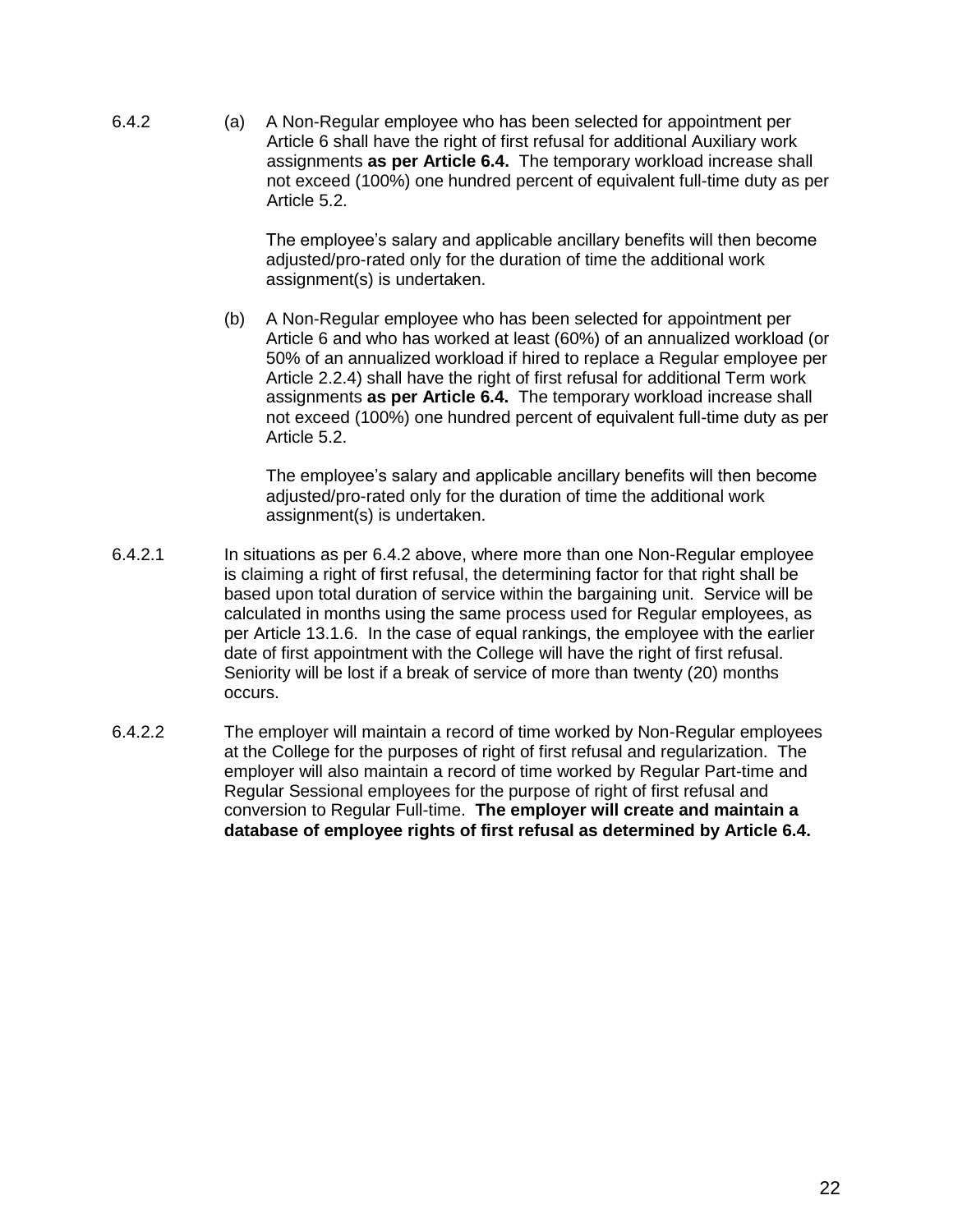6.4.2 (a) A Non-Regular employee who has been selected for appointment per Article 6 shall have the right of first refusal for additional Auxiliary work assignments **as per Article 6.4.** The temporary workload increase shall not exceed (100%) one hundred percent of equivalent full-time duty as per Article 5.2.

The employee's salary and applicable ancillary benefits will then become adjusted/pro-rated only for the duration of time the additional work assignment(s) is undertaken.

(b) A Non-Regular employee who has been selected for appointment per Article 6 and who has worked at least (60%) of an annualized workload (or 50% of an annualized workload if hired to replace a Regular employee per Article 2.2.4) shall have the right of first refusal for additional Term work assignments **as per Article 6.4.** The temporary workload increase shall not exceed (100%) one hundred percent of equivalent full-time duty as per Article 5.2.

The employee's salary and applicable ancillary benefits will then become adjusted/pro-rated only for the duration of time the additional work assignment(s) is undertaken.

6.4.2.1 In situations as per 6.4.2 above, where more than one Non-Regular employee is claiming a right of first refusal, the determining factor for that right shall be based upon total duration of service within the bargaining unit. Service will be calculated in months using the same process used for Regular employees, as per Article 13.1.6. In the case of equal rankings, the employee with the earlier date of first appointment with the College will have the right of first refusal. Seniority will be lost if a break of service of more than twenty (20) months occurs.

6.4.2.2 The employer will maintain a record of time worked by Non-Regular employees at the College for the purposes of right of first refusal and regularization. The employer will also maintain a record of time worked by Regular Part-time and Regular Sessional employees for the purpose of right of first refusal and conversion to Regular Full-time. **The employer will create and maintain a database of employee rights of first refusal as determined by Article 6.4.**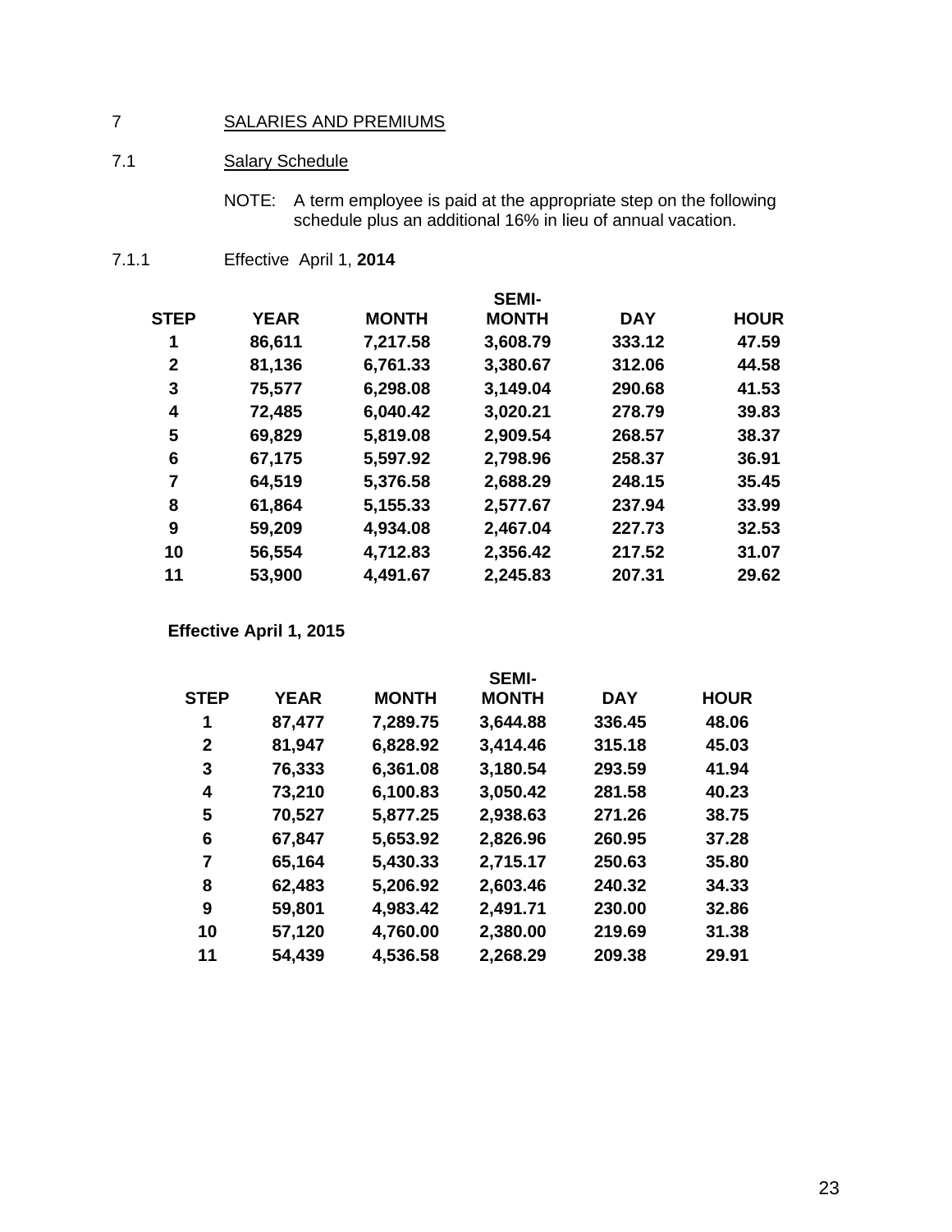## 7 SALARIES AND PREMIUMS

### 7.1 Salary Schedule

NOTE: A term employee is paid at the appropriate step on the following schedule plus an additional 16% in lieu of annual vacation.

#### 7.1.1 Effective April 1, **2014**

| STEP | YEAR | MONTH | SEMI-MONTH | DAY | HOUR |
|---|---|---|---|---|---|
| 1 | 86,611 | 7,217.58 | 3,608.79 | 333.12 | 47.59 |
| 2 | 81,136 | 6,761.33 | 3,380.67 | 312.06 | 44.58 |
| 3 | 75,577 | 6,298.08 | 3,149.04 | 290.68 | 41.53 |
| 4 | 72,485 | 6,040.42 | 3,020.21 | 278.79 | 39.83 |
| 5 | 69,829 | 5,819.08 | 2,909.54 | 268.57 | 38.37 |
| 6 | 67,175 | 5,597.92 | 2,798.96 | 258.37 | 36.91 |
| 7 | 64,519 | 5,376.58 | 2,688.29 | 248.15 | 35.45 |
| 8 | 61,864 | 5,155.33 | 2,577.67 | 237.94 | 33.99 |
| 9 | 59,209 | 4,934.08 | 2,467.04 | 227.73 | 32.53 |
| 10 | 56,554 | 4,712.83 | 2,356.42 | 217.52 | 31.07 |
| 11 | 53,900 | 4,491.67 | 2,245.83 | 207.31 | 29.62 |

**Effective April 1, 2015**

| STEP | YEAR | MONTH | SEMI-MONTH | DAY | HOUR |
|---|---|---|---|---|---|
| 1 | 87,477 | 7,289.75 | 3,644.88 | 336.45 | 48.06 |
| 2 | 81,947 | 6,828.92 | 3,414.46 | 315.18 | 45.03 |
| 3 | 76,333 | 6,361.08 | 3,180.54 | 293.59 | 41.94 |
| 4 | 73,210 | 6,100.83 | 3,050.42 | 281.58 | 40.23 |
| 5 | 70,527 | 5,877.25 | 2,938.63 | 271.26 | 38.75 |
| 6 | 67,847 | 5,653.92 | 2,826.96 | 260.95 | 37.28 |
| 7 | 65,164 | 5,430.33 | 2,715.17 | 250.63 | 35.80 |
| 8 | 62,483 | 5,206.92 | 2,603.46 | 240.32 | 34.33 |
| 9 | 59,801 | 4,983.42 | 2,491.71 | 230.00 | 32.86 |
| 10 | 57,120 | 4,760.00 | 2,380.00 | 219.69 | 31.38 |
| 11 | 54,439 | 4,536.58 | 2,268.29 | 209.38 | 29.91 |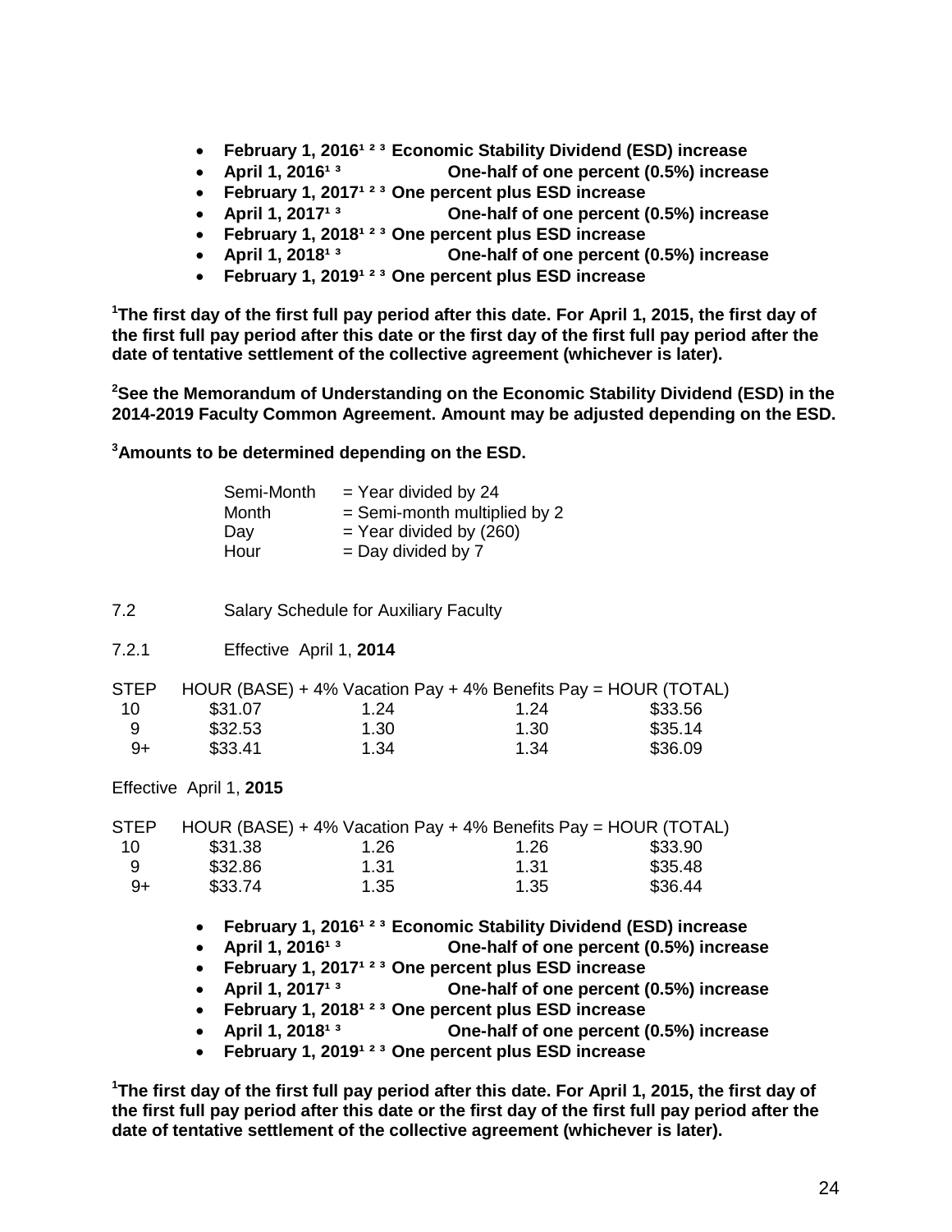- **February 1, 2016[1 2 3] Economic Stability Dividend (ESD) increase**
- **April 1, 2016[1 3] One-half of one percent (0.5%) increase**
- **February 1, 2017[1 2 3] One percent plus ESD increase**
- **April 1, 2017[1 3] One-half of one percent (0.5%) increase**
- **February 1, 2018[1 2 3] One percent plus ESD increase**
- **April 1, 2018[1 3] One-half of one percent (0.5%) increase**
- **February 1, 2019[1 2 3] One percent plus ESD increase**

**[1]The first day of the first full pay period after this date. For April 1, 2015, the first day of the first full pay period after this date or the first day of the first full pay period after the date of tentative settlement of the collective agreement (whichever is later).**

**[2]See the Memorandum of Understanding on the Economic Stability Dividend (ESD) in the 2014-2019 Faculty Common Agreement. Amount may be adjusted depending on the ESD.**

**[3]Amounts to be determined depending on the ESD.**

| | |
|---|---|
| Semi-Month | = Year divided by 24 |
| Month | = Semi-month multiplied by 2 |
| Day | = Year divided by (260) |
| Hour | = Day divided by 7 |

7.2 Salary Schedule for Auxiliary Faculty

7.2.1 Effective April 1, **2014**

| STEP | HOUR (BASE) | + 4% Vacation Pay | + 4% Benefits Pay | = HOUR (TOTAL) |
|---|---|---|---|---|
| 10 | $31.07 | 1.24 | 1.24 | $33.56 |
| 9 | $32.53 | 1.30 | 1.30 | $35.14 |
| 9+ | $33.41 | 1.34 | 1.34 | $36.09 |

Effective April 1, **2015**

| STEP | HOUR (BASE) | + 4% Vacation Pay | + 4% Benefits Pay | = HOUR (TOTAL) |
|---|---|---|---|---|
| 10 | $31.38 | 1.26 | 1.26 | $33.90 |
| 9 | $32.86 | 1.31 | 1.31 | $35.48 |
| 9+ | $33.74 | 1.35 | 1.35 | $36.44 |

- **February 1, 2016[1 2 3] Economic Stability Dividend (ESD) increase**
- **April 1, 2016[1 3] One-half of one percent (0.5%) increase**
- **February 1, 2017[1 2 3] One percent plus ESD increase**
- **April 1, 2017[1 3] One-half of one percent (0.5%) increase**
- **February 1, 2018[1 2 3] One percent plus ESD increase**
- **April 1, 2018[1 3] One-half of one percent (0.5%) increase**
- **February 1, 2019[1 2 3] One percent plus ESD increase**

**[1]The first day of the first full pay period after this date. For April 1, 2015, the first day of the first full pay period after this date or the first day of the first full pay period after the date of tentative settlement of the collective agreement (whichever is later).**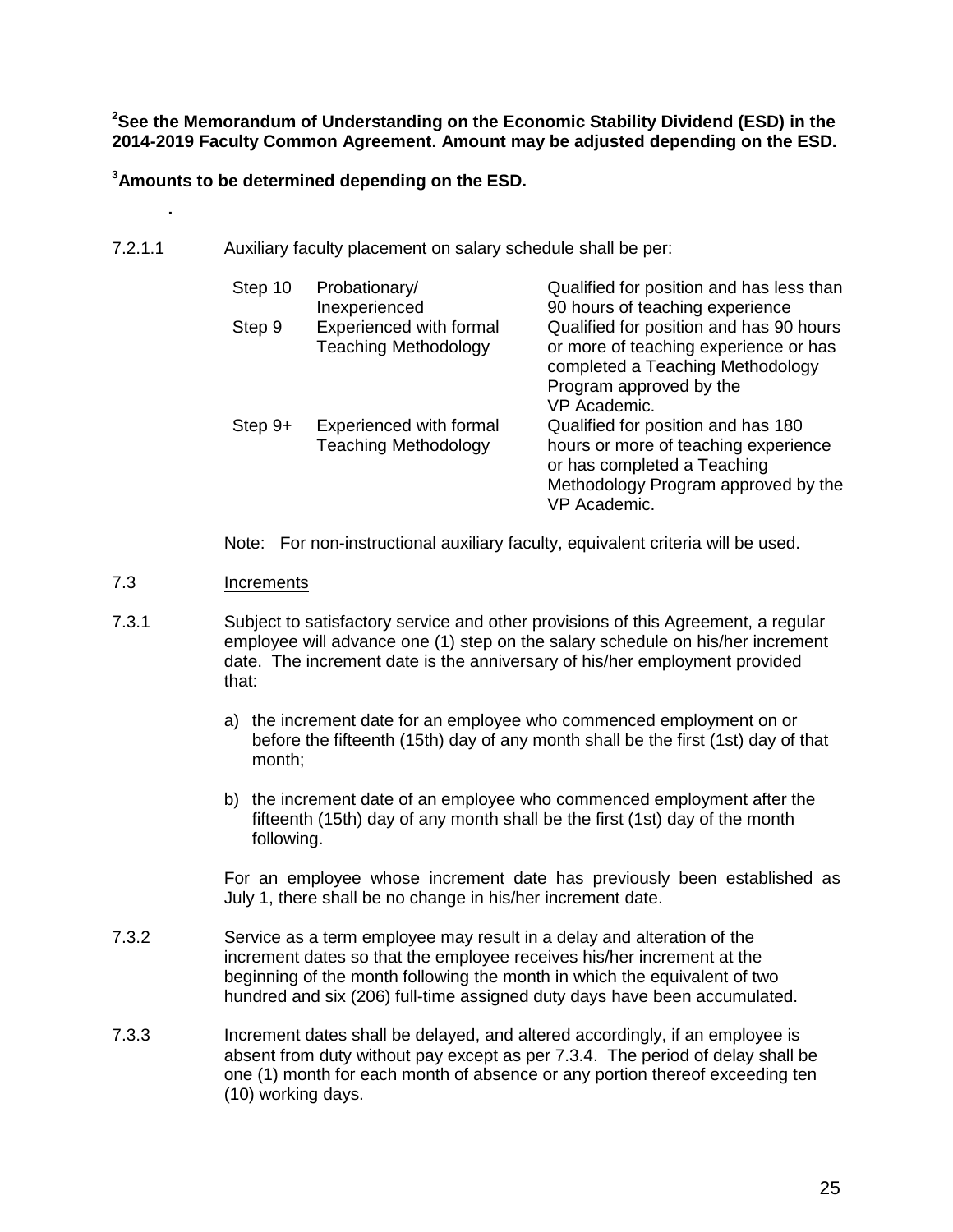**[2]See the Memorandum of Understanding on the Economic Stability Dividend (ESD) in the 2014-2019 Faculty Common Agreement. Amount may be adjusted depending on the ESD.**

**[3]Amounts to be determined depending on the ESD.**

.

7.2.1.1 Auxiliary faculty placement on salary schedule shall be per:

| | | |
|---|---|---|
| Step 10 | Probationary/ Inexperienced | Qualified for position and has less than 90 hours of teaching experience |
| Step 9 | Experienced with formal Teaching Methodology | Qualified for position and has 90 hours or more of teaching experience or has completed a Teaching Methodology Program approved by the VP Academic. |
| Step 9+ | Experienced with formal Teaching Methodology | Qualified for position and has 180 hours or more of teaching experience or has completed a Teaching Methodology Program approved by the VP Academic. |

Note: For non-instructional auxiliary faculty, equivalent criteria will be used.

7.3 Increments

7.3.1 Subject to satisfactory service and other provisions of this Agreement, a regular employee will advance one (1) step on the salary schedule on his/her increment date. The increment date is the anniversary of his/her employment provided that:

a) the increment date for an employee who commenced employment on or before the fifteenth (15th) day of any month shall be the first (1st) day of that month;

b) the increment date of an employee who commenced employment after the fifteenth (15th) day of any month shall be the first (1st) day of the month following.

For an employee whose increment date has previously been established as July 1, there shall be no change in his/her increment date.

7.3.2 Service as a term employee may result in a delay and alteration of the increment dates so that the employee receives his/her increment at the beginning of the month following the month in which the equivalent of two hundred and six (206) full-time assigned duty days have been accumulated.

7.3.3 Increment dates shall be delayed, and altered accordingly, if an employee is absent from duty without pay except as per 7.3.4. The period of delay shall be one (1) month for each month of absence or any portion thereof exceeding ten (10) working days.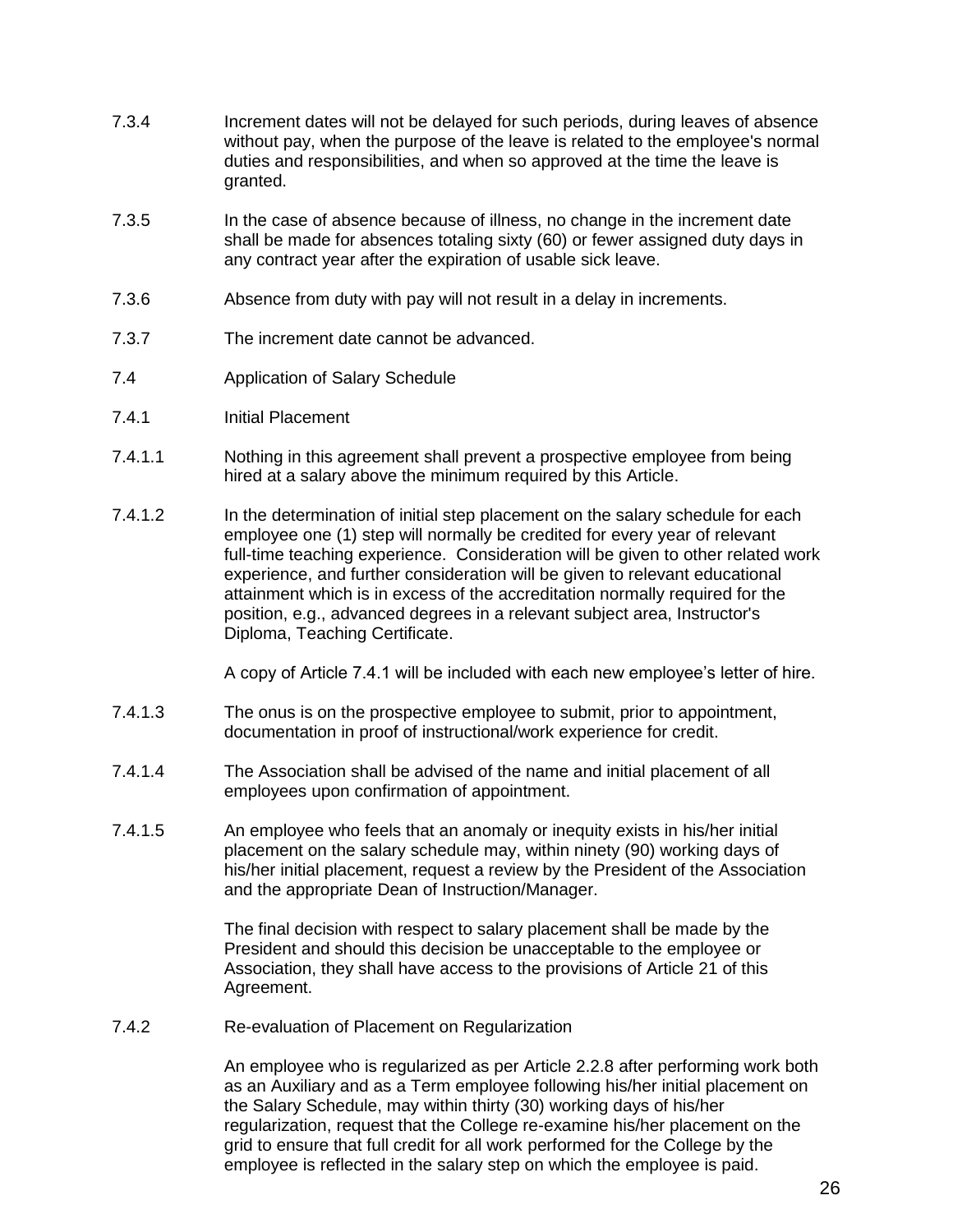7.3.4 Increment dates will not be delayed for such periods, during leaves of absence without pay, when the purpose of the leave is related to the employee's normal duties and responsibilities, and when so approved at the time the leave is granted.

7.3.5 In the case of absence because of illness, no change in the increment date shall be made for absences totaling sixty (60) or fewer assigned duty days in any contract year after the expiration of usable sick leave.

7.3.6 Absence from duty with pay will not result in a delay in increments.

7.3.7 The increment date cannot be advanced.

7.4 Application of Salary Schedule

7.4.1 Initial Placement

7.4.1.1 Nothing in this agreement shall prevent a prospective employee from being hired at a salary above the minimum required by this Article.

7.4.1.2 In the determination of initial step placement on the salary schedule for each employee one (1) step will normally be credited for every year of relevant full-time teaching experience. Consideration will be given to other related work experience, and further consideration will be given to relevant educational attainment which is in excess of the accreditation normally required for the position, e.g., advanced degrees in a relevant subject area, Instructor's Diploma, Teaching Certificate.

A copy of Article 7.4.1 will be included with each new employee's letter of hire.

7.4.1.3 The onus is on the prospective employee to submit, prior to appointment, documentation in proof of instructional/work experience for credit.

7.4.1.4 The Association shall be advised of the name and initial placement of all employees upon confirmation of appointment.

7.4.1.5 An employee who feels that an anomaly or inequity exists in his/her initial placement on the salary schedule may, within ninety (90) working days of his/her initial placement, request a review by the President of the Association and the appropriate Dean of Instruction/Manager.

The final decision with respect to salary placement shall be made by the President and should this decision be unacceptable to the employee or Association, they shall have access to the provisions of Article 21 of this Agreement.

7.4.2 Re-evaluation of Placement on Regularization

An employee who is regularized as per Article 2.2.8 after performing work both as an Auxiliary and as a Term employee following his/her initial placement on the Salary Schedule, may within thirty (30) working days of his/her regularization, request that the College re-examine his/her placement on the grid to ensure that full credit for all work performed for the College by the employee is reflected in the salary step on which the employee is paid.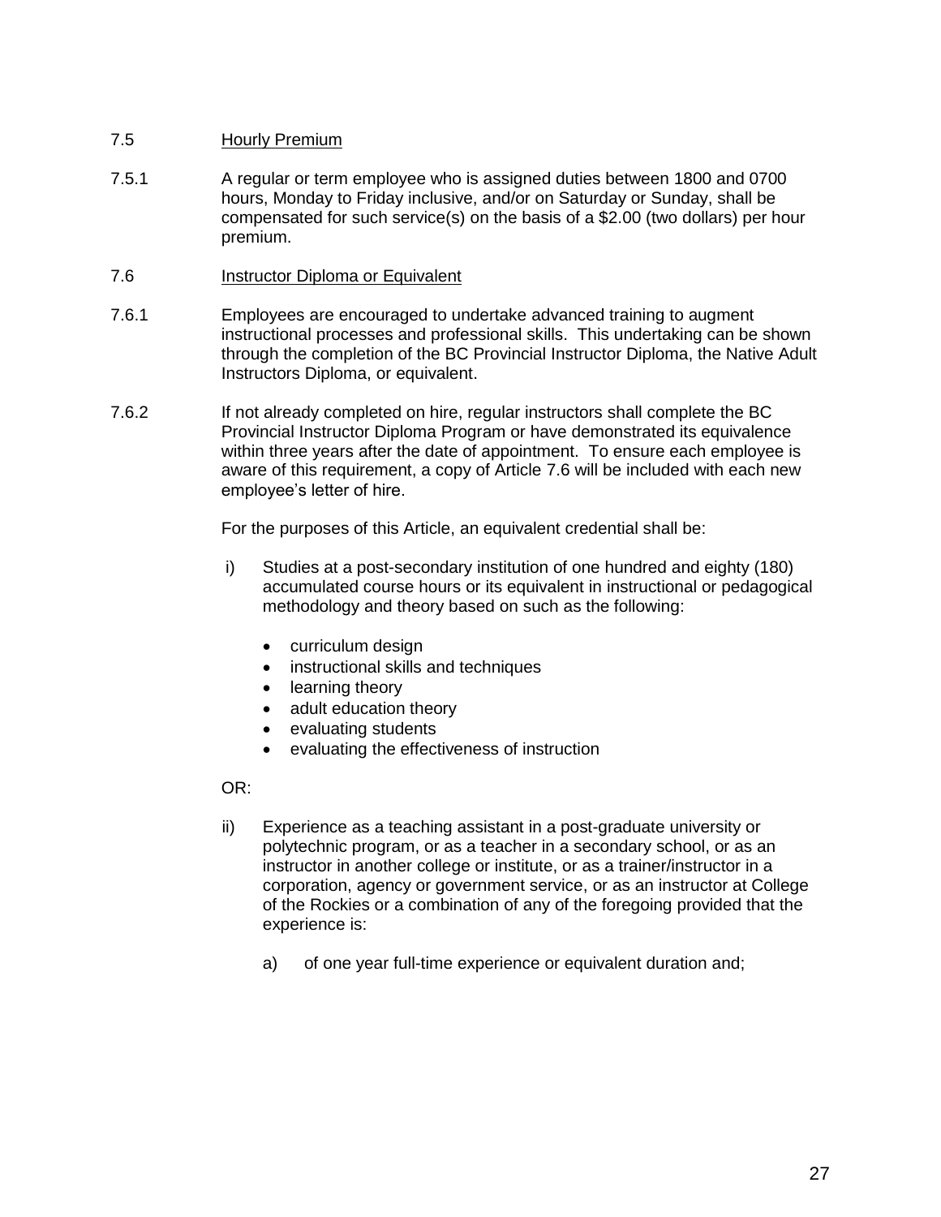7.5 Hourly Premium

7.5.1 A regular or term employee who is assigned duties between 1800 and 0700 hours, Monday to Friday inclusive, and/or on Saturday or Sunday, shall be compensated for such service(s) on the basis of a $2.00 (two dollars) per hour premium.

7.6 Instructor Diploma or Equivalent

7.6.1 Employees are encouraged to undertake advanced training to augment instructional processes and professional skills. This undertaking can be shown through the completion of the BC Provincial Instructor Diploma, the Native Adult Instructors Diploma, or equivalent.

7.6.2 If not already completed on hire, regular instructors shall complete the BC Provincial Instructor Diploma Program or have demonstrated its equivalence within three years after the date of appointment. To ensure each employee is aware of this requirement, a copy of Article 7.6 will be included with each new employee's letter of hire.

For the purposes of this Article, an equivalent credential shall be:

i) Studies at a post-secondary institution of one hundred and eighty (180) accumulated course hours or its equivalent in instructional or pedagogical methodology and theory based on such as the following:

- curriculum design
- instructional skills and techniques
- learning theory
- adult education theory
- evaluating students
- evaluating the effectiveness of instruction

OR:

ii) Experience as a teaching assistant in a post-graduate university or polytechnic program, or as a teacher in a secondary school, or as an instructor in another college or institute, or as a trainer/instructor in a corporation, agency or government service, or as an instructor at College of the Rockies or a combination of any of the foregoing provided that the experience is:

a) of one year full-time experience or equivalent duration and;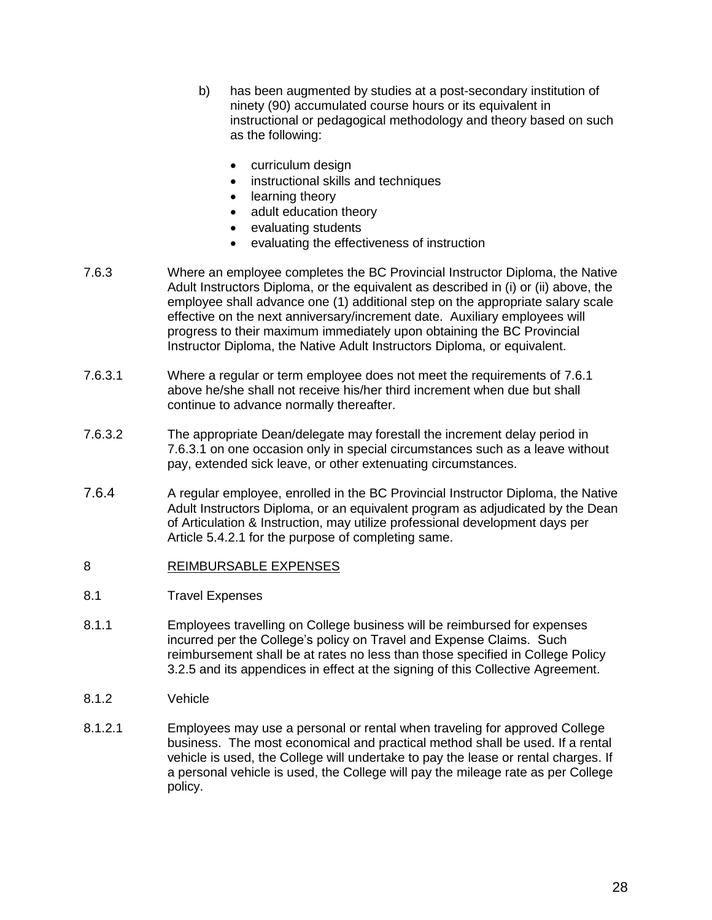b) has been augmented by studies at a post-secondary institution of ninety (90) accumulated course hours or its equivalent in instructional or pedagogical methodology and theory based on such as the following:

- curriculum design
- instructional skills and techniques
- learning theory
- adult education theory
- evaluating students
- evaluating the effectiveness of instruction

7.6.3 Where an employee completes the BC Provincial Instructor Diploma, the Native Adult Instructors Diploma, or the equivalent as described in (i) or (ii) above, the employee shall advance one (1) additional step on the appropriate salary scale effective on the next anniversary/increment date. Auxiliary employees will progress to their maximum immediately upon obtaining the BC Provincial Instructor Diploma, the Native Adult Instructors Diploma, or equivalent.

7.6.3.1 Where a regular or term employee does not meet the requirements of 7.6.1 above he/she shall not receive his/her third increment when due but shall continue to advance normally thereafter.

7.6.3.2 The appropriate Dean/delegate may forestall the increment delay period in 7.6.3.1 on one occasion only in special circumstances such as a leave without pay, extended sick leave, or other extenuating circumstances.

7.6.4 A regular employee, enrolled in the BC Provincial Instructor Diploma, the Native Adult Instructors Diploma, or an equivalent program as adjudicated by the Dean of Articulation & Instruction, may utilize professional development days per Article 5.4.2.1 for the purpose of completing same.

## 8 REIMBURSABLE EXPENSES

8.1 Travel Expenses

8.1.1 Employees travelling on College business will be reimbursed for expenses incurred per the College's policy on Travel and Expense Claims. Such reimbursement shall be at rates no less than those specified in College Policy 3.2.5 and its appendices in effect at the signing of this Collective Agreement.

8.1.2 Vehicle

8.1.2.1 Employees may use a personal or rental when traveling for approved College business. The most economical and practical method shall be used. If a rental vehicle is used, the College will undertake to pay the lease or rental charges. If a personal vehicle is used, the College will pay the mileage rate as per College policy.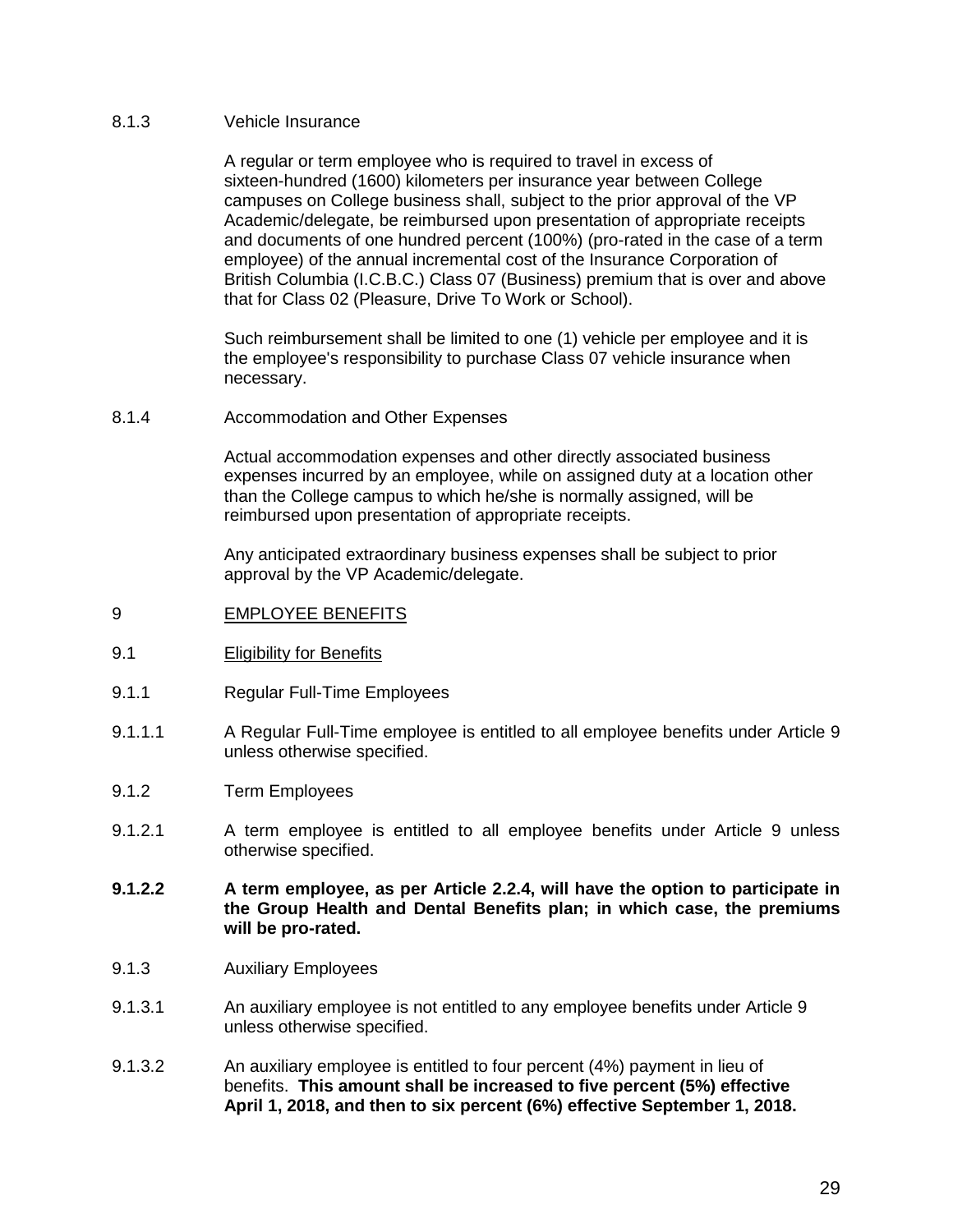8.1.3 Vehicle Insurance

A regular or term employee who is required to travel in excess of sixteen-hundred (1600) kilometers per insurance year between College campuses on College business shall, subject to the prior approval of the VP Academic/delegate, be reimbursed upon presentation of appropriate receipts and documents of one hundred percent (100%) (pro-rated in the case of a term employee) of the annual incremental cost of the Insurance Corporation of British Columbia (I.C.B.C.) Class 07 (Business) premium that is over and above that for Class 02 (Pleasure, Drive To Work or School).

Such reimbursement shall be limited to one (1) vehicle per employee and it is the employee's responsibility to purchase Class 07 vehicle insurance when necessary.

8.1.4 Accommodation and Other Expenses

Actual accommodation expenses and other directly associated business expenses incurred by an employee, while on assigned duty at a location other than the College campus to which he/she is normally assigned, will be reimbursed upon presentation of appropriate receipts.

Any anticipated extraordinary business expenses shall be subject to prior approval by the VP Academic/delegate.

## 9 EMPLOYEE BENEFITS

### 9.1 Eligibility for Benefits

9.1.1 Regular Full-Time Employees

9.1.1.1 A Regular Full-Time employee is entitled to all employee benefits under Article 9 unless otherwise specified.

9.1.2 Term Employees

9.1.2.1 A term employee is entitled to all employee benefits under Article 9 unless otherwise specified.

**9.1.2.2 A term employee, as per Article 2.2.4, will have the option to participate in the Group Health and Dental Benefits plan; in which case, the premiums will be pro-rated.**

9.1.3 Auxiliary Employees

9.1.3.1 An auxiliary employee is not entitled to any employee benefits under Article 9 unless otherwise specified.

9.1.3.2 An auxiliary employee is entitled to four percent (4%) payment in lieu of benefits. **This amount shall be increased to five percent (5%) effective April 1, 2018, and then to six percent (6%) effective September 1, 2018.**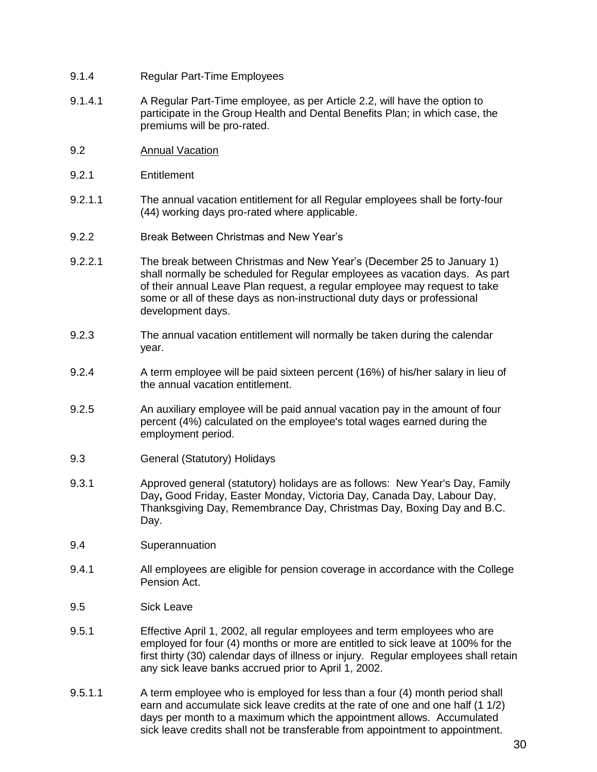9.1.4 Regular Part-Time Employees

9.1.4.1 A Regular Part-Time employee, as per Article 2.2, will have the option to participate in the Group Health and Dental Benefits Plan; in which case, the premiums will be pro-rated.

9.2 <u>Annual Vacation</u>

9.2.1 Entitlement

9.2.1.1 The annual vacation entitlement for all Regular employees shall be forty-four (44) working days pro-rated where applicable.

9.2.2 Break Between Christmas and New Year's

9.2.2.1 The break between Christmas and New Year's (December 25 to January 1) shall normally be scheduled for Regular employees as vacation days. As part of their annual Leave Plan request, a regular employee may request to take some or all of these days as non-instructional duty days or professional development days.

9.2.3 The annual vacation entitlement will normally be taken during the calendar year.

9.2.4 A term employee will be paid sixteen percent (16%) of his/her salary in lieu of the annual vacation entitlement.

9.2.5 An auxiliary employee will be paid annual vacation pay in the amount of four percent (4%) calculated on the employee's total wages earned during the employment period.

9.3 General (Statutory) Holidays

9.3.1 Approved general (statutory) holidays are as follows: New Year's Day, Family Day**,** Good Friday, Easter Monday, Victoria Day, Canada Day, Labour Day, Thanksgiving Day, Remembrance Day, Christmas Day, Boxing Day and B.C. Day.

9.4 Superannuation

9.4.1 All employees are eligible for pension coverage in accordance with the College Pension Act.

9.5 Sick Leave

9.5.1 Effective April 1, 2002, all regular employees and term employees who are employed for four (4) months or more are entitled to sick leave at 100% for the first thirty (30) calendar days of illness or injury. Regular employees shall retain any sick leave banks accrued prior to April 1, 2002.

9.5.1.1 A term employee who is employed for less than a four (4) month period shall earn and accumulate sick leave credits at the rate of one and one half (1 1/2) days per month to a maximum which the appointment allows. Accumulated sick leave credits shall not be transferable from appointment to appointment.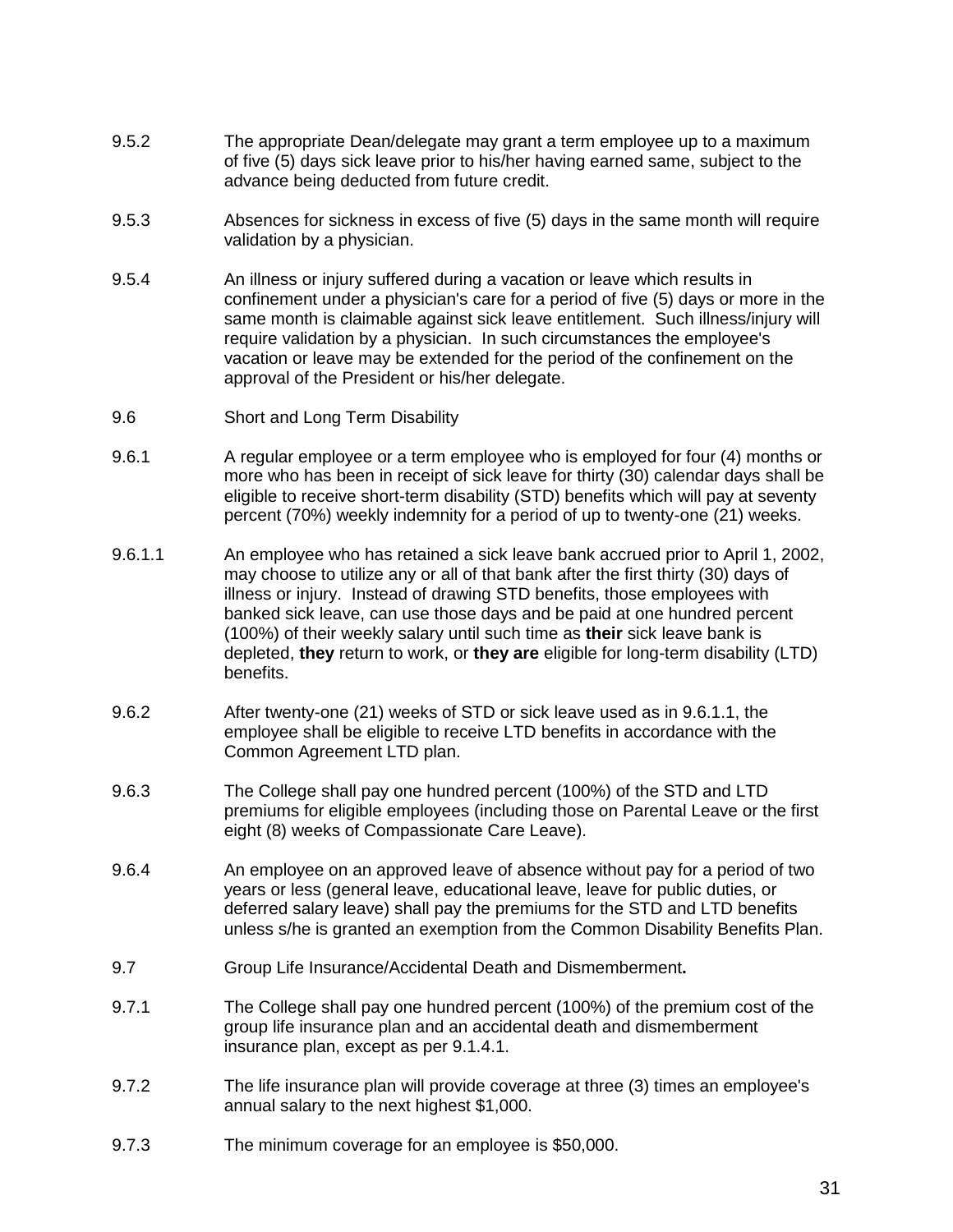9.5.2 The appropriate Dean/delegate may grant a term employee up to a maximum of five (5) days sick leave prior to his/her having earned same, subject to the advance being deducted from future credit.

9.5.3 Absences for sickness in excess of five (5) days in the same month will require validation by a physician.

9.5.4 An illness or injury suffered during a vacation or leave which results in confinement under a physician's care for a period of five (5) days or more in the same month is claimable against sick leave entitlement. Such illness/injury will require validation by a physician. In such circumstances the employee's vacation or leave may be extended for the period of the confinement on the approval of the President or his/her delegate.

9.6 Short and Long Term Disability

9.6.1 A regular employee or a term employee who is employed for four (4) months or more who has been in receipt of sick leave for thirty (30) calendar days shall be eligible to receive short-term disability (STD) benefits which will pay at seventy percent (70%) weekly indemnity for a period of up to twenty-one (21) weeks.

9.6.1.1 An employee who has retained a sick leave bank accrued prior to April 1, 2002, may choose to utilize any or all of that bank after the first thirty (30) days of illness or injury. Instead of drawing STD benefits, those employees with banked sick leave, can use those days and be paid at one hundred percent (100%) of their weekly salary until such time as **their** sick leave bank is depleted, **they** return to work, or **they are** eligible for long-term disability (LTD) benefits.

9.6.2 After twenty-one (21) weeks of STD or sick leave used as in 9.6.1.1, the employee shall be eligible to receive LTD benefits in accordance with the Common Agreement LTD plan.

9.6.3 The College shall pay one hundred percent (100%) of the STD and LTD premiums for eligible employees (including those on Parental Leave or the first eight (8) weeks of Compassionate Care Leave).

9.6.4 An employee on an approved leave of absence without pay for a period of two years or less (general leave, educational leave, leave for public duties, or deferred salary leave) shall pay the premiums for the STD and LTD benefits unless s/he is granted an exemption from the Common Disability Benefits Plan.

9.7 Group Life Insurance/Accidental Death and Dismemberment**.**

9.7.1 The College shall pay one hundred percent (100%) of the premium cost of the group life insurance plan and an accidental death and dismemberment insurance plan, except as per 9.1.4.1.

9.7.2 The life insurance plan will provide coverage at three (3) times an employee's annual salary to the next highest $1,000.

9.7.3 The minimum coverage for an employee is $50,000.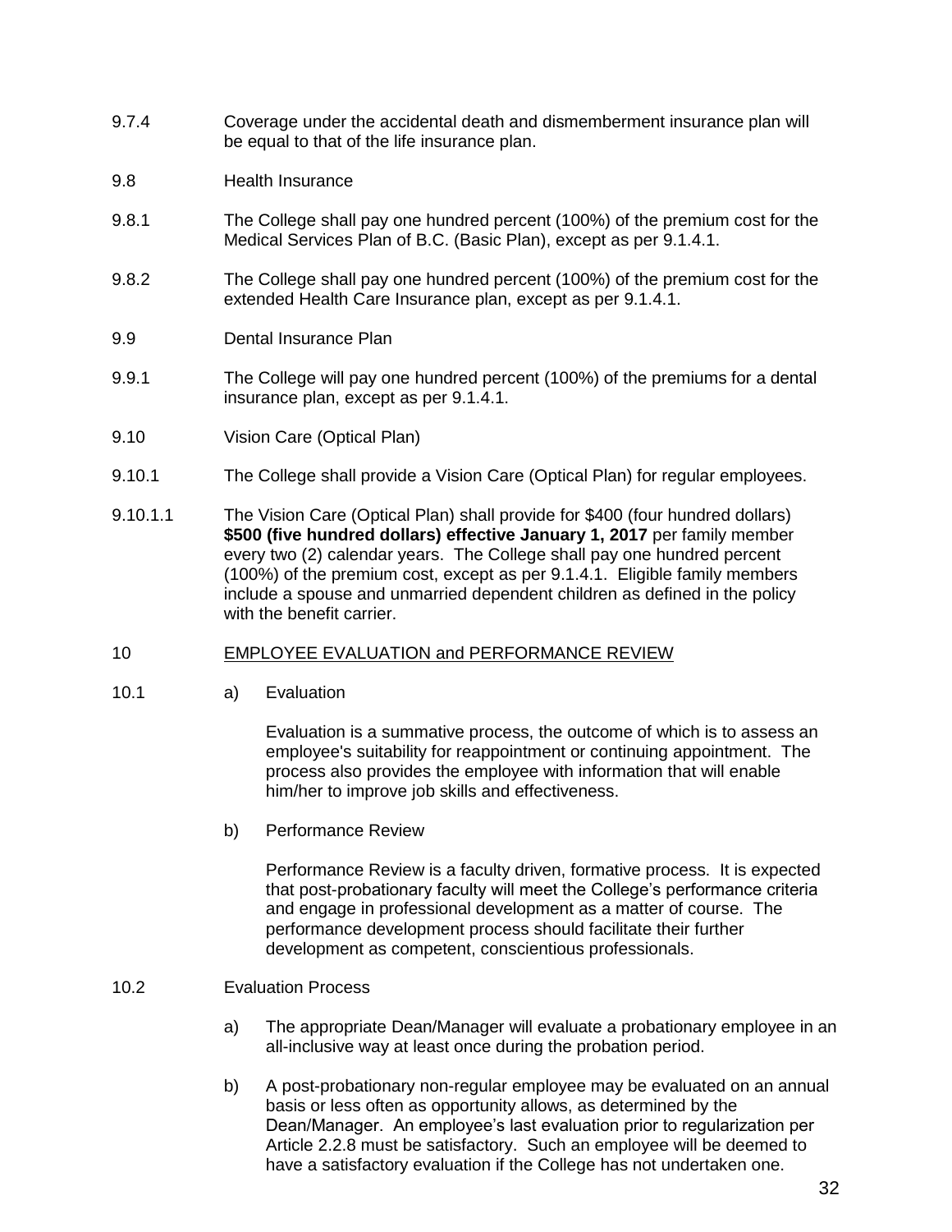9.7.4 Coverage under the accidental death and dismemberment insurance plan will be equal to that of the life insurance plan.

9.8 Health Insurance

9.8.1 The College shall pay one hundred percent (100%) of the premium cost for the Medical Services Plan of B.C. (Basic Plan), except as per 9.1.4.1.

9.8.2 The College shall pay one hundred percent (100%) of the premium cost for the extended Health Care Insurance plan, except as per 9.1.4.1.

9.9 Dental Insurance Plan

9.9.1 The College will pay one hundred percent (100%) of the premiums for a dental insurance plan, except as per 9.1.4.1.

9.10 Vision Care (Optical Plan)

9.10.1 The College shall provide a Vision Care (Optical Plan) for regular employees.

9.10.1.1 The Vision Care (Optical Plan) shall provide for $400 (four hundred dollars) **$500 (five hundred dollars) effective January 1, 2017** per family member every two (2) calendar years. The College shall pay one hundred percent (100%) of the premium cost, except as per 9.1.4.1. Eligible family members include a spouse and unmarried dependent children as defined in the policy with the benefit carrier.

## 10 EMPLOYEE EVALUATION and PERFORMANCE REVIEW

10.1

a) Evaluation

Evaluation is a summative process, the outcome of which is to assess an employee's suitability for reappointment or continuing appointment. The process also provides the employee with information that will enable him/her to improve job skills and effectiveness.

b) Performance Review

Performance Review is a faculty driven, formative process. It is expected that post-probationary faculty will meet the College's performance criteria and engage in professional development as a matter of course. The performance development process should facilitate their further development as competent, conscientious professionals.

10.2 Evaluation Process

a) The appropriate Dean/Manager will evaluate a probationary employee in an all-inclusive way at least once during the probation period.

b) A post-probationary non-regular employee may be evaluated on an annual basis or less often as opportunity allows, as determined by the Dean/Manager. An employee's last evaluation prior to regularization per Article 2.2.8 must be satisfactory. Such an employee will be deemed to have a satisfactory evaluation if the College has not undertaken one.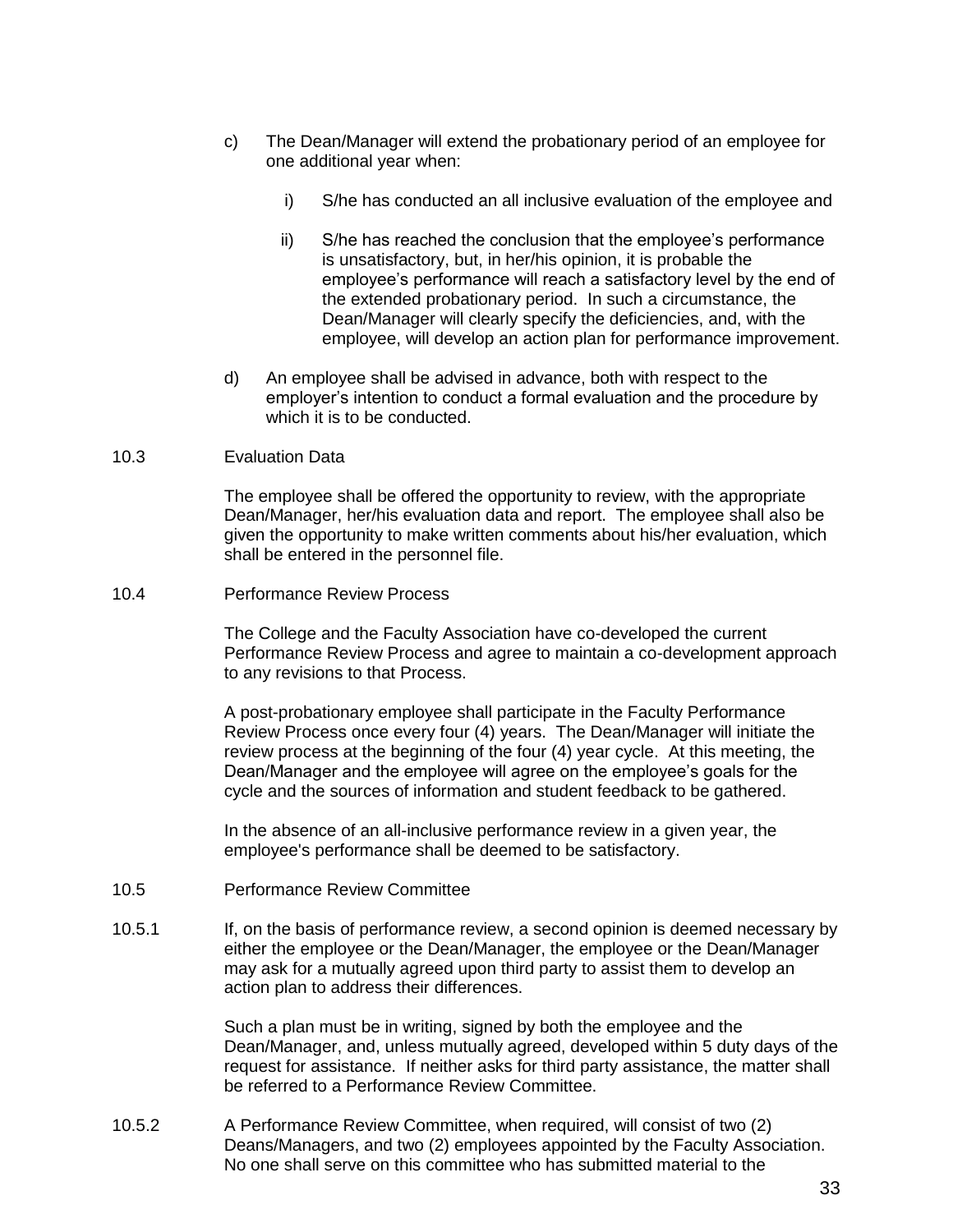c) The Dean/Manager will extend the probationary period of an employee for one additional year when:

   i) S/he has conducted an all inclusive evaluation of the employee and

   ii) S/he has reached the conclusion that the employee's performance is unsatisfactory, but, in her/his opinion, it is probable the employee's performance will reach a satisfactory level by the end of the extended probationary period. In such a circumstance, the Dean/Manager will clearly specify the deficiencies, and, with the employee, will develop an action plan for performance improvement.

d) An employee shall be advised in advance, both with respect to the employer's intention to conduct a formal evaluation and the procedure by which it is to be conducted.

10.3 Evaluation Data

The employee shall be offered the opportunity to review, with the appropriate Dean/Manager, her/his evaluation data and report. The employee shall also be given the opportunity to make written comments about his/her evaluation, which shall be entered in the personnel file.

10.4 Performance Review Process

The College and the Faculty Association have co-developed the current Performance Review Process and agree to maintain a co-development approach to any revisions to that Process.

A post-probationary employee shall participate in the Faculty Performance Review Process once every four (4) years. The Dean/Manager will initiate the review process at the beginning of the four (4) year cycle. At this meeting, the Dean/Manager and the employee will agree on the employee's goals for the cycle and the sources of information and student feedback to be gathered.

In the absence of an all-inclusive performance review in a given year, the employee's performance shall be deemed to be satisfactory.

10.5 Performance Review Committee

10.5.1 If, on the basis of performance review, a second opinion is deemed necessary by either the employee or the Dean/Manager, the employee or the Dean/Manager may ask for a mutually agreed upon third party to assist them to develop an action plan to address their differences.

Such a plan must be in writing, signed by both the employee and the Dean/Manager, and, unless mutually agreed, developed within 5 duty days of the request for assistance. If neither asks for third party assistance, the matter shall be referred to a Performance Review Committee.

10.5.2 A Performance Review Committee, when required, will consist of two (2) Deans/Managers, and two (2) employees appointed by the Faculty Association. No one shall serve on this committee who has submitted material to the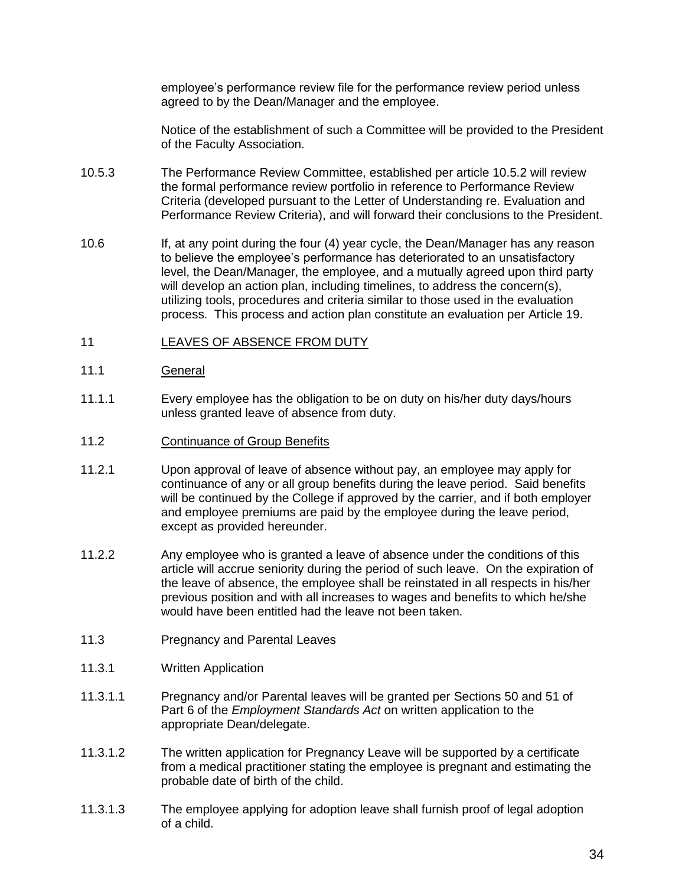employee's performance review file for the performance review period unless agreed to by the Dean/Manager and the employee.

Notice of the establishment of such a Committee will be provided to the President of the Faculty Association.

10.5.3 The Performance Review Committee, established per article 10.5.2 will review the formal performance review portfolio in reference to Performance Review Criteria (developed pursuant to the Letter of Understanding re. Evaluation and Performance Review Criteria), and will forward their conclusions to the President.

10.6 If, at any point during the four (4) year cycle, the Dean/Manager has any reason to believe the employee's performance has deteriorated to an unsatisfactory level, the Dean/Manager, the employee, and a mutually agreed upon third party will develop an action plan, including timelines, to address the concern(s), utilizing tools, procedures and criteria similar to those used in the evaluation process. This process and action plan constitute an evaluation per Article 19.

## 11 LEAVES OF ABSENCE FROM DUTY

### 11.1 General

11.1.1 Every employee has the obligation to be on duty on his/her duty days/hours unless granted leave of absence from duty.

### 11.2 Continuance of Group Benefits

11.2.1 Upon approval of leave of absence without pay, an employee may apply for continuance of any or all group benefits during the leave period. Said benefits will be continued by the College if approved by the carrier, and if both employer and employee premiums are paid by the employee during the leave period, except as provided hereunder.

11.2.2 Any employee who is granted a leave of absence under the conditions of this article will accrue seniority during the period of such leave. On the expiration of the leave of absence, the employee shall be reinstated in all respects in his/her previous position and with all increases to wages and benefits to which he/she would have been entitled had the leave not been taken.

### 11.3 Pregnancy and Parental Leaves

11.3.1 Written Application

11.3.1.1 Pregnancy and/or Parental leaves will be granted per Sections 50 and 51 of Part 6 of the *Employment Standards Act* on written application to the appropriate Dean/delegate.

11.3.1.2 The written application for Pregnancy Leave will be supported by a certificate from a medical practitioner stating the employee is pregnant and estimating the probable date of birth of the child.

11.3.1.3 The employee applying for adoption leave shall furnish proof of legal adoption of a child.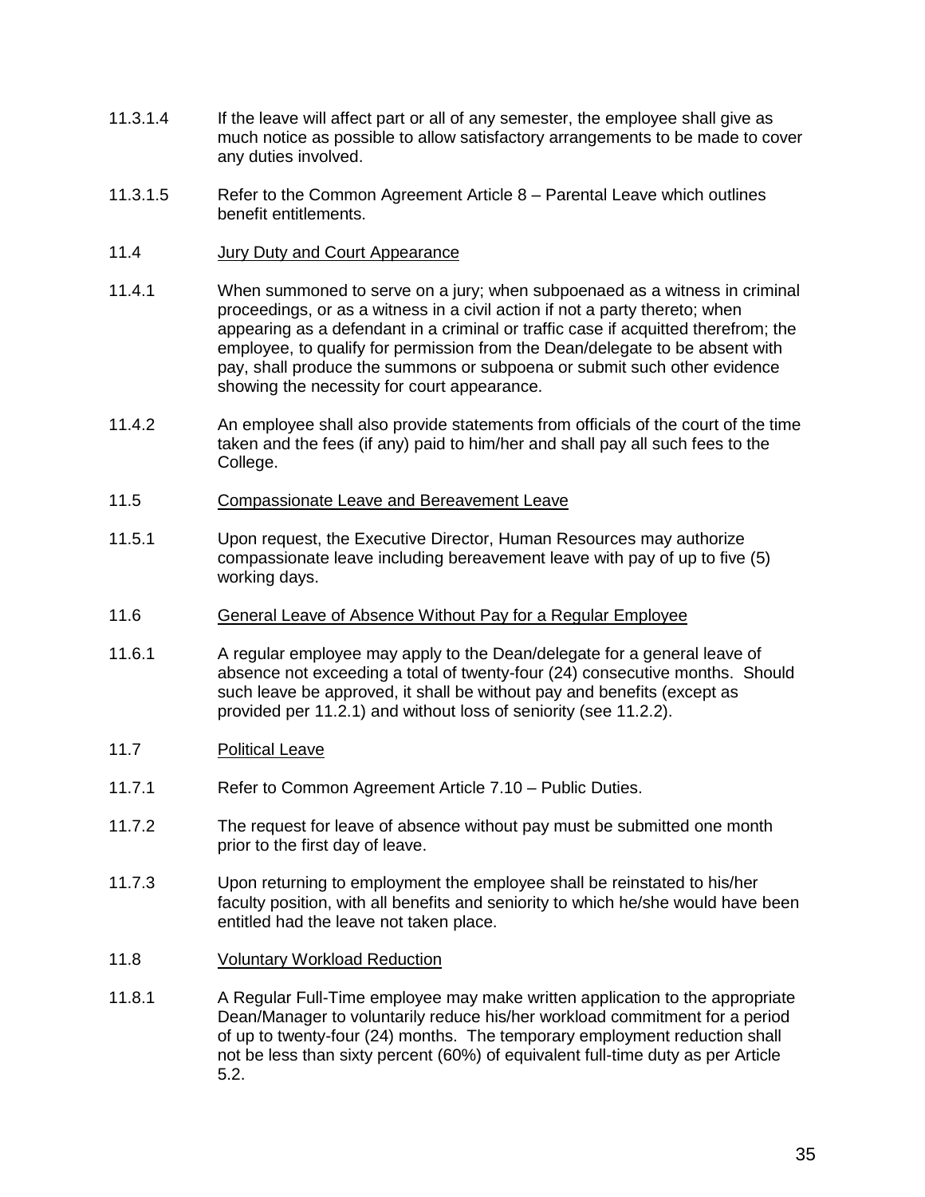11.3.1.4 If the leave will affect part or all of any semester, the employee shall give as much notice as possible to allow satisfactory arrangements to be made to cover any duties involved.

11.3.1.5 Refer to the Common Agreement Article 8 – Parental Leave which outlines benefit entitlements.

11.4 <u>Jury Duty and Court Appearance</u>

11.4.1 When summoned to serve on a jury; when subpoenaed as a witness in criminal proceedings, or as a witness in a civil action if not a party thereto; when appearing as a defendant in a criminal or traffic case if acquitted therefrom; the employee, to qualify for permission from the Dean/delegate to be absent with pay, shall produce the summons or subpoena or submit such other evidence showing the necessity for court appearance.

11.4.2 An employee shall also provide statements from officials of the court of the time taken and the fees (if any) paid to him/her and shall pay all such fees to the College.

11.5 <u>Compassionate Leave and Bereavement Leave</u>

11.5.1 Upon request, the Executive Director, Human Resources may authorize compassionate leave including bereavement leave with pay of up to five (5) working days.

11.6 <u>General Leave of Absence Without Pay for a Regular Employee</u>

11.6.1 A regular employee may apply to the Dean/delegate for a general leave of absence not exceeding a total of twenty-four (24) consecutive months. Should such leave be approved, it shall be without pay and benefits (except as provided per 11.2.1) and without loss of seniority (see 11.2.2).

11.7 <u>Political Leave</u>

11.7.1 Refer to Common Agreement Article 7.10 – Public Duties.

11.7.2 The request for leave of absence without pay must be submitted one month prior to the first day of leave.

11.7.3 Upon returning to employment the employee shall be reinstated to his/her faculty position, with all benefits and seniority to which he/she would have been entitled had the leave not taken place.

11.8 <u>Voluntary Workload Reduction</u>

11.8.1 A Regular Full-Time employee may make written application to the appropriate Dean/Manager to voluntarily reduce his/her workload commitment for a period of up to twenty-four (24) months. The temporary employment reduction shall not be less than sixty percent (60%) of equivalent full-time duty as per Article 5.2.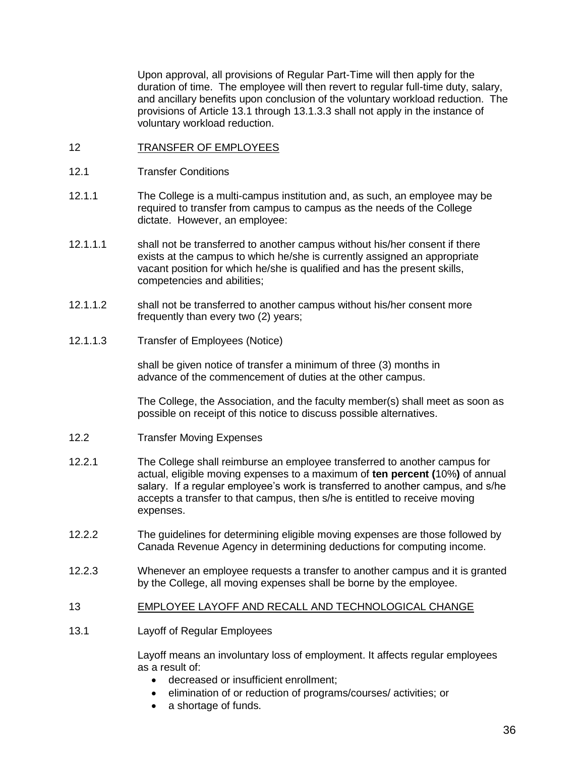Upon approval, all provisions of Regular Part-Time will then apply for the duration of time. The employee will then revert to regular full-time duty, salary, and ancillary benefits upon conclusion of the voluntary workload reduction. The provisions of Article 13.1 through 13.1.3.3 shall not apply in the instance of voluntary workload reduction.

## 12 TRANSFER OF EMPLOYEES

12.1 Transfer Conditions

12.1.1 The College is a multi-campus institution and, as such, an employee may be required to transfer from campus to campus as the needs of the College dictate. However, an employee:

12.1.1.1 shall not be transferred to another campus without his/her consent if there exists at the campus to which he/she is currently assigned an appropriate vacant position for which he/she is qualified and has the present skills, competencies and abilities;

12.1.1.2 shall not be transferred to another campus without his/her consent more frequently than every two (2) years;

12.1.1.3 Transfer of Employees (Notice)

shall be given notice of transfer a minimum of three (3) months in advance of the commencement of duties at the other campus.

The College, the Association, and the faculty member(s) shall meet as soon as possible on receipt of this notice to discuss possible alternatives.

12.2 Transfer Moving Expenses

12.2.1 The College shall reimburse an employee transferred to another campus for actual, eligible moving expenses to a maximum of **ten percent (**10%**)** of annual salary. If a regular employee's work is transferred to another campus, and s/he accepts a transfer to that campus, then s/he is entitled to receive moving expenses.

12.2.2 The guidelines for determining eligible moving expenses are those followed by Canada Revenue Agency in determining deductions for computing income.

12.2.3 Whenever an employee requests a transfer to another campus and it is granted by the College, all moving expenses shall be borne by the employee.

## 13 EMPLOYEE LAYOFF AND RECALL AND TECHNOLOGICAL CHANGE

13.1 Layoff of Regular Employees

Layoff means an involuntary loss of employment. It affects regular employees as a result of:

- decreased or insufficient enrollment;
- elimination of or reduction of programs/courses/ activities; or
- a shortage of funds.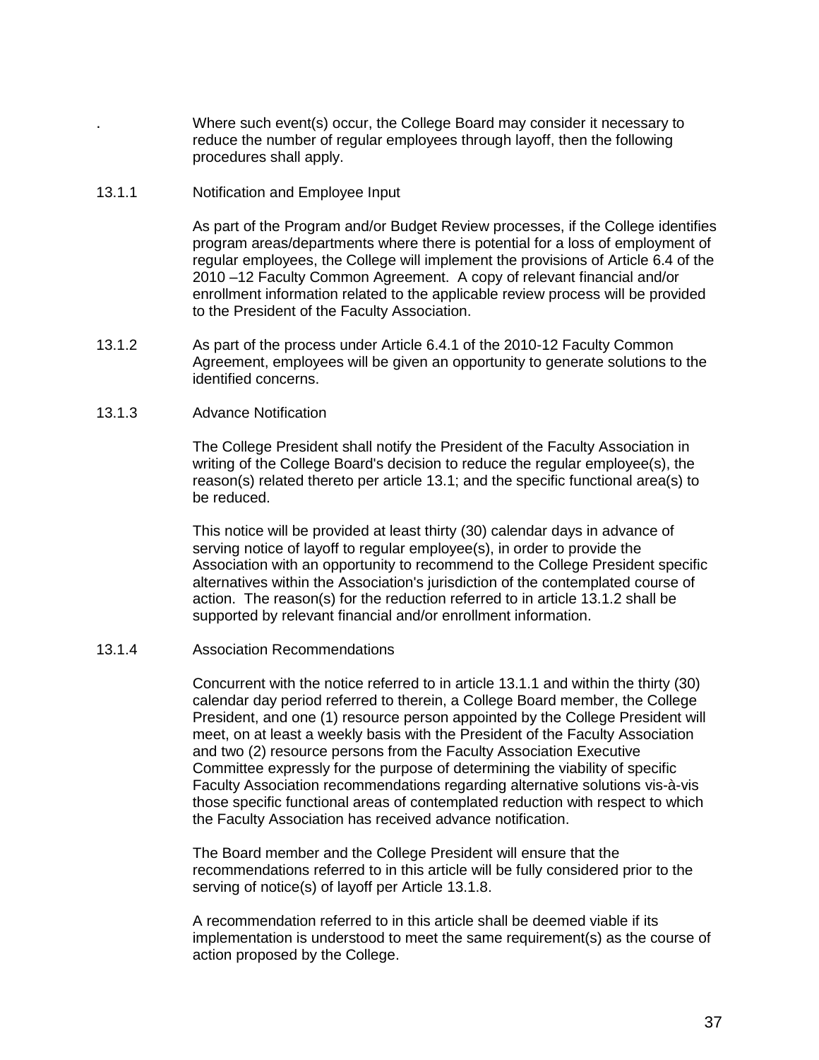. Where such event(s) occur, the College Board may consider it necessary to reduce the number of regular employees through layoff, then the following procedures shall apply.

13.1.1 Notification and Employee Input

As part of the Program and/or Budget Review processes, if the College identifies program areas/departments where there is potential for a loss of employment of regular employees, the College will implement the provisions of Article 6.4 of the 2010 –12 Faculty Common Agreement. A copy of relevant financial and/or enrollment information related to the applicable review process will be provided to the President of the Faculty Association.

13.1.2 As part of the process under Article 6.4.1 of the 2010-12 Faculty Common Agreement, employees will be given an opportunity to generate solutions to the identified concerns.

13.1.3 Advance Notification

The College President shall notify the President of the Faculty Association in writing of the College Board's decision to reduce the regular employee(s), the reason(s) related thereto per article 13.1; and the specific functional area(s) to be reduced.

This notice will be provided at least thirty (30) calendar days in advance of serving notice of layoff to regular employee(s), in order to provide the Association with an opportunity to recommend to the College President specific alternatives within the Association's jurisdiction of the contemplated course of action. The reason(s) for the reduction referred to in article 13.1.2 shall be supported by relevant financial and/or enrollment information.

13.1.4 Association Recommendations

Concurrent with the notice referred to in article 13.1.1 and within the thirty (30) calendar day period referred to therein, a College Board member, the College President, and one (1) resource person appointed by the College President will meet, on at least a weekly basis with the President of the Faculty Association and two (2) resource persons from the Faculty Association Executive Committee expressly for the purpose of determining the viability of specific Faculty Association recommendations regarding alternative solutions vis-à-vis those specific functional areas of contemplated reduction with respect to which the Faculty Association has received advance notification.

The Board member and the College President will ensure that the recommendations referred to in this article will be fully considered prior to the serving of notice(s) of layoff per Article 13.1.8.

A recommendation referred to in this article shall be deemed viable if its implementation is understood to meet the same requirement(s) as the course of action proposed by the College.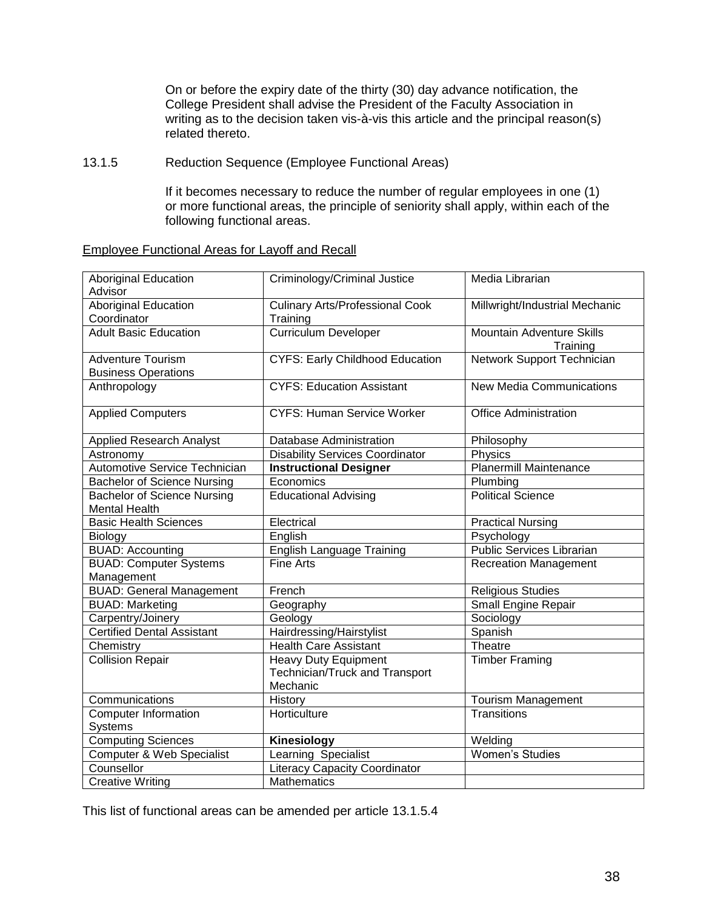On or before the expiry date of the thirty (30) day advance notification, the College President shall advise the President of the Faculty Association in writing as to the decision taken vis-à-vis this article and the principal reason(s) related thereto.

13.1.5 Reduction Sequence (Employee Functional Areas)

If it becomes necessary to reduce the number of regular employees in one (1) or more functional areas, the principle of seniority shall apply, within each of the following functional areas.

Employee Functional Areas for Layoff and Recall

| | | |
|---|---|---|
| Aboriginal Education Advisor | Criminology/Criminal Justice | Media Librarian |
| Aboriginal Education Coordinator | Culinary Arts/Professional Cook Training | Millwright/Industrial Mechanic |
| Adult Basic Education | Curriculum Developer | Mountain Adventure Skills Training |
| Adventure Tourism Business Operations | CYFS: Early Childhood Education | Network Support Technician |
| Anthropology | CYFS: Education Assistant | New Media Communications |
| Applied Computers | CYFS: Human Service Worker | Office Administration |
| Applied Research Analyst | Database Administration | Philosophy |
| Astronomy | Disability Services Coordinator | Physics |
| Automotive Service Technician | **Instructional Designer** | Planermill Maintenance |
| Bachelor of Science Nursing | Economics | Plumbing |
| Bachelor of Science Nursing Mental Health | Educational Advising | Political Science |
| Basic Health Sciences | Electrical | Practical Nursing |
| Biology | English | Psychology |
| BUAD: Accounting | English Language Training | Public Services Librarian |
| BUAD: Computer Systems Management | Fine Arts | Recreation Management |
| BUAD: General Management | French | Religious Studies |
| BUAD: Marketing | Geography | Small Engine Repair |
| Carpentry/Joinery | Geology | Sociology |
| Certified Dental Assistant | Hairdressing/Hairstylist | Spanish |
| Chemistry | Health Care Assistant | Theatre |
| Collision Repair | Heavy Duty Equipment Technician/Truck and Transport Mechanic | Timber Framing |
| Communications | History | Tourism Management |
| Computer Information Systems | Horticulture | Transitions |
| Computing Sciences | **Kinesiology** | Welding |
| Computer & Web Specialist | Learning Specialist | Women's Studies |
| Counsellor | Literacy Capacity Coordinator | |
| Creative Writing | Mathematics | |

This list of functional areas can be amended per article 13.1.5.4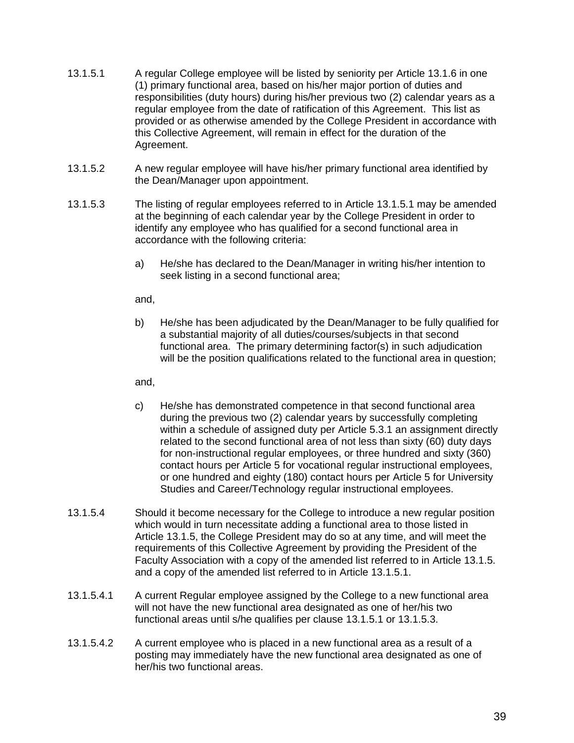13.1.5.1 A regular College employee will be listed by seniority per Article 13.1.6 in one (1) primary functional area, based on his/her major portion of duties and responsibilities (duty hours) during his/her previous two (2) calendar years as a regular employee from the date of ratification of this Agreement. This list as provided or as otherwise amended by the College President in accordance with this Collective Agreement, will remain in effect for the duration of the Agreement.

13.1.5.2 A new regular employee will have his/her primary functional area identified by the Dean/Manager upon appointment.

13.1.5.3 The listing of regular employees referred to in Article 13.1.5.1 may be amended at the beginning of each calendar year by the College President in order to identify any employee who has qualified for a second functional area in accordance with the following criteria:

a) He/she has declared to the Dean/Manager in writing his/her intention to seek listing in a second functional area;

and,

b) He/she has been adjudicated by the Dean/Manager to be fully qualified for a substantial majority of all duties/courses/subjects in that second functional area. The primary determining factor(s) in such adjudication will be the position qualifications related to the functional area in question;

and,

c) He/she has demonstrated competence in that second functional area during the previous two (2) calendar years by successfully completing within a schedule of assigned duty per Article 5.3.1 an assignment directly related to the second functional area of not less than sixty (60) duty days for non-instructional regular employees, or three hundred and sixty (360) contact hours per Article 5 for vocational regular instructional employees, or one hundred and eighty (180) contact hours per Article 5 for University Studies and Career/Technology regular instructional employees.

13.1.5.4 Should it become necessary for the College to introduce a new regular position which would in turn necessitate adding a functional area to those listed in Article 13.1.5, the College President may do so at any time, and will meet the requirements of this Collective Agreement by providing the President of the Faculty Association with a copy of the amended list referred to in Article 13.1.5. and a copy of the amended list referred to in Article 13.1.5.1.

13.1.5.4.1 A current Regular employee assigned by the College to a new functional area will not have the new functional area designated as one of her/his two functional areas until s/he qualifies per clause 13.1.5.1 or 13.1.5.3.

13.1.5.4.2 A current employee who is placed in a new functional area as a result of a posting may immediately have the new functional area designated as one of her/his two functional areas.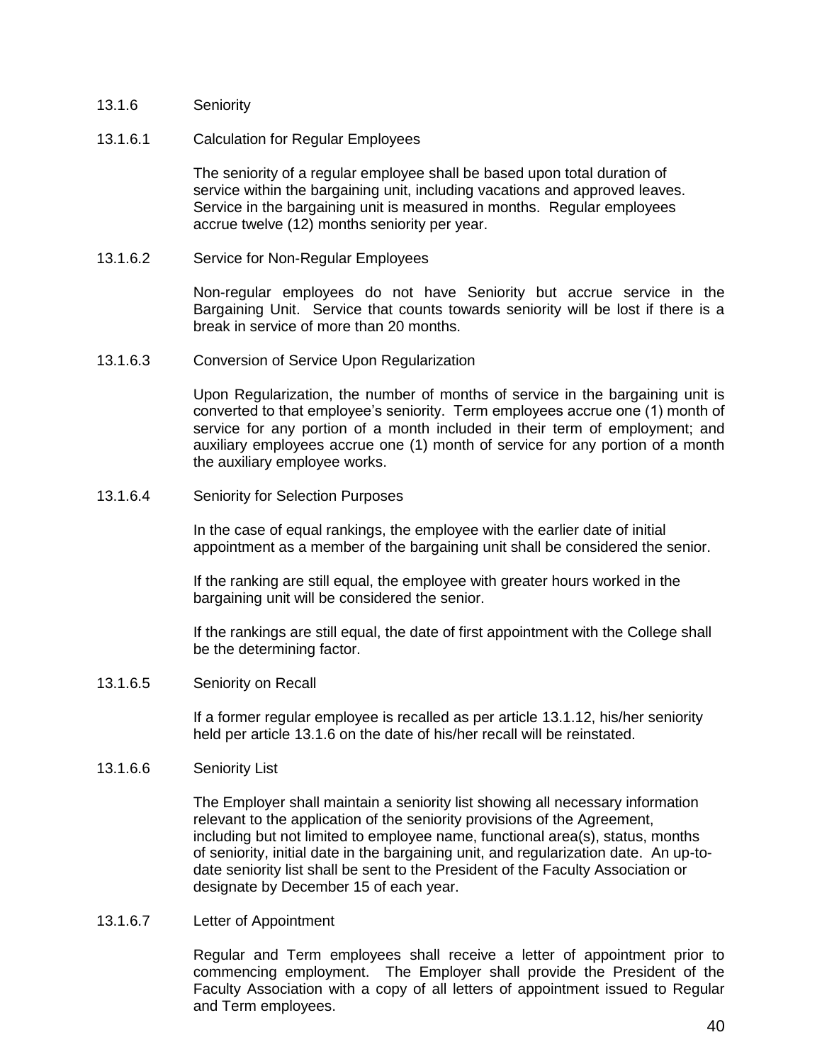### 13.1.6 Seniority

#### 13.1.6.1 Calculation for Regular Employees

The seniority of a regular employee shall be based upon total duration of service within the bargaining unit, including vacations and approved leaves. Service in the bargaining unit is measured in months. Regular employees accrue twelve (12) months seniority per year.

#### 13.1.6.2 Service for Non-Regular Employees

Non-regular employees do not have Seniority but accrue service in the Bargaining Unit. Service that counts towards seniority will be lost if there is a break in service of more than 20 months.

#### 13.1.6.3 Conversion of Service Upon Regularization

Upon Regularization, the number of months of service in the bargaining unit is converted to that employee's seniority. Term employees accrue one (1) month of service for any portion of a month included in their term of employment; and auxiliary employees accrue one (1) month of service for any portion of a month the auxiliary employee works.

#### 13.1.6.4 Seniority for Selection Purposes

In the case of equal rankings, the employee with the earlier date of initial appointment as a member of the bargaining unit shall be considered the senior.

If the ranking are still equal, the employee with greater hours worked in the bargaining unit will be considered the senior.

If the rankings are still equal, the date of first appointment with the College shall be the determining factor.

#### 13.1.6.5 Seniority on Recall

If a former regular employee is recalled as per article 13.1.12, his/her seniority held per article 13.1.6 on the date of his/her recall will be reinstated.

#### 13.1.6.6 Seniority List

The Employer shall maintain a seniority list showing all necessary information relevant to the application of the seniority provisions of the Agreement, including but not limited to employee name, functional area(s), status, months of seniority, initial date in the bargaining unit, and regularization date. An up-to-date seniority list shall be sent to the President of the Faculty Association or designate by December 15 of each year.

#### 13.1.6.7 Letter of Appointment

Regular and Term employees shall receive a letter of appointment prior to commencing employment. The Employer shall provide the President of the Faculty Association with a copy of all letters of appointment issued to Regular and Term employees.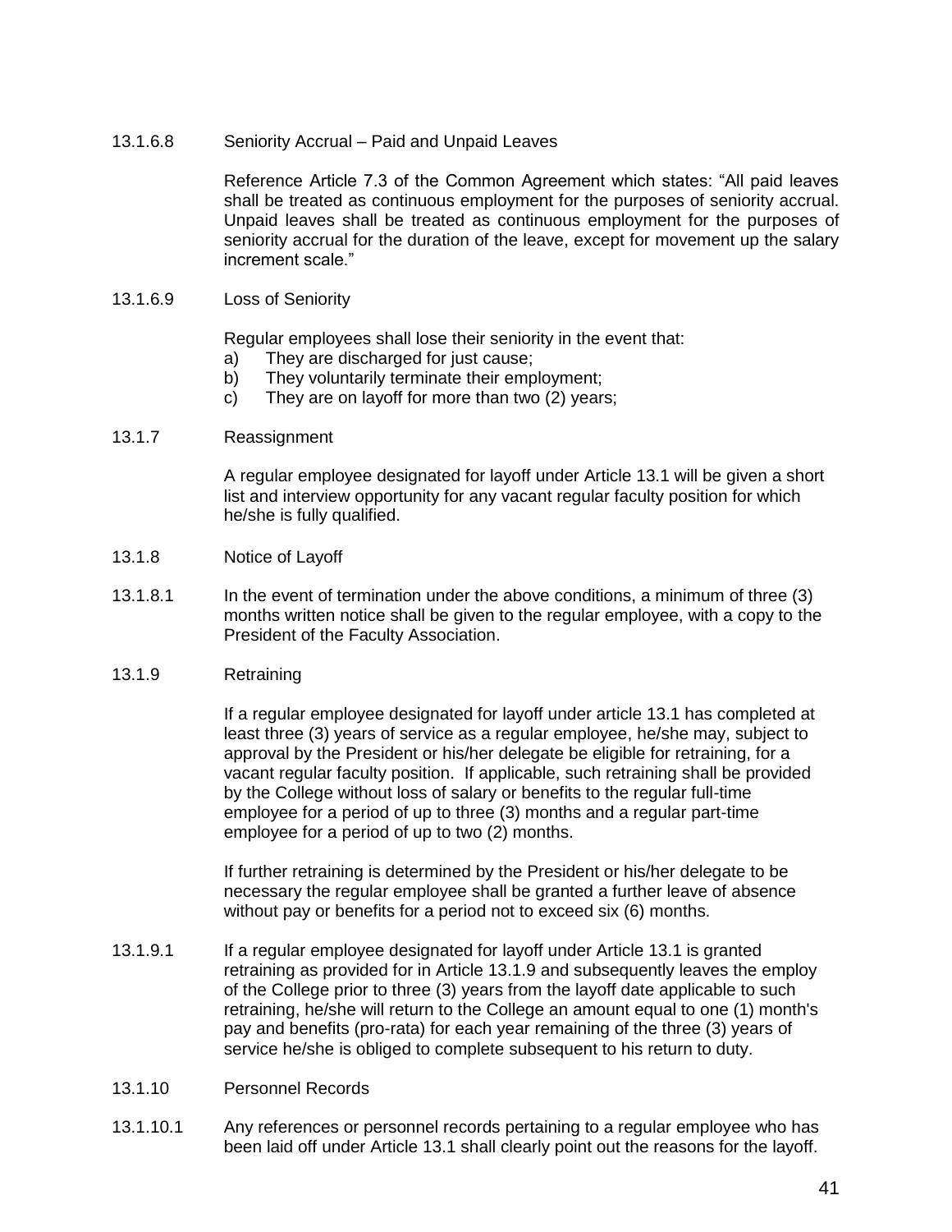13.1.6.8 Seniority Accrual – Paid and Unpaid Leaves

Reference Article 7.3 of the Common Agreement which states: "All paid leaves shall be treated as continuous employment for the purposes of seniority accrual. Unpaid leaves shall be treated as continuous employment for the purposes of seniority accrual for the duration of the leave, except for movement up the salary increment scale."

13.1.6.9 Loss of Seniority

Regular employees shall lose their seniority in the event that:

a) They are discharged for just cause;
b) They voluntarily terminate their employment;
c) They are on layoff for more than two (2) years;

13.1.7 Reassignment

A regular employee designated for layoff under Article 13.1 will be given a short list and interview opportunity for any vacant regular faculty position for which he/she is fully qualified.

13.1.8 Notice of Layoff

13.1.8.1 In the event of termination under the above conditions, a minimum of three (3) months written notice shall be given to the regular employee, with a copy to the President of the Faculty Association.

13.1.9 Retraining

If a regular employee designated for layoff under article 13.1 has completed at least three (3) years of service as a regular employee, he/she may, subject to approval by the President or his/her delegate be eligible for retraining, for a vacant regular faculty position. If applicable, such retraining shall be provided by the College without loss of salary or benefits to the regular full-time employee for a period of up to three (3) months and a regular part-time employee for a period of up to two (2) months.

If further retraining is determined by the President or his/her delegate to be necessary the regular employee shall be granted a further leave of absence without pay or benefits for a period not to exceed six (6) months.

13.1.9.1 If a regular employee designated for layoff under Article 13.1 is granted retraining as provided for in Article 13.1.9 and subsequently leaves the employ of the College prior to three (3) years from the layoff date applicable to such retraining, he/she will return to the College an amount equal to one (1) month's pay and benefits (pro-rata) for each year remaining of the three (3) years of service he/she is obliged to complete subsequent to his return to duty.

13.1.10 Personnel Records

13.1.10.1 Any references or personnel records pertaining to a regular employee who has been laid off under Article 13.1 shall clearly point out the reasons for the layoff.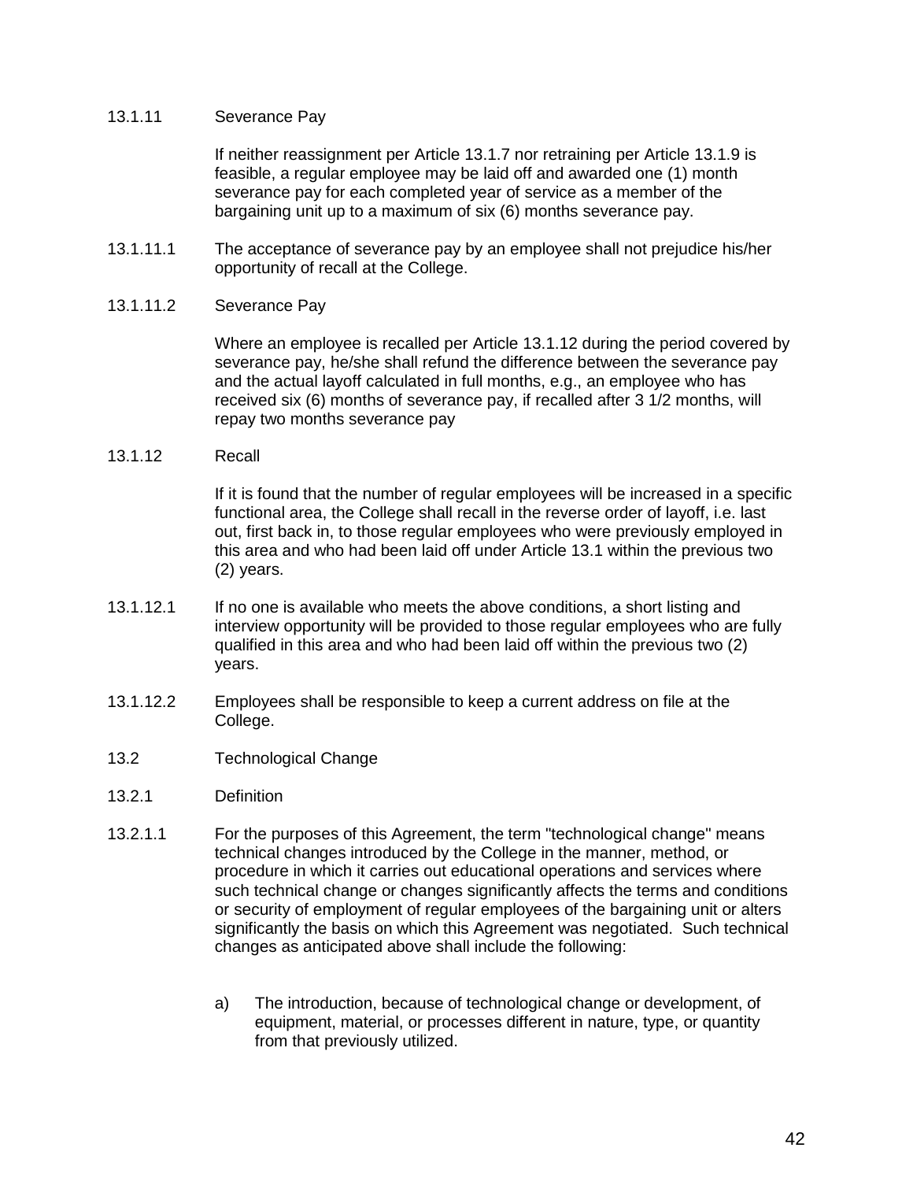13.1.11 Severance Pay

If neither reassignment per Article 13.1.7 nor retraining per Article 13.1.9 is feasible, a regular employee may be laid off and awarded one (1) month severance pay for each completed year of service as a member of the bargaining unit up to a maximum of six (6) months severance pay.

13.1.11.1 The acceptance of severance pay by an employee shall not prejudice his/her opportunity of recall at the College.

13.1.11.2 Severance Pay

Where an employee is recalled per Article 13.1.12 during the period covered by severance pay, he/she shall refund the difference between the severance pay and the actual layoff calculated in full months, e.g., an employee who has received six (6) months of severance pay, if recalled after 3 1/2 months, will repay two months severance pay

13.1.12 Recall

If it is found that the number of regular employees will be increased in a specific functional area, the College shall recall in the reverse order of layoff, i.e. last out, first back in, to those regular employees who were previously employed in this area and who had been laid off under Article 13.1 within the previous two (2) years.

13.1.12.1 If no one is available who meets the above conditions, a short listing and interview opportunity will be provided to those regular employees who are fully qualified in this area and who had been laid off within the previous two (2) years.

13.1.12.2 Employees shall be responsible to keep a current address on file at the College.

13.2 Technological Change

13.2.1 Definition

13.2.1.1 For the purposes of this Agreement, the term "technological change" means technical changes introduced by the College in the manner, method, or procedure in which it carries out educational operations and services where such technical change or changes significantly affects the terms and conditions or security of employment of regular employees of the bargaining unit or alters significantly the basis on which this Agreement was negotiated. Such technical changes as anticipated above shall include the following:

a) The introduction, because of technological change or development, of equipment, material, or processes different in nature, type, or quantity from that previously utilized.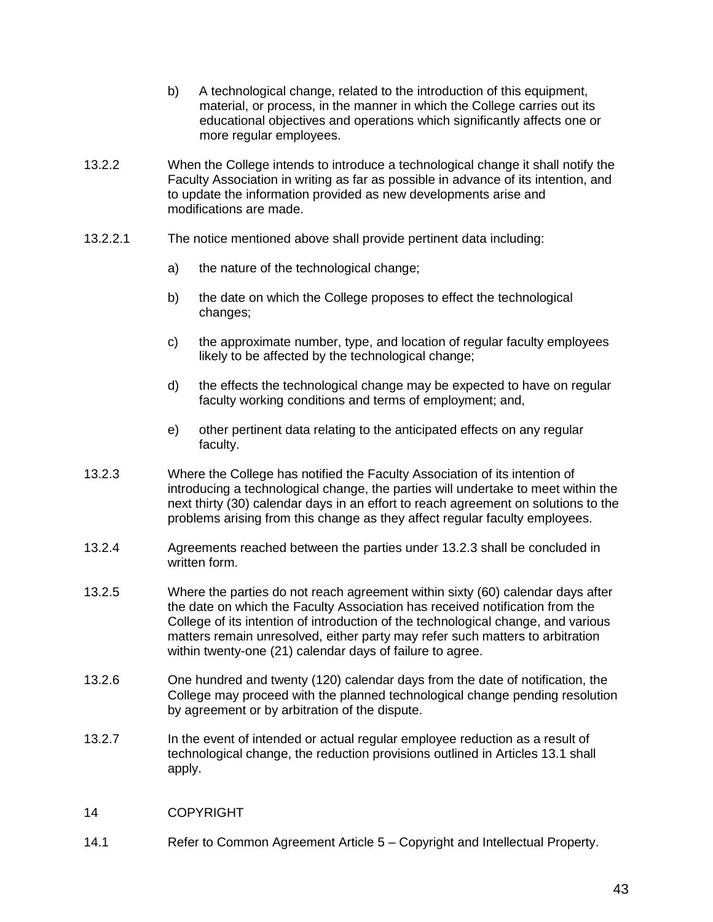b) A technological change, related to the introduction of this equipment, material, or process, in the manner in which the College carries out its educational objectives and operations which significantly affects one or more regular employees.

13.2.2 When the College intends to introduce a technological change it shall notify the Faculty Association in writing as far as possible in advance of its intention, and to update the information provided as new developments arise and modifications are made.

13.2.2.1 The notice mentioned above shall provide pertinent data including:

a) the nature of the technological change;

b) the date on which the College proposes to effect the technological changes;

c) the approximate number, type, and location of regular faculty employees likely to be affected by the technological change;

d) the effects the technological change may be expected to have on regular faculty working conditions and terms of employment; and,

e) other pertinent data relating to the anticipated effects on any regular faculty.

13.2.3 Where the College has notified the Faculty Association of its intention of introducing a technological change, the parties will undertake to meet within the next thirty (30) calendar days in an effort to reach agreement on solutions to the problems arising from this change as they affect regular faculty employees.

13.2.4 Agreements reached between the parties under 13.2.3 shall be concluded in written form.

13.2.5 Where the parties do not reach agreement within sixty (60) calendar days after the date on which the Faculty Association has received notification from the College of its intention of introduction of the technological change, and various matters remain unresolved, either party may refer such matters to arbitration within twenty-one (21) calendar days of failure to agree.

13.2.6 One hundred and twenty (120) calendar days from the date of notification, the College may proceed with the planned technological change pending resolution by agreement or by arbitration of the dispute.

13.2.7 In the event of intended or actual regular employee reduction as a result of technological change, the reduction provisions outlined in Articles 13.1 shall apply.

## 14 COPYRIGHT

14.1 Refer to Common Agreement Article 5 – Copyright and Intellectual Property.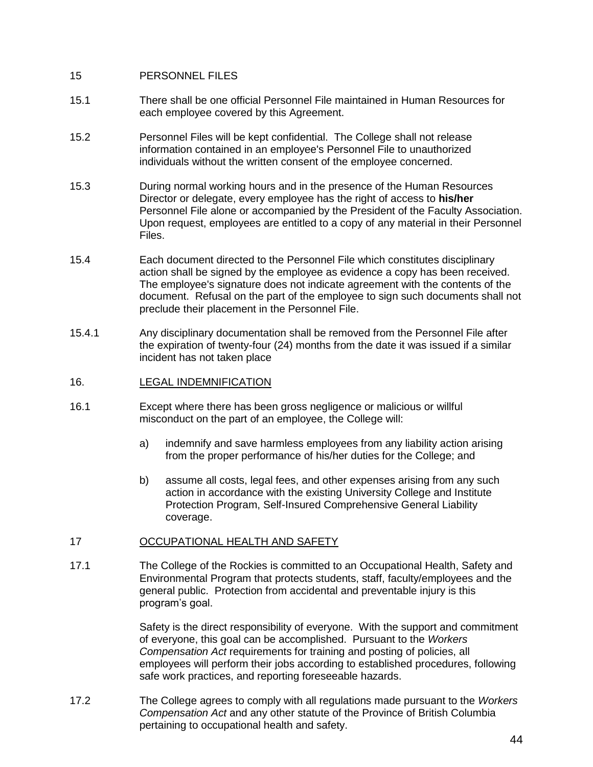## 15 PERSONNEL FILES

15.1 There shall be one official Personnel File maintained in Human Resources for each employee covered by this Agreement.

15.2 Personnel Files will be kept confidential. The College shall not release information contained in an employee's Personnel File to unauthorized individuals without the written consent of the employee concerned.

15.3 During normal working hours and in the presence of the Human Resources Director or delegate, every employee has the right of access to **his/her** Personnel File alone or accompanied by the President of the Faculty Association. Upon request, employees are entitled to a copy of any material in their Personnel Files.

15.4 Each document directed to the Personnel File which constitutes disciplinary action shall be signed by the employee as evidence a copy has been received. The employee's signature does not indicate agreement with the contents of the document. Refusal on the part of the employee to sign such documents shall not preclude their placement in the Personnel File.

15.4.1 Any disciplinary documentation shall be removed from the Personnel File after the expiration of twenty-four (24) months from the date it was issued if a similar incident has not taken place

## 16. LEGAL INDEMNIFICATION

16.1 Except where there has been gross negligence or malicious or willful misconduct on the part of an employee, the College will:

a) indemnify and save harmless employees from any liability action arising from the proper performance of his/her duties for the College; and

b) assume all costs, legal fees, and other expenses arising from any such action in accordance with the existing University College and Institute Protection Program, Self-Insured Comprehensive General Liability coverage.

## 17 OCCUPATIONAL HEALTH AND SAFETY

17.1 The College of the Rockies is committed to an Occupational Health, Safety and Environmental Program that protects students, staff, faculty/employees and the general public. Protection from accidental and preventable injury is this program's goal.

Safety is the direct responsibility of everyone. With the support and commitment of everyone, this goal can be accomplished. Pursuant to the *Workers Compensation Act* requirements for training and posting of policies, all employees will perform their jobs according to established procedures, following safe work practices, and reporting foreseeable hazards.

17.2 The College agrees to comply with all regulations made pursuant to the *Workers Compensation Act* and any other statute of the Province of British Columbia pertaining to occupational health and safety.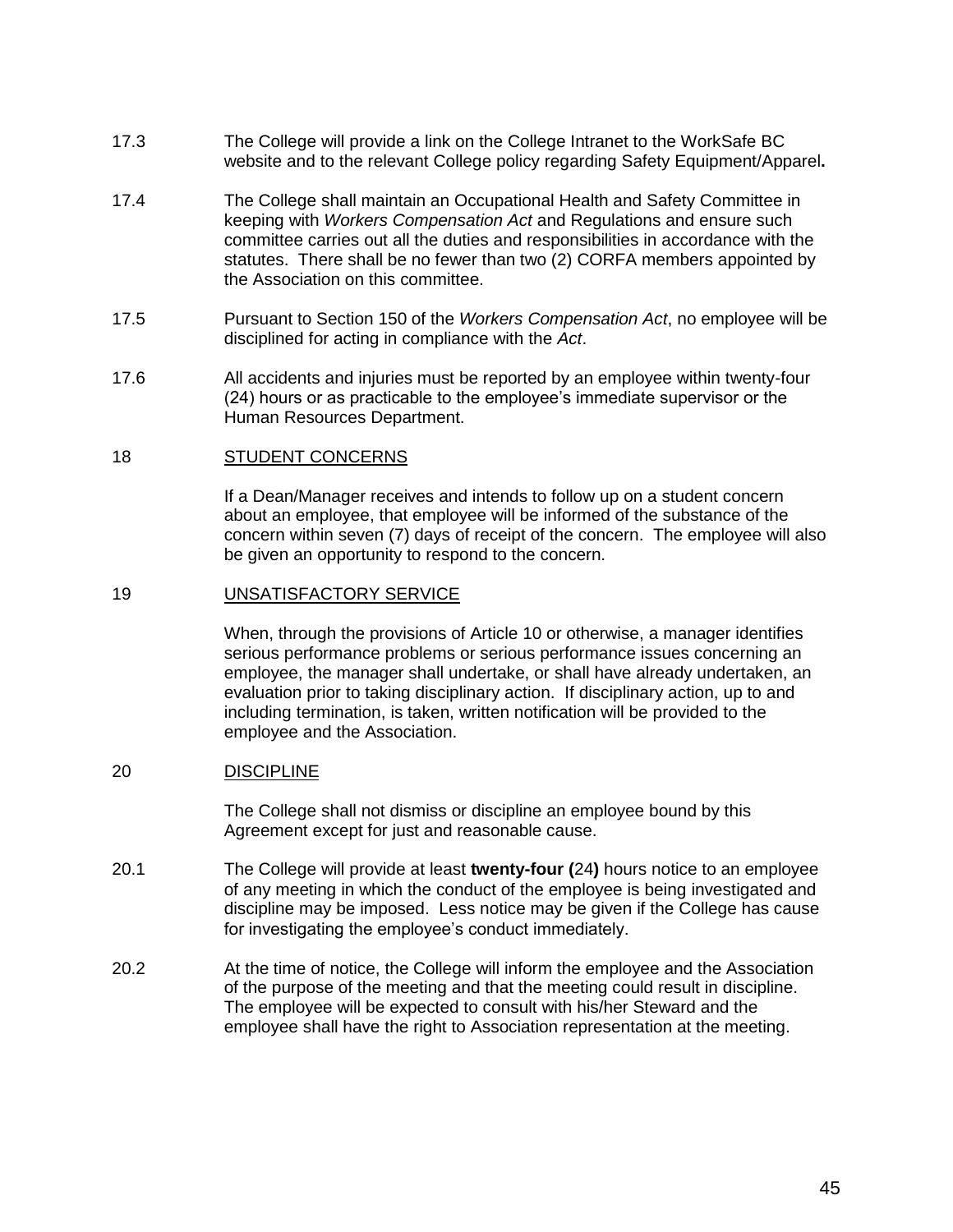17.3 The College will provide a link on the College Intranet to the WorkSafe BC website and to the relevant College policy regarding Safety Equipment/Apparel**.**

17.4 The College shall maintain an Occupational Health and Safety Committee in keeping with *Workers Compensation Act* and Regulations and ensure such committee carries out all the duties and responsibilities in accordance with the statutes. There shall be no fewer than two (2) CORFA members appointed by the Association on this committee.

17.5 Pursuant to Section 150 of the *Workers Compensation Act*, no employee will be disciplined for acting in compliance with the *Act*.

17.6 All accidents and injuries must be reported by an employee within twenty-four (24) hours or as practicable to the employee's immediate supervisor or the Human Resources Department.

## 18 STUDENT CONCERNS

If a Dean/Manager receives and intends to follow up on a student concern about an employee, that employee will be informed of the substance of the concern within seven (7) days of receipt of the concern. The employee will also be given an opportunity to respond to the concern.

## 19 UNSATISFACTORY SERVICE

When, through the provisions of Article 10 or otherwise, a manager identifies serious performance problems or serious performance issues concerning an employee, the manager shall undertake, or shall have already undertaken, an evaluation prior to taking disciplinary action. If disciplinary action, up to and including termination, is taken, written notification will be provided to the employee and the Association.

## 20 DISCIPLINE

The College shall not dismiss or discipline an employee bound by this Agreement except for just and reasonable cause.

20.1 The College will provide at least **twenty-four (**24**)** hours notice to an employee of any meeting in which the conduct of the employee is being investigated and discipline may be imposed. Less notice may be given if the College has cause for investigating the employee's conduct immediately.

20.2 At the time of notice, the College will inform the employee and the Association of the purpose of the meeting and that the meeting could result in discipline. The employee will be expected to consult with his/her Steward and the employee shall have the right to Association representation at the meeting.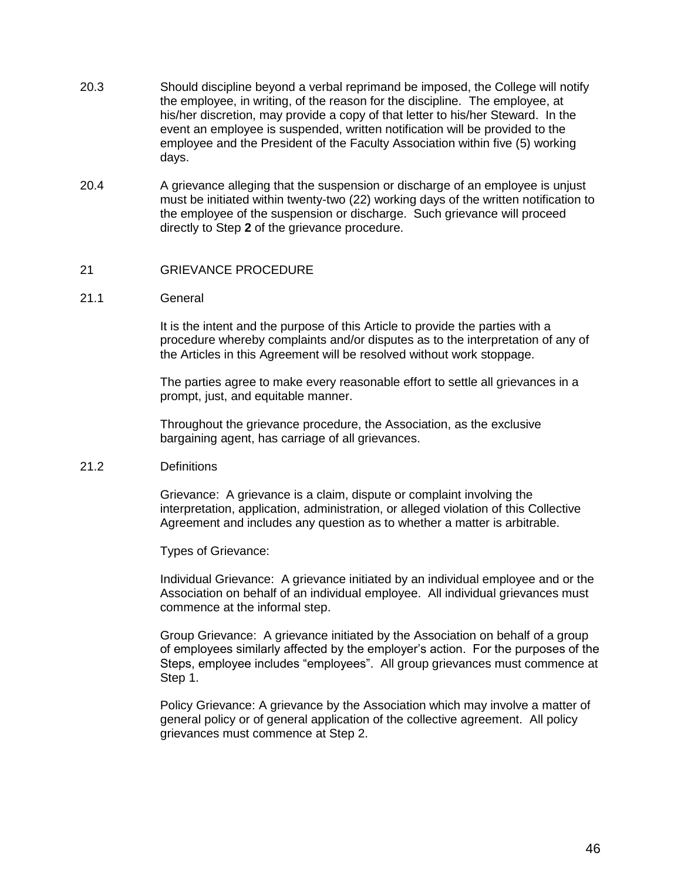20.3 Should discipline beyond a verbal reprimand be imposed, the College will notify the employee, in writing, of the reason for the discipline. The employee, at his/her discretion, may provide a copy of that letter to his/her Steward. In the event an employee is suspended, written notification will be provided to the employee and the President of the Faculty Association within five (5) working days.

20.4 A grievance alleging that the suspension or discharge of an employee is unjust must be initiated within twenty-two (22) working days of the written notification to the employee of the suspension or discharge. Such grievance will proceed directly to Step **2** of the grievance procedure.

## 21 GRIEVANCE PROCEDURE

### 21.1 General

It is the intent and the purpose of this Article to provide the parties with a procedure whereby complaints and/or disputes as to the interpretation of any of the Articles in this Agreement will be resolved without work stoppage.

The parties agree to make every reasonable effort to settle all grievances in a prompt, just, and equitable manner.

Throughout the grievance procedure, the Association, as the exclusive bargaining agent, has carriage of all grievances.

### 21.2 Definitions

Grievance: A grievance is a claim, dispute or complaint involving the interpretation, application, administration, or alleged violation of this Collective Agreement and includes any question as to whether a matter is arbitrable.

Types of Grievance:

Individual Grievance: A grievance initiated by an individual employee and or the Association on behalf of an individual employee. All individual grievances must commence at the informal step.

Group Grievance: A grievance initiated by the Association on behalf of a group of employees similarly affected by the employer's action. For the purposes of the Steps, employee includes "employees". All group grievances must commence at Step 1.

Policy Grievance: A grievance by the Association which may involve a matter of general policy or of general application of the collective agreement. All policy grievances must commence at Step 2.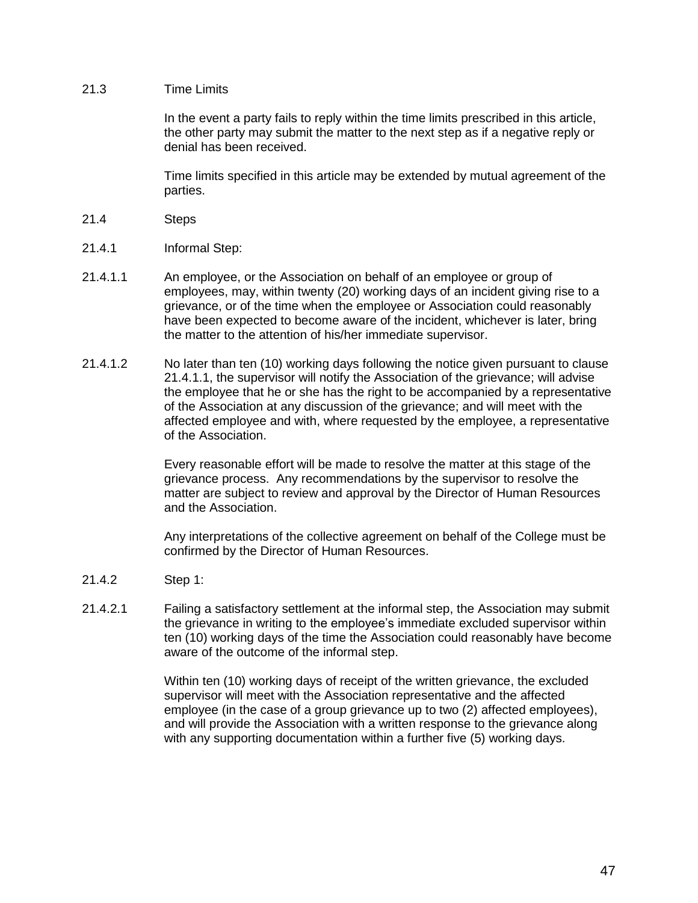21.3 Time Limits

In the event a party fails to reply within the time limits prescribed in this article, the other party may submit the matter to the next step as if a negative reply or denial has been received.

Time limits specified in this article may be extended by mutual agreement of the parties.

21.4 Steps

21.4.1 Informal Step:

21.4.1.1 An employee, or the Association on behalf of an employee or group of employees, may, within twenty (20) working days of an incident giving rise to a grievance, or of the time when the employee or Association could reasonably have been expected to become aware of the incident, whichever is later, bring the matter to the attention of his/her immediate supervisor.

21.4.1.2 No later than ten (10) working days following the notice given pursuant to clause 21.4.1.1, the supervisor will notify the Association of the grievance; will advise the employee that he or she has the right to be accompanied by a representative of the Association at any discussion of the grievance; and will meet with the affected employee and with, where requested by the employee, a representative of the Association.

Every reasonable effort will be made to resolve the matter at this stage of the grievance process. Any recommendations by the supervisor to resolve the matter are subject to review and approval by the Director of Human Resources and the Association.

Any interpretations of the collective agreement on behalf of the College must be confirmed by the Director of Human Resources.

21.4.2 Step 1:

21.4.2.1 Failing a satisfactory settlement at the informal step, the Association may submit the grievance in writing to the employee's immediate excluded supervisor within ten (10) working days of the time the Association could reasonably have become aware of the outcome of the informal step.

Within ten (10) working days of receipt of the written grievance, the excluded supervisor will meet with the Association representative and the affected employee (in the case of a group grievance up to two (2) affected employees), and will provide the Association with a written response to the grievance along with any supporting documentation within a further five (5) working days.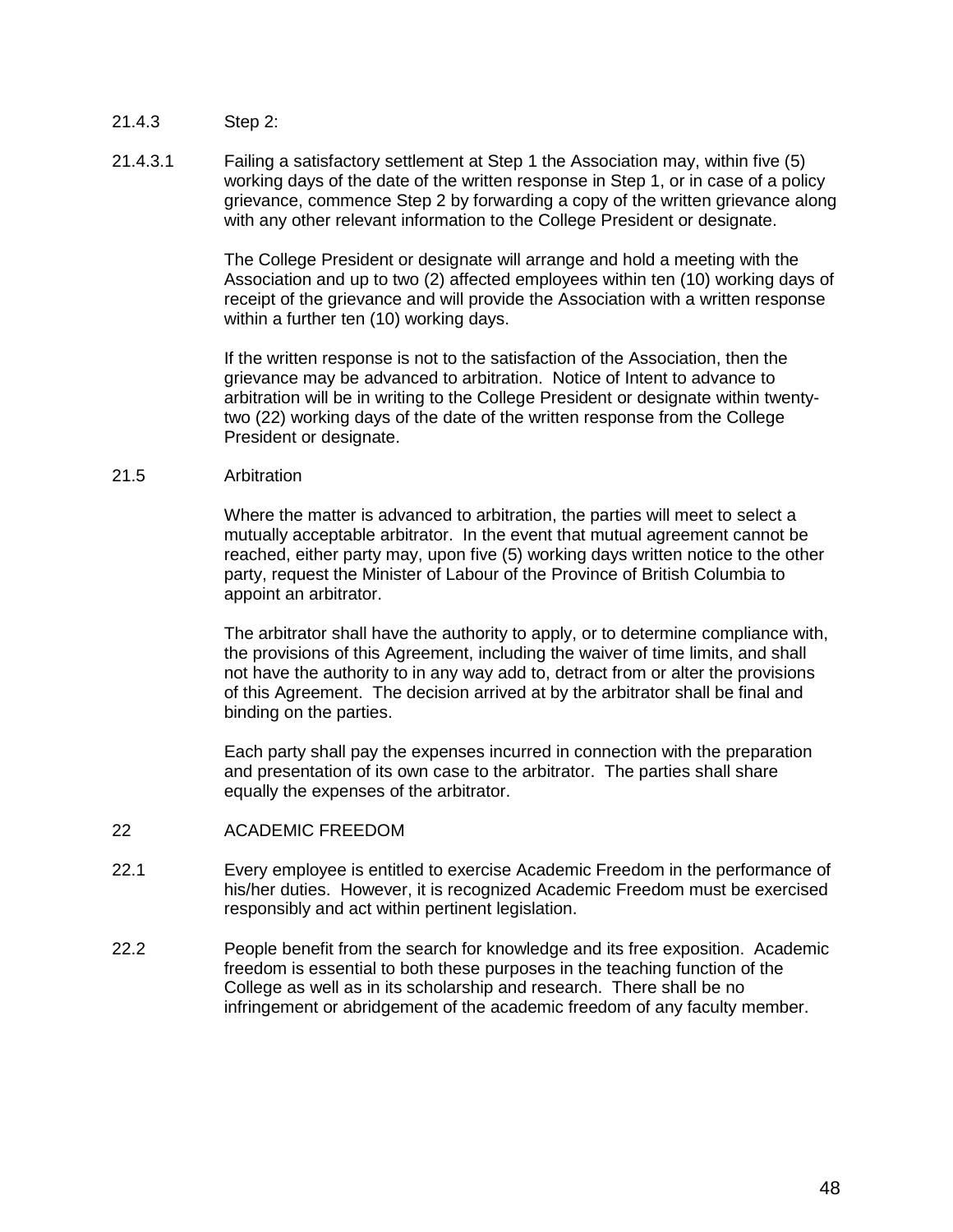21.4.3 Step 2:

21.4.3.1 Failing a satisfactory settlement at Step 1 the Association may, within five (5) working days of the date of the written response in Step 1, or in case of a policy grievance, commence Step 2 by forwarding a copy of the written grievance along with any other relevant information to the College President or designate.

The College President or designate will arrange and hold a meeting with the Association and up to two (2) affected employees within ten (10) working days of receipt of the grievance and will provide the Association with a written response within a further ten (10) working days.

If the written response is not to the satisfaction of the Association, then the grievance may be advanced to arbitration. Notice of Intent to advance to arbitration will be in writing to the College President or designate within twenty-two (22) working days of the date of the written response from the College President or designate.

21.5 Arbitration

Where the matter is advanced to arbitration, the parties will meet to select a mutually acceptable arbitrator. In the event that mutual agreement cannot be reached, either party may, upon five (5) working days written notice to the other party, request the Minister of Labour of the Province of British Columbia to appoint an arbitrator.

The arbitrator shall have the authority to apply, or to determine compliance with, the provisions of this Agreement, including the waiver of time limits, and shall not have the authority to in any way add to, detract from or alter the provisions of this Agreement. The decision arrived at by the arbitrator shall be final and binding on the parties.

Each party shall pay the expenses incurred in connection with the preparation and presentation of its own case to the arbitrator. The parties shall share equally the expenses of the arbitrator.

## 22 ACADEMIC FREEDOM

22.1 Every employee is entitled to exercise Academic Freedom in the performance of his/her duties. However, it is recognized Academic Freedom must be exercised responsibly and act within pertinent legislation.

22.2 People benefit from the search for knowledge and its free exposition. Academic freedom is essential to both these purposes in the teaching function of the College as well as in its scholarship and research. There shall be no infringement or abridgement of the academic freedom of any faculty member.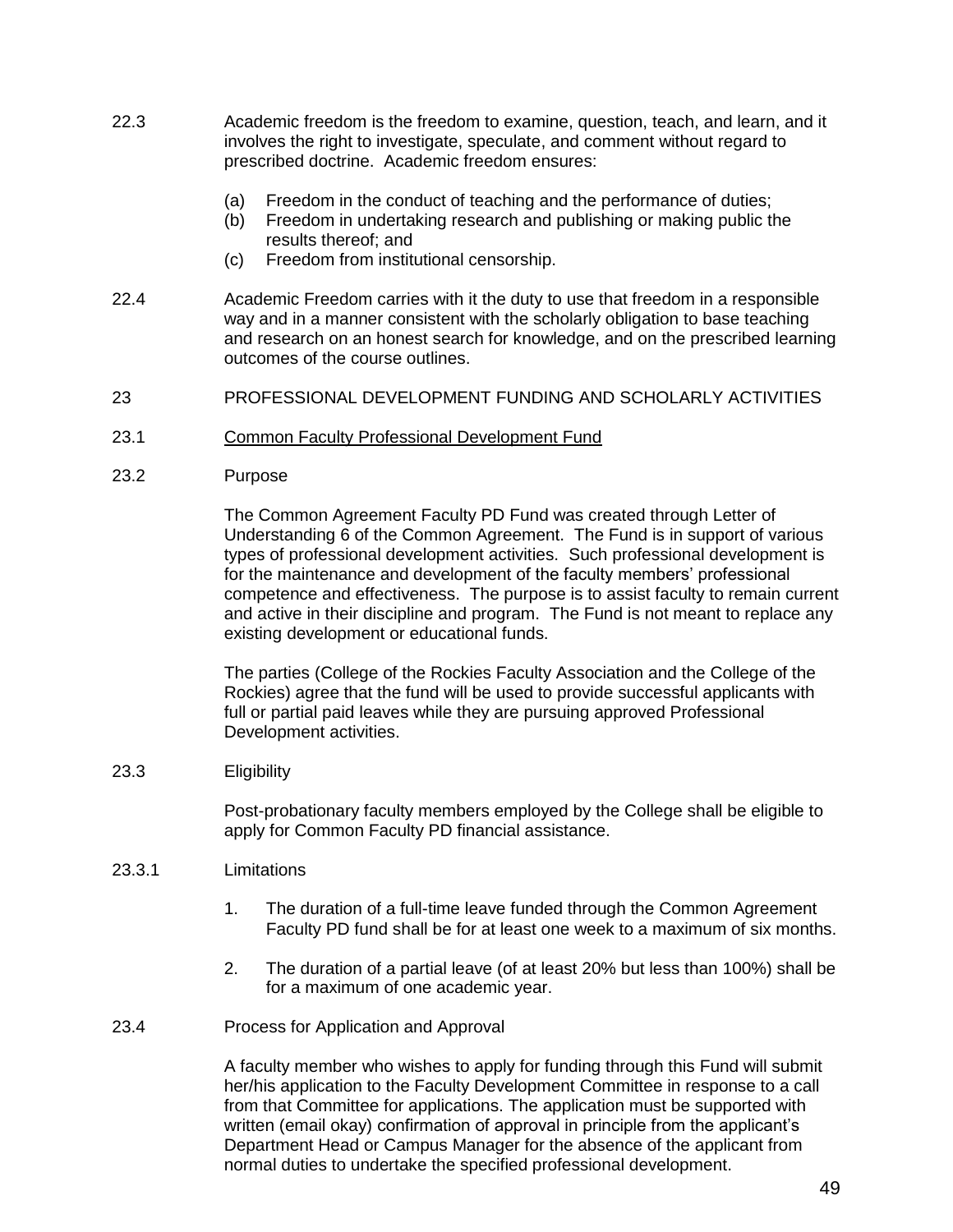22.3 Academic freedom is the freedom to examine, question, teach, and learn, and it involves the right to investigate, speculate, and comment without regard to prescribed doctrine. Academic freedom ensures:

(a) Freedom in the conduct of teaching and the performance of duties;
(b) Freedom in undertaking research and publishing or making public the results thereof; and
(c) Freedom from institutional censorship.

22.4 Academic Freedom carries with it the duty to use that freedom in a responsible way and in a manner consistent with the scholarly obligation to base teaching and research on an honest search for knowledge, and on the prescribed learning outcomes of the course outlines.

## 23 PROFESSIONAL DEVELOPMENT FUNDING AND SCHOLARLY ACTIVITIES

### 23.1 Common Faculty Professional Development Fund

### 23.2 Purpose

The Common Agreement Faculty PD Fund was created through Letter of Understanding 6 of the Common Agreement. The Fund is in support of various types of professional development activities. Such professional development is for the maintenance and development of the faculty members' professional competence and effectiveness. The purpose is to assist faculty to remain current and active in their discipline and program. The Fund is not meant to replace any existing development or educational funds.

The parties (College of the Rockies Faculty Association and the College of the Rockies) agree that the fund will be used to provide successful applicants with full or partial paid leaves while they are pursuing approved Professional Development activities.

### 23.3 Eligibility

Post-probationary faculty members employed by the College shall be eligible to apply for Common Faculty PD financial assistance.

### 23.3.1 Limitations

1. The duration of a full-time leave funded through the Common Agreement Faculty PD fund shall be for at least one week to a maximum of six months.

2. The duration of a partial leave (of at least 20% but less than 100%) shall be for a maximum of one academic year.

### 23.4 Process for Application and Approval

A faculty member who wishes to apply for funding through this Fund will submit her/his application to the Faculty Development Committee in response to a call from that Committee for applications. The application must be supported with written (email okay) confirmation of approval in principle from the applicant's Department Head or Campus Manager for the absence of the applicant from normal duties to undertake the specified professional development.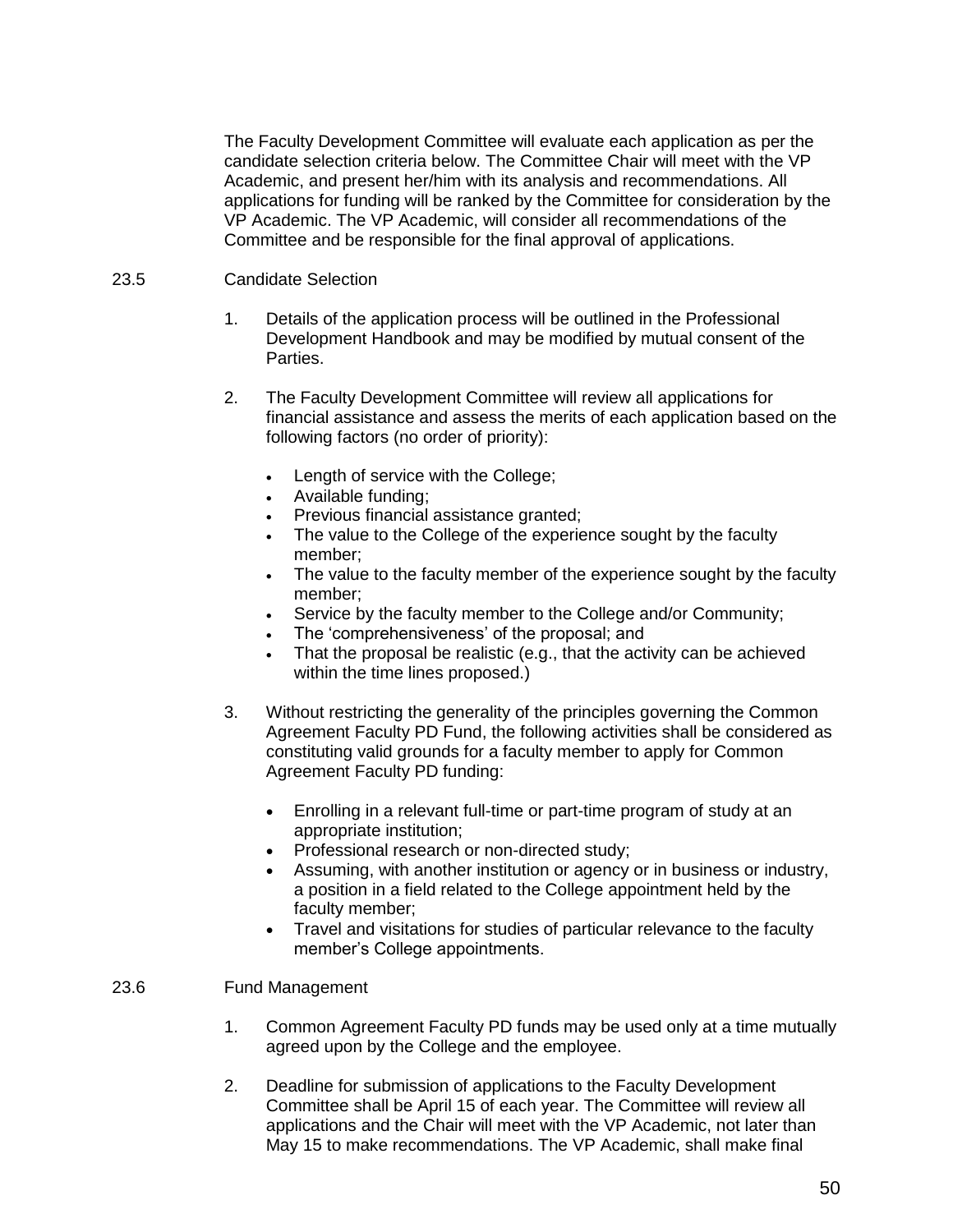The Faculty Development Committee will evaluate each application as per the candidate selection criteria below. The Committee Chair will meet with the VP Academic, and present her/him with its analysis and recommendations. All applications for funding will be ranked by the Committee for consideration by the VP Academic. The VP Academic, will consider all recommendations of the Committee and be responsible for the final approval of applications.

23.5 Candidate Selection

1. Details of the application process will be outlined in the Professional Development Handbook and may be modified by mutual consent of the Parties.

2. The Faculty Development Committee will review all applications for financial assistance and assess the merits of each application based on the following factors (no order of priority):

   - Length of service with the College;
   - Available funding;
   - Previous financial assistance granted;
   - The value to the College of the experience sought by the faculty member;
   - The value to the faculty member of the experience sought by the faculty member;
   - Service by the faculty member to the College and/or Community;
   - The 'comprehensiveness' of the proposal; and
   - That the proposal be realistic (e.g., that the activity can be achieved within the time lines proposed.)

3. Without restricting the generality of the principles governing the Common Agreement Faculty PD Fund, the following activities shall be considered as constituting valid grounds for a faculty member to apply for Common Agreement Faculty PD funding:

   - Enrolling in a relevant full-time or part-time program of study at an appropriate institution;
   - Professional research or non-directed study;
   - Assuming, with another institution or agency or in business or industry, a position in a field related to the College appointment held by the faculty member;
   - Travel and visitations for studies of particular relevance to the faculty member's College appointments.

23.6 Fund Management

1. Common Agreement Faculty PD funds may be used only at a time mutually agreed upon by the College and the employee.

2. Deadline for submission of applications to the Faculty Development Committee shall be April 15 of each year. The Committee will review all applications and the Chair will meet with the VP Academic, not later than May 15 to make recommendations. The VP Academic, shall make final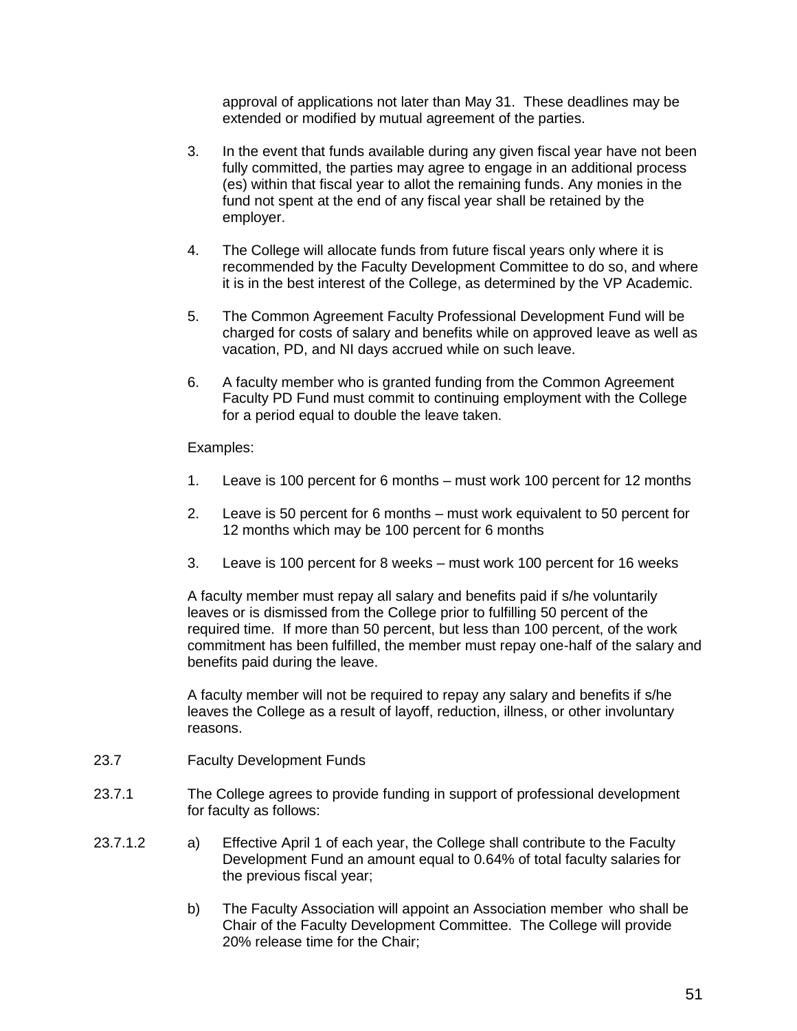approval of applications not later than May 31. These deadlines may be extended or modified by mutual agreement of the parties.

3. In the event that funds available during any given fiscal year have not been fully committed, the parties may agree to engage in an additional process (es) within that fiscal year to allot the remaining funds. Any monies in the fund not spent at the end of any fiscal year shall be retained by the employer.

4. The College will allocate funds from future fiscal years only where it is recommended by the Faculty Development Committee to do so, and where it is in the best interest of the College, as determined by the VP Academic.

5. The Common Agreement Faculty Professional Development Fund will be charged for costs of salary and benefits while on approved leave as well as vacation, PD, and NI days accrued while on such leave.

6. A faculty member who is granted funding from the Common Agreement Faculty PD Fund must commit to continuing employment with the College for a period equal to double the leave taken.

Examples:

1. Leave is 100 percent for 6 months – must work 100 percent for 12 months

2. Leave is 50 percent for 6 months – must work equivalent to 50 percent for 12 months which may be 100 percent for 6 months

3. Leave is 100 percent for 8 weeks – must work 100 percent for 16 weeks

A faculty member must repay all salary and benefits paid if s/he voluntarily leaves or is dismissed from the College prior to fulfilling 50 percent of the required time. If more than 50 percent, but less than 100 percent, of the work commitment has been fulfilled, the member must repay one-half of the salary and benefits paid during the leave.

A faculty member will not be required to repay any salary and benefits if s/he leaves the College as a result of layoff, reduction, illness, or other involuntary reasons.

23.7 Faculty Development Funds

23.7.1 The College agrees to provide funding in support of professional development for faculty as follows:

23.7.1.2 a) Effective April 1 of each year, the College shall contribute to the Faculty Development Fund an amount equal to 0.64% of total faculty salaries for the previous fiscal year;

b) The Faculty Association will appoint an Association member who shall be Chair of the Faculty Development Committee. The College will provide 20% release time for the Chair;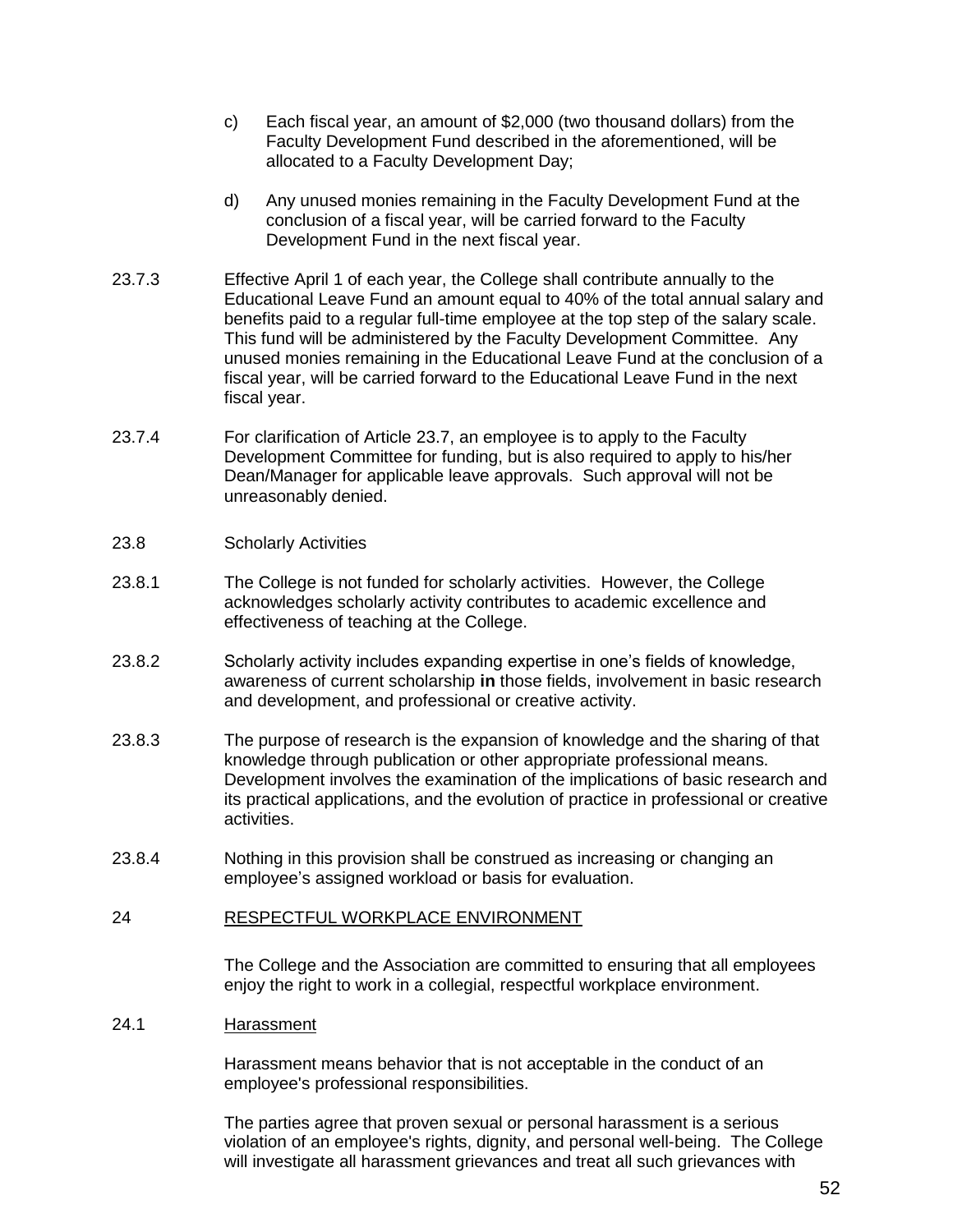c) Each fiscal year, an amount of $2,000 (two thousand dollars) from the Faculty Development Fund described in the aforementioned, will be allocated to a Faculty Development Day;

d) Any unused monies remaining in the Faculty Development Fund at the conclusion of a fiscal year, will be carried forward to the Faculty Development Fund in the next fiscal year.

23.7.3 Effective April 1 of each year, the College shall contribute annually to the Educational Leave Fund an amount equal to 40% of the total annual salary and benefits paid to a regular full-time employee at the top step of the salary scale. This fund will be administered by the Faculty Development Committee. Any unused monies remaining in the Educational Leave Fund at the conclusion of a fiscal year, will be carried forward to the Educational Leave Fund in the next fiscal year.

23.7.4 For clarification of Article 23.7, an employee is to apply to the Faculty Development Committee for funding, but is also required to apply to his/her Dean/Manager for applicable leave approvals. Such approval will not be unreasonably denied.

23.8 Scholarly Activities

23.8.1 The College is not funded for scholarly activities. However, the College acknowledges scholarly activity contributes to academic excellence and effectiveness of teaching at the College.

23.8.2 Scholarly activity includes expanding expertise in one's fields of knowledge, awareness of current scholarship **in** those fields, involvement in basic research and development, and professional or creative activity.

23.8.3 The purpose of research is the expansion of knowledge and the sharing of that knowledge through publication or other appropriate professional means. Development involves the examination of the implications of basic research and its practical applications, and the evolution of practice in professional or creative activities.

23.8.4 Nothing in this provision shall be construed as increasing or changing an employee's assigned workload or basis for evaluation.

## 24 RESPECTFUL WORKPLACE ENVIRONMENT

The College and the Association are committed to ensuring that all employees enjoy the right to work in a collegial, respectful workplace environment.

### 24.1 Harassment

Harassment means behavior that is not acceptable in the conduct of an employee's professional responsibilities.

The parties agree that proven sexual or personal harassment is a serious violation of an employee's rights, dignity, and personal well-being. The College will investigate all harassment grievances and treat all such grievances with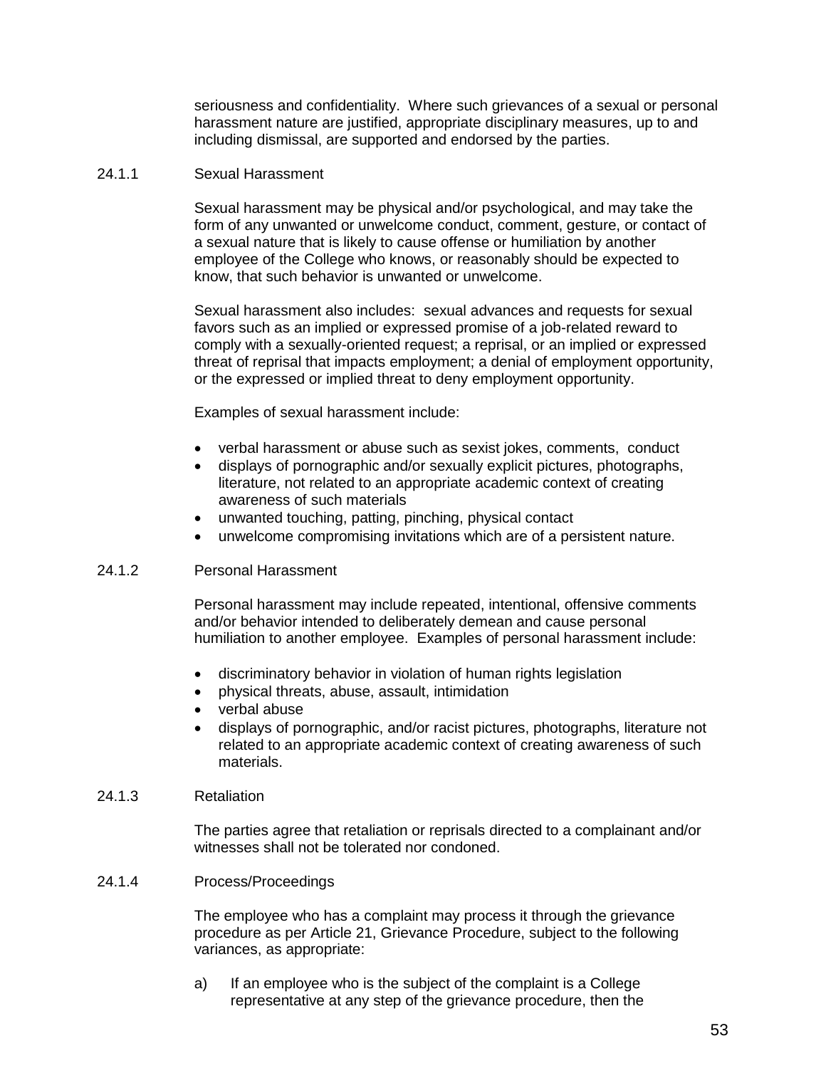seriousness and confidentiality. Where such grievances of a sexual or personal harassment nature are justified, appropriate disciplinary measures, up to and including dismissal, are supported and endorsed by the parties.

### 24.1.1 Sexual Harassment

Sexual harassment may be physical and/or psychological, and may take the form of any unwanted or unwelcome conduct, comment, gesture, or contact of a sexual nature that is likely to cause offense or humiliation by another employee of the College who knows, or reasonably should be expected to know, that such behavior is unwanted or unwelcome.

Sexual harassment also includes: sexual advances and requests for sexual favors such as an implied or expressed promise of a job-related reward to comply with a sexually-oriented request; a reprisal, or an implied or expressed threat of reprisal that impacts employment; a denial of employment opportunity, or the expressed or implied threat to deny employment opportunity.

Examples of sexual harassment include:

- verbal harassment or abuse such as sexist jokes, comments, conduct
- displays of pornographic and/or sexually explicit pictures, photographs, literature, not related to an appropriate academic context of creating awareness of such materials
- unwanted touching, patting, pinching, physical contact
- unwelcome compromising invitations which are of a persistent nature.

### 24.1.2 Personal Harassment

Personal harassment may include repeated, intentional, offensive comments and/or behavior intended to deliberately demean and cause personal humiliation to another employee. Examples of personal harassment include:

- discriminatory behavior in violation of human rights legislation
- physical threats, abuse, assault, intimidation
- verbal abuse
- displays of pornographic, and/or racist pictures, photographs, literature not related to an appropriate academic context of creating awareness of such materials.

### 24.1.3 Retaliation

The parties agree that retaliation or reprisals directed to a complainant and/or witnesses shall not be tolerated nor condoned.

### 24.1.4 Process/Proceedings

The employee who has a complaint may process it through the grievance procedure as per Article 21, Grievance Procedure, subject to the following variances, as appropriate:

a) If an employee who is the subject of the complaint is a College representative at any step of the grievance procedure, then the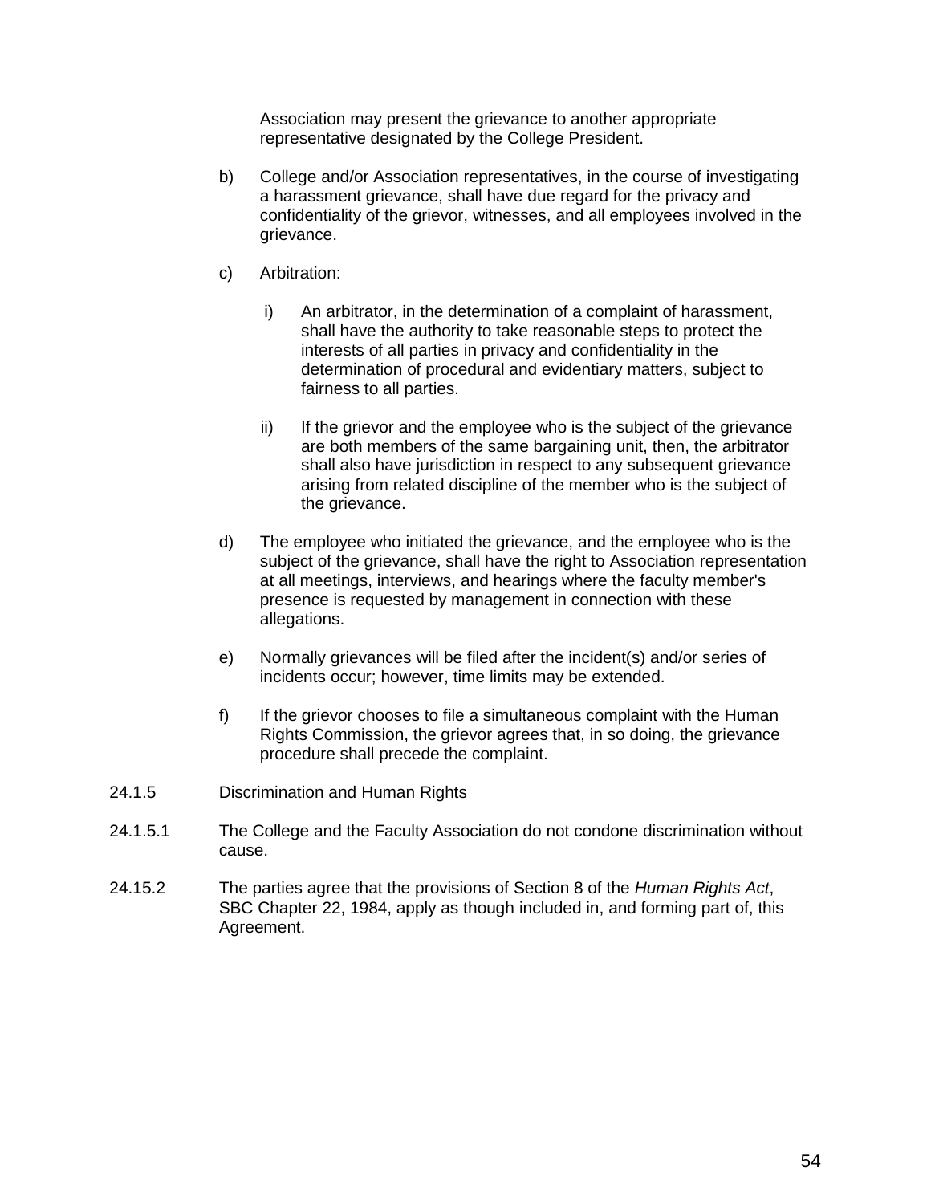Association may present the grievance to another appropriate representative designated by the College President.

b) College and/or Association representatives, in the course of investigating a harassment grievance, shall have due regard for the privacy and confidentiality of the grievor, witnesses, and all employees involved in the grievance.

c) Arbitration:

   i) An arbitrator, in the determination of a complaint of harassment, shall have the authority to take reasonable steps to protect the interests of all parties in privacy and confidentiality in the determination of procedural and evidentiary matters, subject to fairness to all parties.

   ii) If the grievor and the employee who is the subject of the grievance are both members of the same bargaining unit, then, the arbitrator shall also have jurisdiction in respect to any subsequent grievance arising from related discipline of the member who is the subject of the grievance.

d) The employee who initiated the grievance, and the employee who is the subject of the grievance, shall have the right to Association representation at all meetings, interviews, and hearings where the faculty member's presence is requested by management in connection with these allegations.

e) Normally grievances will be filed after the incident(s) and/or series of incidents occur; however, time limits may be extended.

f) If the grievor chooses to file a simultaneous complaint with the Human Rights Commission, the grievor agrees that, in so doing, the grievance procedure shall precede the complaint.

24.1.5 Discrimination and Human Rights

24.1.5.1 The College and the Faculty Association do not condone discrimination without cause.

24.15.2 The parties agree that the provisions of Section 8 of the *Human Rights Act*, SBC Chapter 22, 1984, apply as though included in, and forming part of, this Agreement.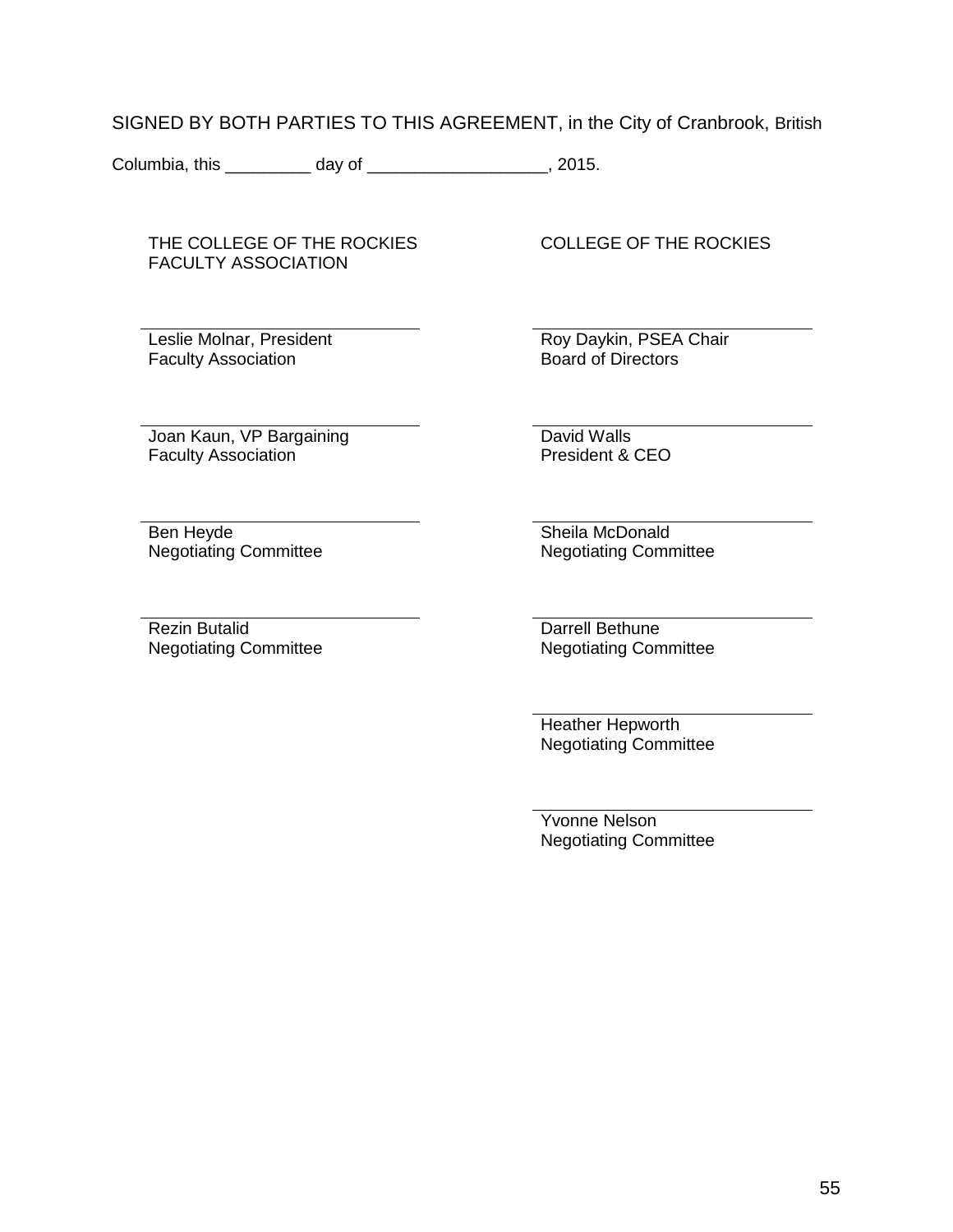SIGNED BY BOTH PARTIES TO THIS AGREEMENT, in the City of Cranbrook, British Columbia, this _________ day of ___________________, 2015.

| THE COLLEGE OF THE ROCKIES FACULTY ASSOCIATION | COLLEGE OF THE ROCKIES |
| --- | --- |
| Leslie Molnar, President<br>Faculty Association | Roy Daykin, PSEA Chair<br>Board of Directors |
| Joan Kaun, VP Bargaining<br>Faculty Association | David Walls<br>President & CEO |
| Ben Heyde<br>Negotiating Committee | Sheila McDonald<br>Negotiating Committee |
| Rezin Butalid<br>Negotiating Committee | Darrell Bethune<br>Negotiating Committee |
| | Heather Hepworth<br>Negotiating Committee |
| | Yvonne Nelson<br>Negotiating Committee |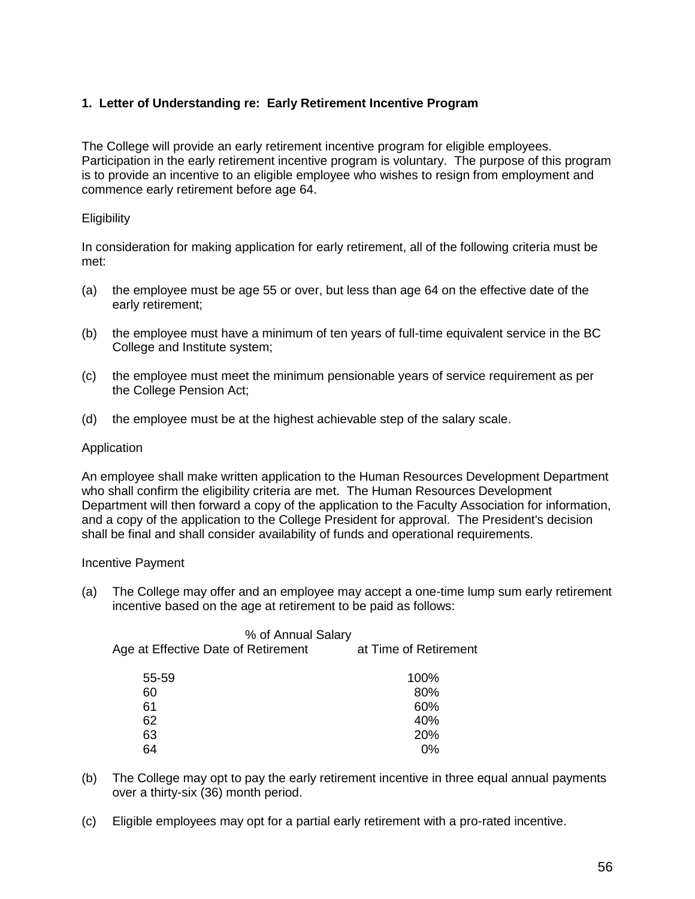### 1. Letter of Understanding re: Early Retirement Incentive Program

The College will provide an early retirement incentive program for eligible employees. Participation in the early retirement incentive program is voluntary. The purpose of this program is to provide an incentive to an eligible employee who wishes to resign from employment and commence early retirement before age 64.

Eligibility

In consideration for making application for early retirement, all of the following criteria must be met:

(a) the employee must be age 55 or over, but less than age 64 on the effective date of the early retirement;

(b) the employee must have a minimum of ten years of full-time equivalent service in the BC College and Institute system;

(c) the employee must meet the minimum pensionable years of service requirement as per the College Pension Act;

(d) the employee must be at the highest achievable step of the salary scale.

Application

An employee shall make written application to the Human Resources Development Department who shall confirm the eligibility criteria are met. The Human Resources Development Department will then forward a copy of the application to the Faculty Association for information, and a copy of the application to the College President for approval. The President's decision shall be final and shall consider availability of funds and operational requirements.

Incentive Payment

(a) The College may offer and an employee may accept a one-time lump sum early retirement incentive based on the age at retirement to be paid as follows:

| Age at Effective Date of Retirement | % of Annual Salary at Time of Retirement |
|---|---|
| 55-59 | 100% |
| 60 | 80% |
| 61 | 60% |
| 62 | 40% |
| 63 | 20% |
| 64 | 0% |

(b) The College may opt to pay the early retirement incentive in three equal annual payments over a thirty-six (36) month period.

(c) Eligible employees may opt for a partial early retirement with a pro-rated incentive.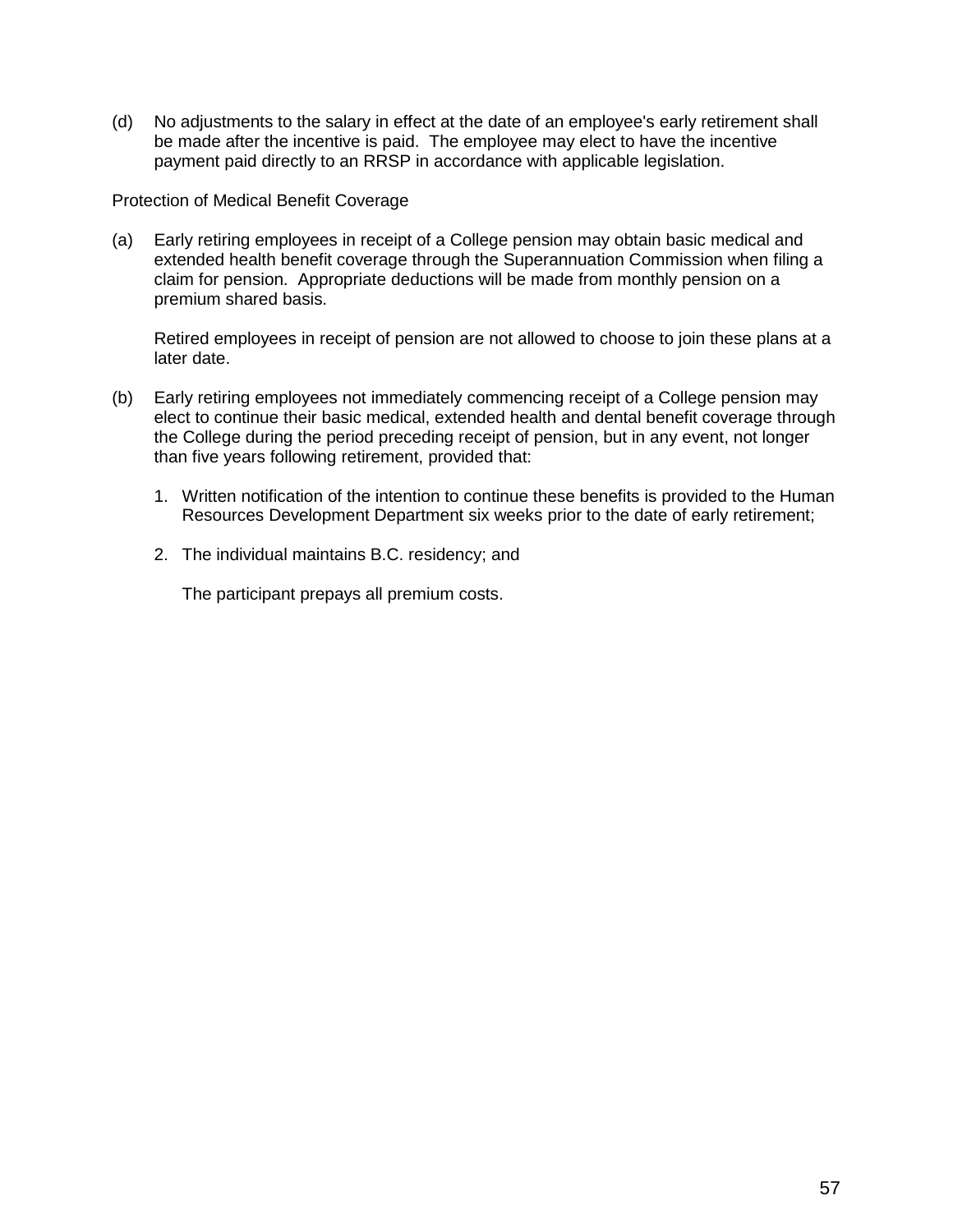(d) No adjustments to the salary in effect at the date of an employee's early retirement shall be made after the incentive is paid. The employee may elect to have the incentive payment paid directly to an RRSP in accordance with applicable legislation.

Protection of Medical Benefit Coverage

(a) Early retiring employees in receipt of a College pension may obtain basic medical and extended health benefit coverage through the Superannuation Commission when filing a claim for pension. Appropriate deductions will be made from monthly pension on a premium shared basis.

    Retired employees in receipt of pension are not allowed to choose to join these plans at a later date.

(b) Early retiring employees not immediately commencing receipt of a College pension may elect to continue their basic medical, extended health and dental benefit coverage through the College during the period preceding receipt of pension, but in any event, not longer than five years following retirement, provided that:

    1. Written notification of the intention to continue these benefits is provided to the Human Resources Development Department six weeks prior to the date of early retirement;

    2. The individual maintains B.C. residency; and

       The participant prepays all premium costs.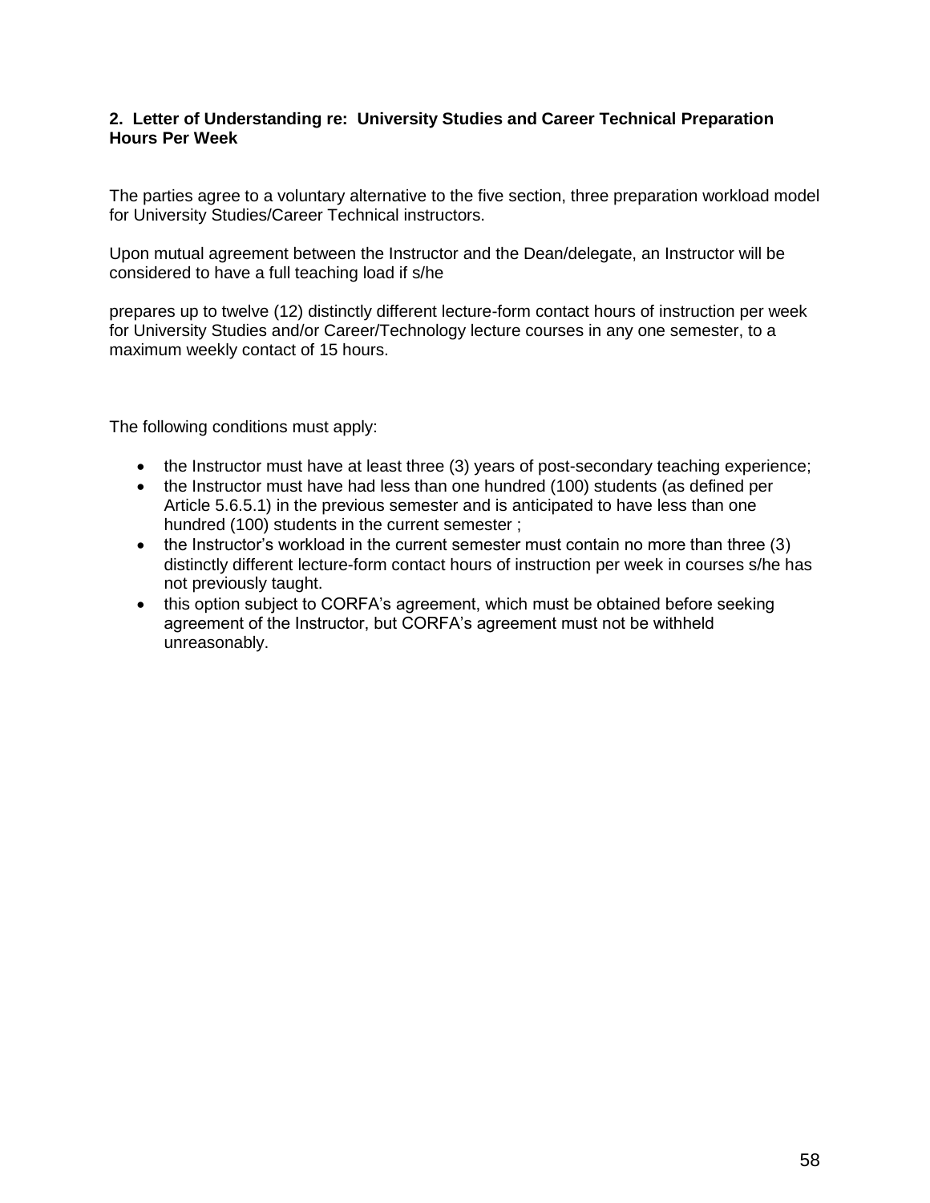**2. Letter of Understanding re: University Studies and Career Technical Preparation Hours Per Week**

The parties agree to a voluntary alternative to the five section, three preparation workload model for University Studies/Career Technical instructors.

Upon mutual agreement between the Instructor and the Dean/delegate, an Instructor will be considered to have a full teaching load if s/he

prepares up to twelve (12) distinctly different lecture-form contact hours of instruction per week for University Studies and/or Career/Technology lecture courses in any one semester, to a maximum weekly contact of 15 hours.

The following conditions must apply:

- the Instructor must have at least three (3) years of post-secondary teaching experience;
- the Instructor must have had less than one hundred (100) students (as defined per Article 5.6.5.1) in the previous semester and is anticipated to have less than one hundred (100) students in the current semester ;
- the Instructor's workload in the current semester must contain no more than three (3) distinctly different lecture-form contact hours of instruction per week in courses s/he has not previously taught.
- this option subject to CORFA's agreement, which must be obtained before seeking agreement of the Instructor, but CORFA's agreement must not be withheld unreasonably.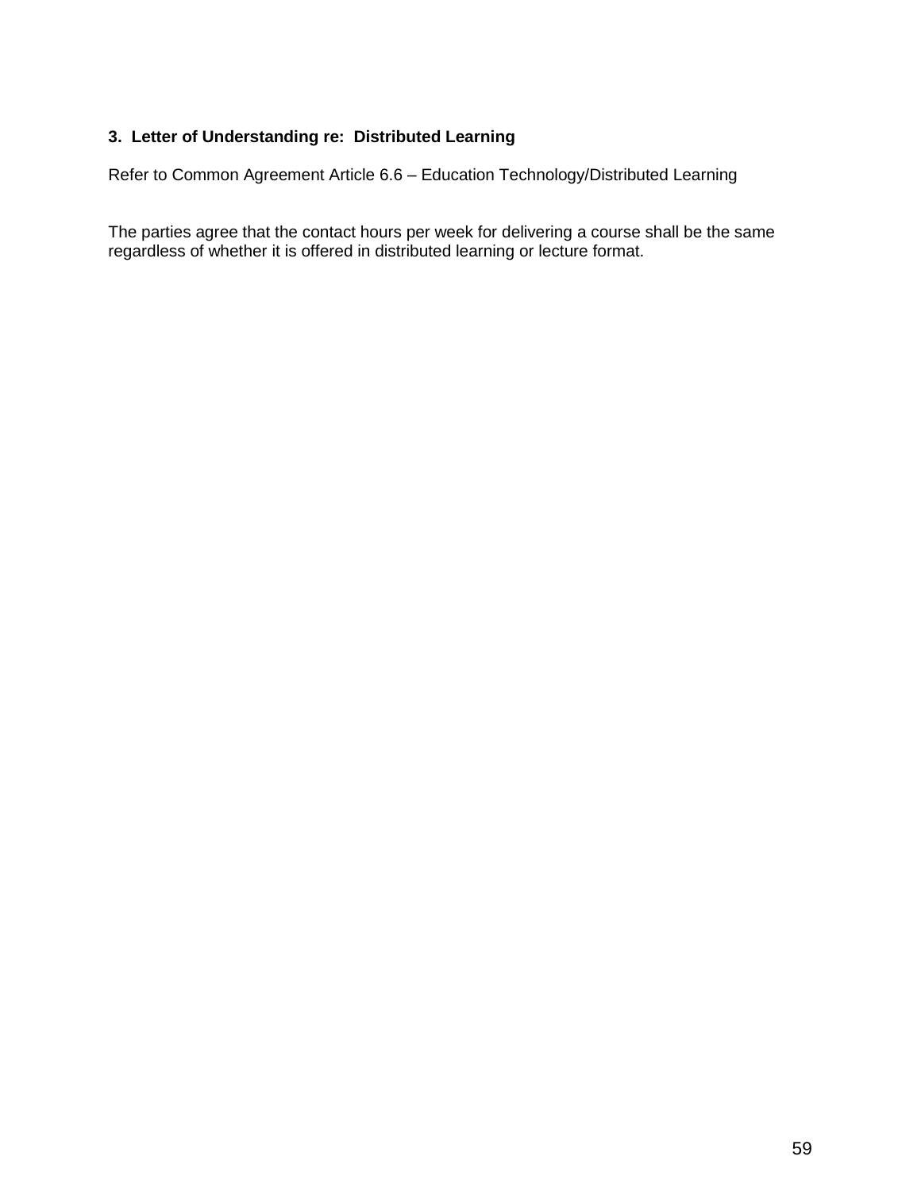### 3. Letter of Understanding re: Distributed Learning

Refer to Common Agreement Article 6.6 – Education Technology/Distributed Learning

The parties agree that the contact hours per week for delivering a course shall be the same regardless of whether it is offered in distributed learning or lecture format.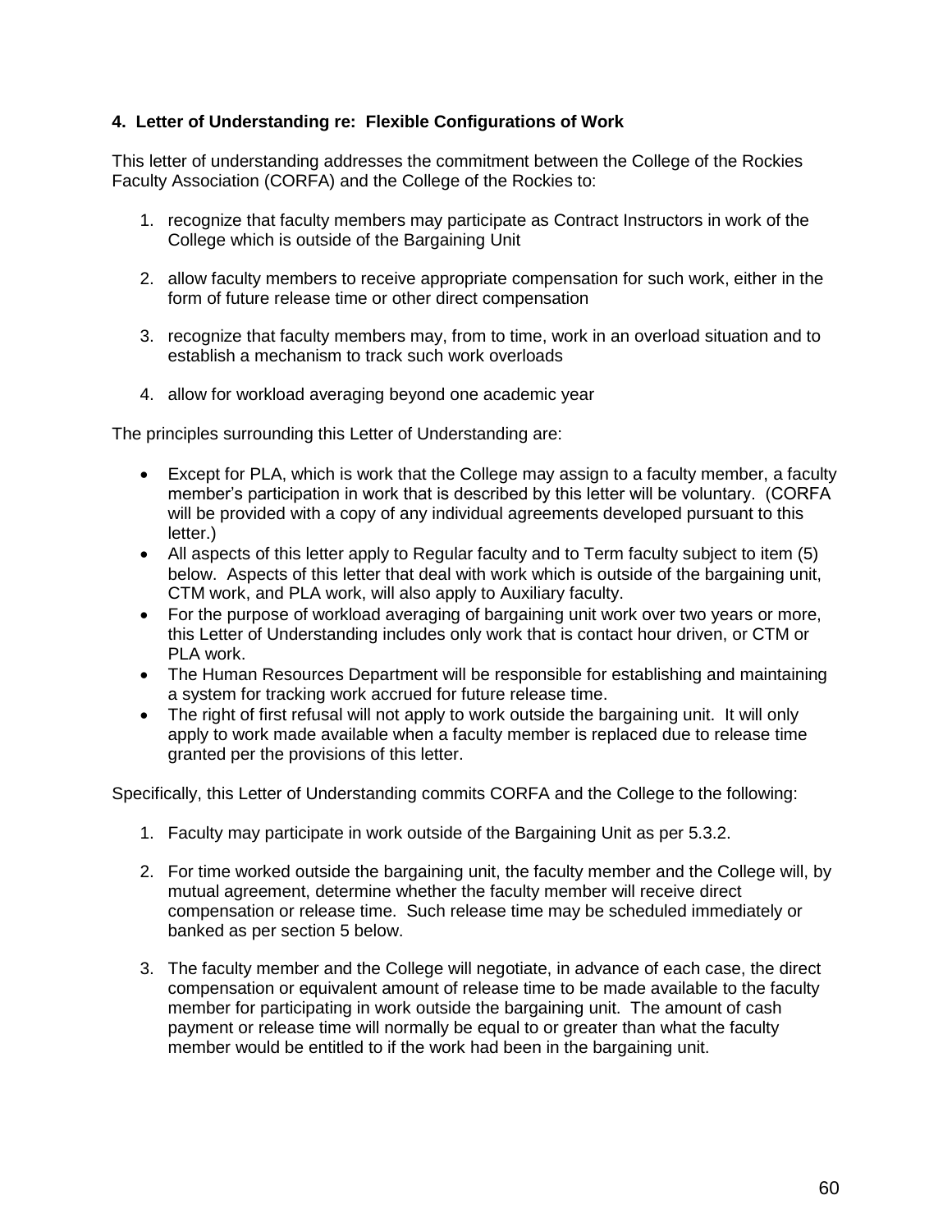#### 4. Letter of Understanding re: Flexible Configurations of Work

This letter of understanding addresses the commitment between the College of the Rockies Faculty Association (CORFA) and the College of the Rockies to:

1. recognize that faculty members may participate as Contract Instructors in work of the College which is outside of the Bargaining Unit

2. allow faculty members to receive appropriate compensation for such work, either in the form of future release time or other direct compensation

3. recognize that faculty members may, from to time, work in an overload situation and to establish a mechanism to track such work overloads

4. allow for workload averaging beyond one academic year

The principles surrounding this Letter of Understanding are:

- Except for PLA, which is work that the College may assign to a faculty member, a faculty member's participation in work that is described by this letter will be voluntary. (CORFA will be provided with a copy of any individual agreements developed pursuant to this letter.)
- All aspects of this letter apply to Regular faculty and to Term faculty subject to item (5) below. Aspects of this letter that deal with work which is outside of the bargaining unit, CTM work, and PLA work, will also apply to Auxiliary faculty.
- For the purpose of workload averaging of bargaining unit work over two years or more, this Letter of Understanding includes only work that is contact hour driven, or CTM or PLA work.
- The Human Resources Department will be responsible for establishing and maintaining a system for tracking work accrued for future release time.
- The right of first refusal will not apply to work outside the bargaining unit. It will only apply to work made available when a faculty member is replaced due to release time granted per the provisions of this letter.

Specifically, this Letter of Understanding commits CORFA and the College to the following:

1. Faculty may participate in work outside of the Bargaining Unit as per 5.3.2.

2. For time worked outside the bargaining unit, the faculty member and the College will, by mutual agreement, determine whether the faculty member will receive direct compensation or release time. Such release time may be scheduled immediately or banked as per section 5 below.

3. The faculty member and the College will negotiate, in advance of each case, the direct compensation or equivalent amount of release time to be made available to the faculty member for participating in work outside the bargaining unit. The amount of cash payment or release time will normally be equal to or greater than what the faculty member would be entitled to if the work had been in the bargaining unit.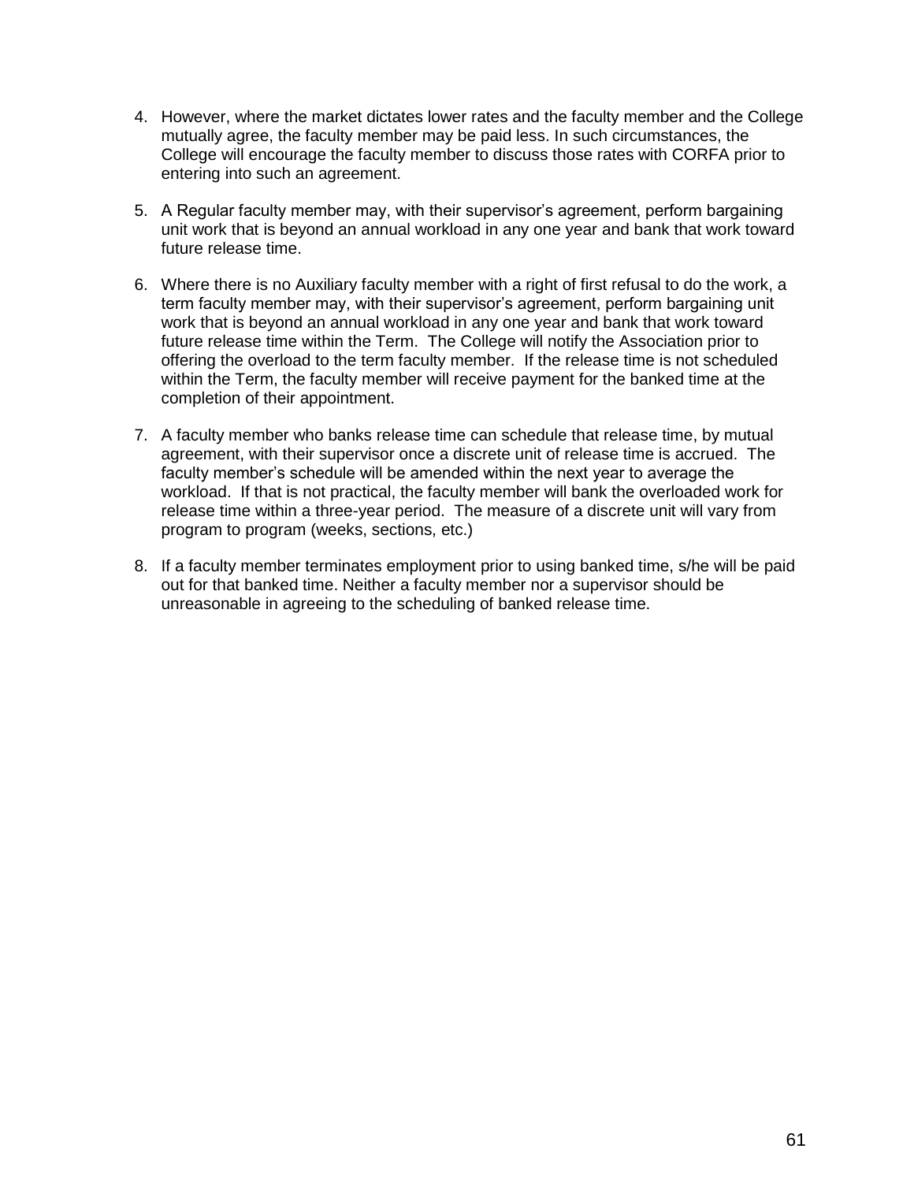4. However, where the market dictates lower rates and the faculty member and the College mutually agree, the faculty member may be paid less. In such circumstances, the College will encourage the faculty member to discuss those rates with CORFA prior to entering into such an agreement.

5. A Regular faculty member may, with their supervisor's agreement, perform bargaining unit work that is beyond an annual workload in any one year and bank that work toward future release time.

6. Where there is no Auxiliary faculty member with a right of first refusal to do the work, a term faculty member may, with their supervisor's agreement, perform bargaining unit work that is beyond an annual workload in any one year and bank that work toward future release time within the Term. The College will notify the Association prior to offering the overload to the term faculty member. If the release time is not scheduled within the Term, the faculty member will receive payment for the banked time at the completion of their appointment.

7. A faculty member who banks release time can schedule that release time, by mutual agreement, with their supervisor once a discrete unit of release time is accrued. The faculty member's schedule will be amended within the next year to average the workload. If that is not practical, the faculty member will bank the overloaded work for release time within a three-year period. The measure of a discrete unit will vary from program to program (weeks, sections, etc.)

8. If a faculty member terminates employment prior to using banked time, s/he will be paid out for that banked time. Neither a faculty member nor a supervisor should be unreasonable in agreeing to the scheduling of banked release time.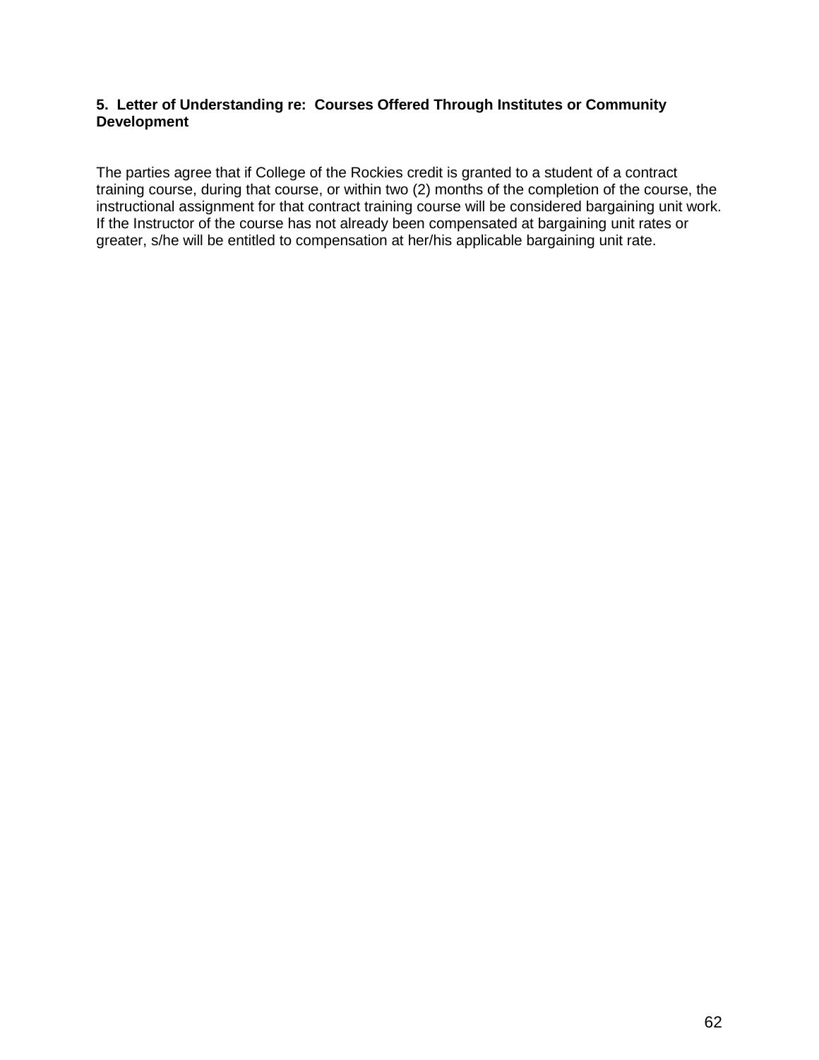**5. Letter of Understanding re: Courses Offered Through Institutes or Community Development**

The parties agree that if College of the Rockies credit is granted to a student of a contract training course, during that course, or within two (2) months of the completion of the course, the instructional assignment for that contract training course will be considered bargaining unit work. If the Instructor of the course has not already been compensated at bargaining unit rates or greater, s/he will be entitled to compensation at her/his applicable bargaining unit rate.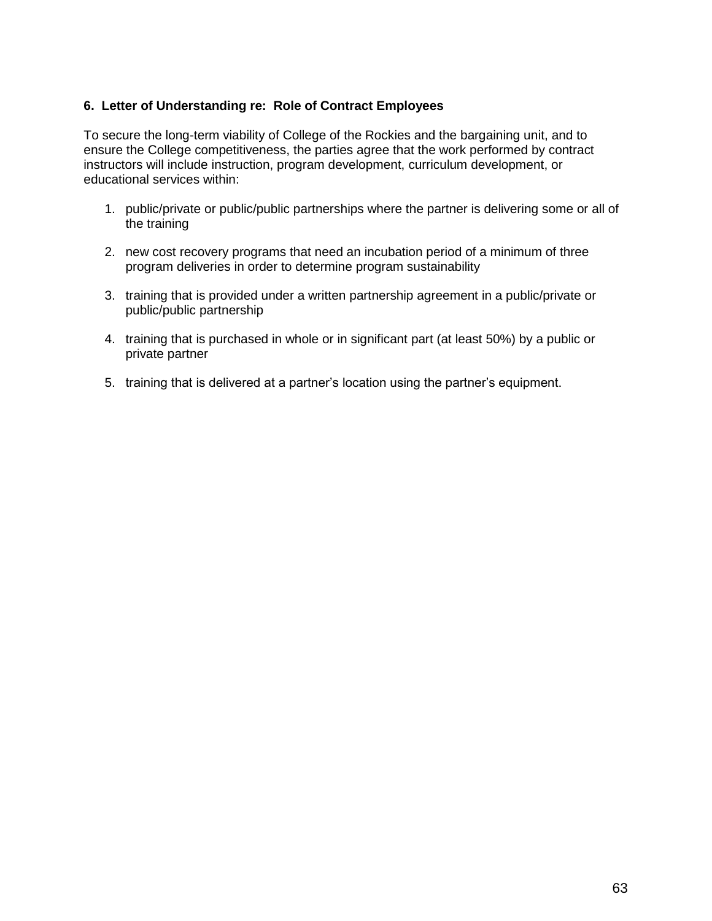### 6. Letter of Understanding re: Role of Contract Employees

To secure the long-term viability of College of the Rockies and the bargaining unit, and to ensure the College competitiveness, the parties agree that the work performed by contract instructors will include instruction, program development, curriculum development, or educational services within:

1. public/private or public/public partnerships where the partner is delivering some or all of the training
2. new cost recovery programs that need an incubation period of a minimum of three program deliveries in order to determine program sustainability
3. training that is provided under a written partnership agreement in a public/private or public/public partnership
4. training that is purchased in whole or in significant part (at least 50%) by a public or private partner
5. training that is delivered at a partner's location using the partner's equipment.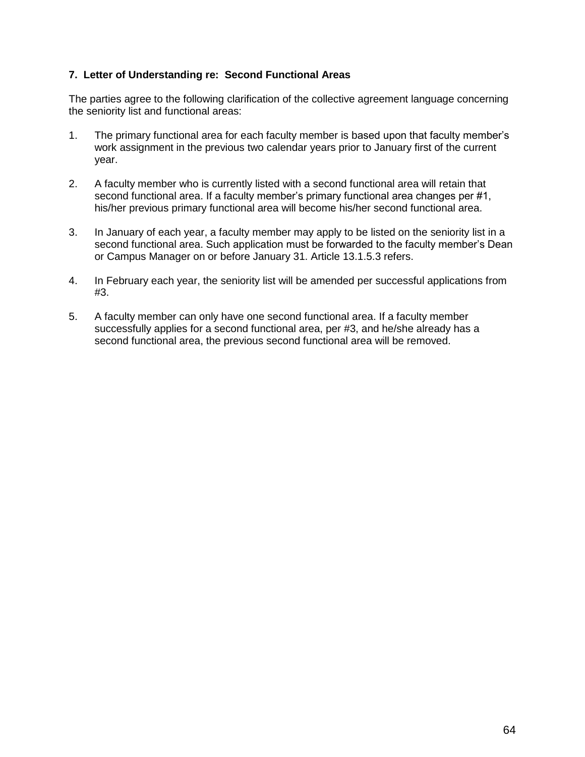**7. Letter of Understanding re: Second Functional Areas**

The parties agree to the following clarification of the collective agreement language concerning the seniority list and functional areas:

1. The primary functional area for each faculty member is based upon that faculty member's work assignment in the previous two calendar years prior to January first of the current year.

2. A faculty member who is currently listed with a second functional area will retain that second functional area. If a faculty member's primary functional area changes per #1, his/her previous primary functional area will become his/her second functional area.

3. In January of each year, a faculty member may apply to be listed on the seniority list in a second functional area. Such application must be forwarded to the faculty member's Dean or Campus Manager on or before January 31. Article 13.1.5.3 refers.

4. In February each year, the seniority list will be amended per successful applications from #3.

5. A faculty member can only have one second functional area. If a faculty member successfully applies for a second functional area, per #3, and he/she already has a second functional area, the previous second functional area will be removed.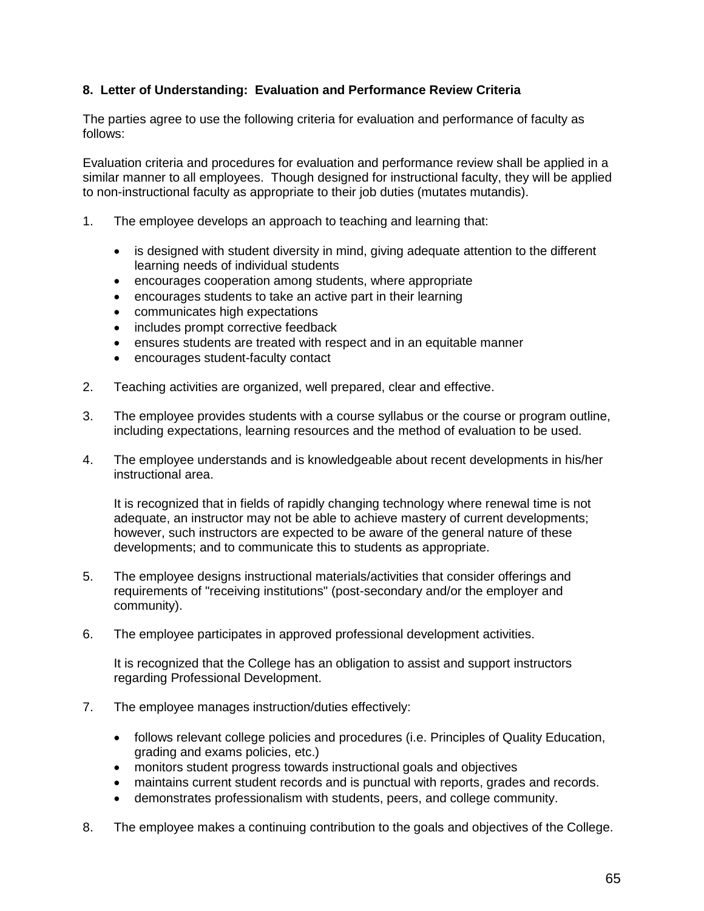### 8. Letter of Understanding: Evaluation and Performance Review Criteria

The parties agree to use the following criteria for evaluation and performance of faculty as follows:

Evaluation criteria and procedures for evaluation and performance review shall be applied in a similar manner to all employees. Though designed for instructional faculty, they will be applied to non-instructional faculty as appropriate to their job duties (mutates mutandis).

1. The employee develops an approach to teaching and learning that:
   - is designed with student diversity in mind, giving adequate attention to the different learning needs of individual students
   - encourages cooperation among students, where appropriate
   - encourages students to take an active part in their learning
   - communicates high expectations
   - includes prompt corrective feedback
   - ensures students are treated with respect and in an equitable manner
   - encourages student-faculty contact

2. Teaching activities are organized, well prepared, clear and effective.

3. The employee provides students with a course syllabus or the course or program outline, including expectations, learning resources and the method of evaluation to be used.

4. The employee understands and is knowledgeable about recent developments in his/her instructional area.

   It is recognized that in fields of rapidly changing technology where renewal time is not adequate, an instructor may not be able to achieve mastery of current developments; however, such instructors are expected to be aware of the general nature of these developments; and to communicate this to students as appropriate.

5. The employee designs instructional materials/activities that consider offerings and requirements of "receiving institutions" (post-secondary and/or the employer and community).

6. The employee participates in approved professional development activities.

   It is recognized that the College has an obligation to assist and support instructors regarding Professional Development.

7. The employee manages instruction/duties effectively:
   - follows relevant college policies and procedures (i.e. Principles of Quality Education, grading and exams policies, etc.)
   - monitors student progress towards instructional goals and objectives
   - maintains current student records and is punctual with reports, grades and records.
   - demonstrates professionalism with students, peers, and college community.

8. The employee makes a continuing contribution to the goals and objectives of the College.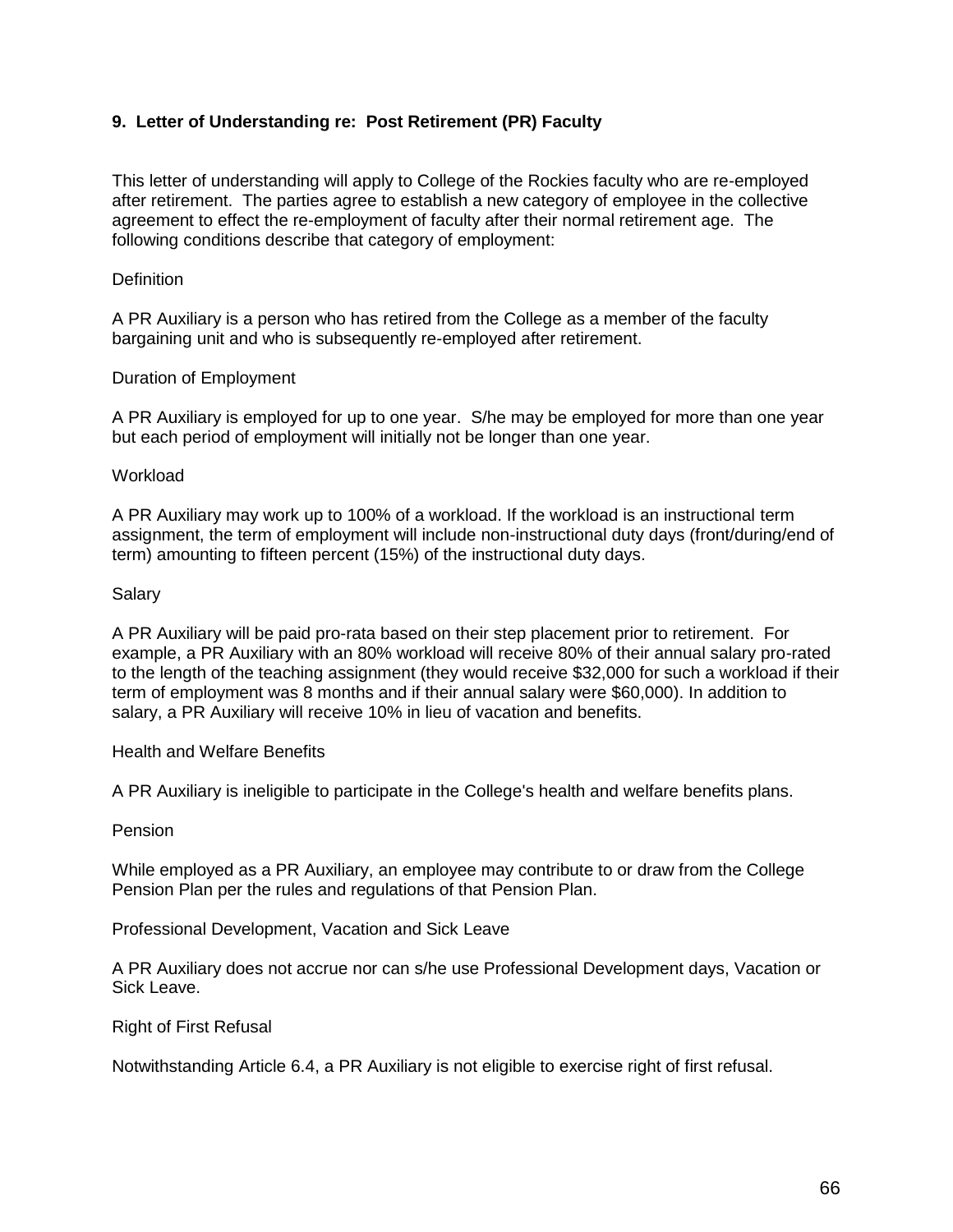## 9. Letter of Understanding re: Post Retirement (PR) Faculty

This letter of understanding will apply to College of the Rockies faculty who are re-employed after retirement. The parties agree to establish a new category of employee in the collective agreement to effect the re-employment of faculty after their normal retirement age. The following conditions describe that category of employment:

Definition

A PR Auxiliary is a person who has retired from the College as a member of the faculty bargaining unit and who is subsequently re-employed after retirement.

Duration of Employment

A PR Auxiliary is employed for up to one year. S/he may be employed for more than one year but each period of employment will initially not be longer than one year.

Workload

A PR Auxiliary may work up to 100% of a workload. If the workload is an instructional term assignment, the term of employment will include non-instructional duty days (front/during/end of term) amounting to fifteen percent (15%) of the instructional duty days.

Salary

A PR Auxiliary will be paid pro-rata based on their step placement prior to retirement. For example, a PR Auxiliary with an 80% workload will receive 80% of their annual salary pro-rated to the length of the teaching assignment (they would receive $32,000 for such a workload if their term of employment was 8 months and if their annual salary were $60,000). In addition to salary, a PR Auxiliary will receive 10% in lieu of vacation and benefits.

Health and Welfare Benefits

A PR Auxiliary is ineligible to participate in the College's health and welfare benefits plans.

Pension

While employed as a PR Auxiliary, an employee may contribute to or draw from the College Pension Plan per the rules and regulations of that Pension Plan.

Professional Development, Vacation and Sick Leave

A PR Auxiliary does not accrue nor can s/he use Professional Development days, Vacation or Sick Leave.

Right of First Refusal

Notwithstanding Article 6.4, a PR Auxiliary is not eligible to exercise right of first refusal.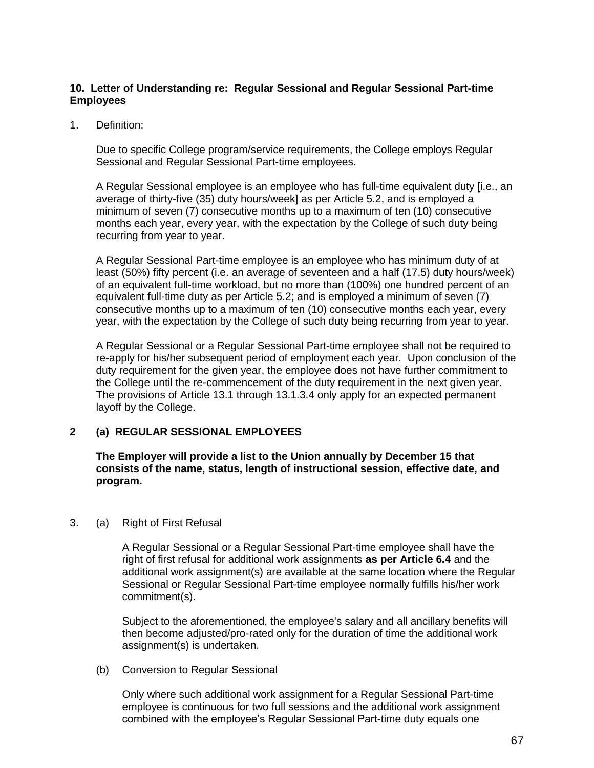**10. Letter of Understanding re: Regular Sessional and Regular Sessional Part-time Employees**

1. Definition:

   Due to specific College program/service requirements, the College employs Regular Sessional and Regular Sessional Part-time employees.

   A Regular Sessional employee is an employee who has full-time equivalent duty [i.e., an average of thirty-five (35) duty hours/week] as per Article 5.2, and is employed a minimum of seven (7) consecutive months up to a maximum of ten (10) consecutive months each year, every year, with the expectation by the College of such duty being recurring from year to year.

   A Regular Sessional Part-time employee is an employee who has minimum duty of at least (50%) fifty percent (i.e. an average of seventeen and a half (17.5) duty hours/week) of an equivalent full-time workload, but no more than (100%) one hundred percent of an equivalent full-time duty as per Article 5.2; and is employed a minimum of seven (7) consecutive months up to a maximum of ten (10) consecutive months each year, every year, with the expectation by the College of such duty being recurring from year to year.

   A Regular Sessional or a Regular Sessional Part-time employee shall not be required to re-apply for his/her subsequent period of employment each year. Upon conclusion of the duty requirement for the given year, the employee does not have further commitment to the College until the re-commencement of the duty requirement in the next given year. The provisions of Article 13.1 through 13.1.3.4 only apply for an expected permanent layoff by the College.

**2 (a) REGULAR SESSIONAL EMPLOYEES**

   **The Employer will provide a list to the Union annually by December 15 that consists of the name, status, length of instructional session, effective date, and program.**

3. (a) Right of First Refusal

   A Regular Sessional or a Regular Sessional Part-time employee shall have the right of first refusal for additional work assignments **as per Article 6.4** and the additional work assignment(s) are available at the same location where the Regular Sessional or Regular Sessional Part-time employee normally fulfills his/her work commitment(s).

   Subject to the aforementioned, the employee's salary and all ancillary benefits will then become adjusted/pro-rated only for the duration of time the additional work assignment(s) is undertaken.

   (b) Conversion to Regular Sessional

   Only where such additional work assignment for a Regular Sessional Part-time employee is continuous for two full sessions and the additional work assignment combined with the employee's Regular Sessional Part-time duty equals one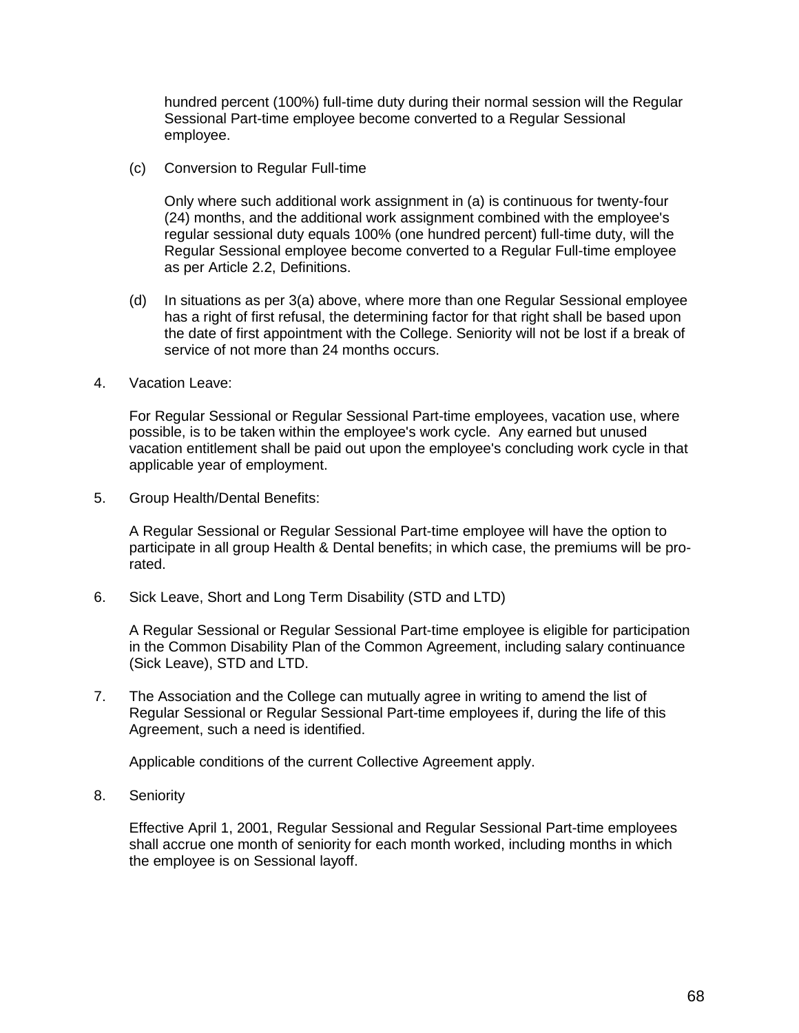hundred percent (100%) full-time duty during their normal session will the Regular Sessional Part-time employee become converted to a Regular Sessional employee.

(c) Conversion to Regular Full-time

Only where such additional work assignment in (a) is continuous for twenty-four (24) months, and the additional work assignment combined with the employee's regular sessional duty equals 100% (one hundred percent) full-time duty, will the Regular Sessional employee become converted to a Regular Full-time employee as per Article 2.2, Definitions.

(d) In situations as per 3(a) above, where more than one Regular Sessional employee has a right of first refusal, the determining factor for that right shall be based upon the date of first appointment with the College. Seniority will not be lost if a break of service of not more than 24 months occurs.

4. Vacation Leave:

For Regular Sessional or Regular Sessional Part-time employees, vacation use, where possible, is to be taken within the employee's work cycle. Any earned but unused vacation entitlement shall be paid out upon the employee's concluding work cycle in that applicable year of employment.

5. Group Health/Dental Benefits:

A Regular Sessional or Regular Sessional Part-time employee will have the option to participate in all group Health & Dental benefits; in which case, the premiums will be pro-rated.

6. Sick Leave, Short and Long Term Disability (STD and LTD)

A Regular Sessional or Regular Sessional Part-time employee is eligible for participation in the Common Disability Plan of the Common Agreement, including salary continuance (Sick Leave), STD and LTD.

7. The Association and the College can mutually agree in writing to amend the list of Regular Sessional or Regular Sessional Part-time employees if, during the life of this Agreement, such a need is identified.

Applicable conditions of the current Collective Agreement apply.

8. Seniority

Effective April 1, 2001, Regular Sessional and Regular Sessional Part-time employees shall accrue one month of seniority for each month worked, including months in which the employee is on Sessional layoff.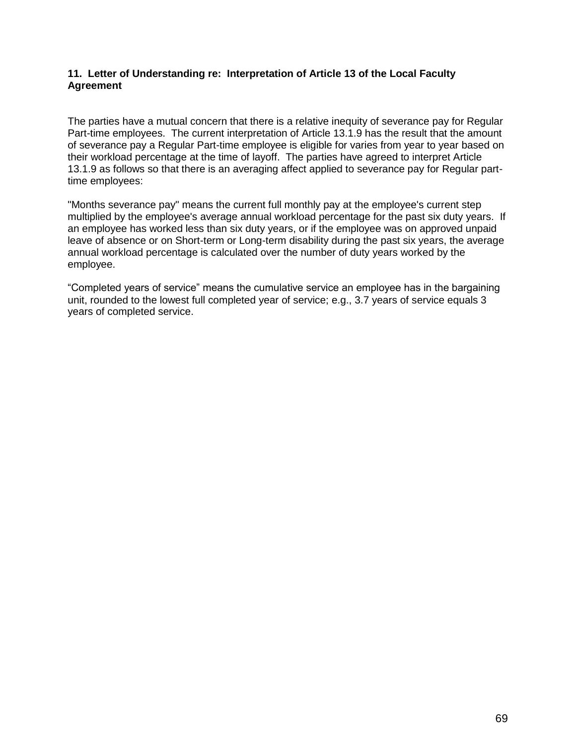**11. Letter of Understanding re: Interpretation of Article 13 of the Local Faculty Agreement**

The parties have a mutual concern that there is a relative inequity of severance pay for Regular Part-time employees. The current interpretation of Article 13.1.9 has the result that the amount of severance pay a Regular Part-time employee is eligible for varies from year to year based on their workload percentage at the time of layoff. The parties have agreed to interpret Article 13.1.9 as follows so that there is an averaging affect applied to severance pay for Regular part-time employees:

"Months severance pay" means the current full monthly pay at the employee's current step multiplied by the employee's average annual workload percentage for the past six duty years. If an employee has worked less than six duty years, or if the employee was on approved unpaid leave of absence or on Short-term or Long-term disability during the past six years, the average annual workload percentage is calculated over the number of duty years worked by the employee.

"Completed years of service" means the cumulative service an employee has in the bargaining unit, rounded to the lowest full completed year of service; e.g., 3.7 years of service equals 3 years of completed service.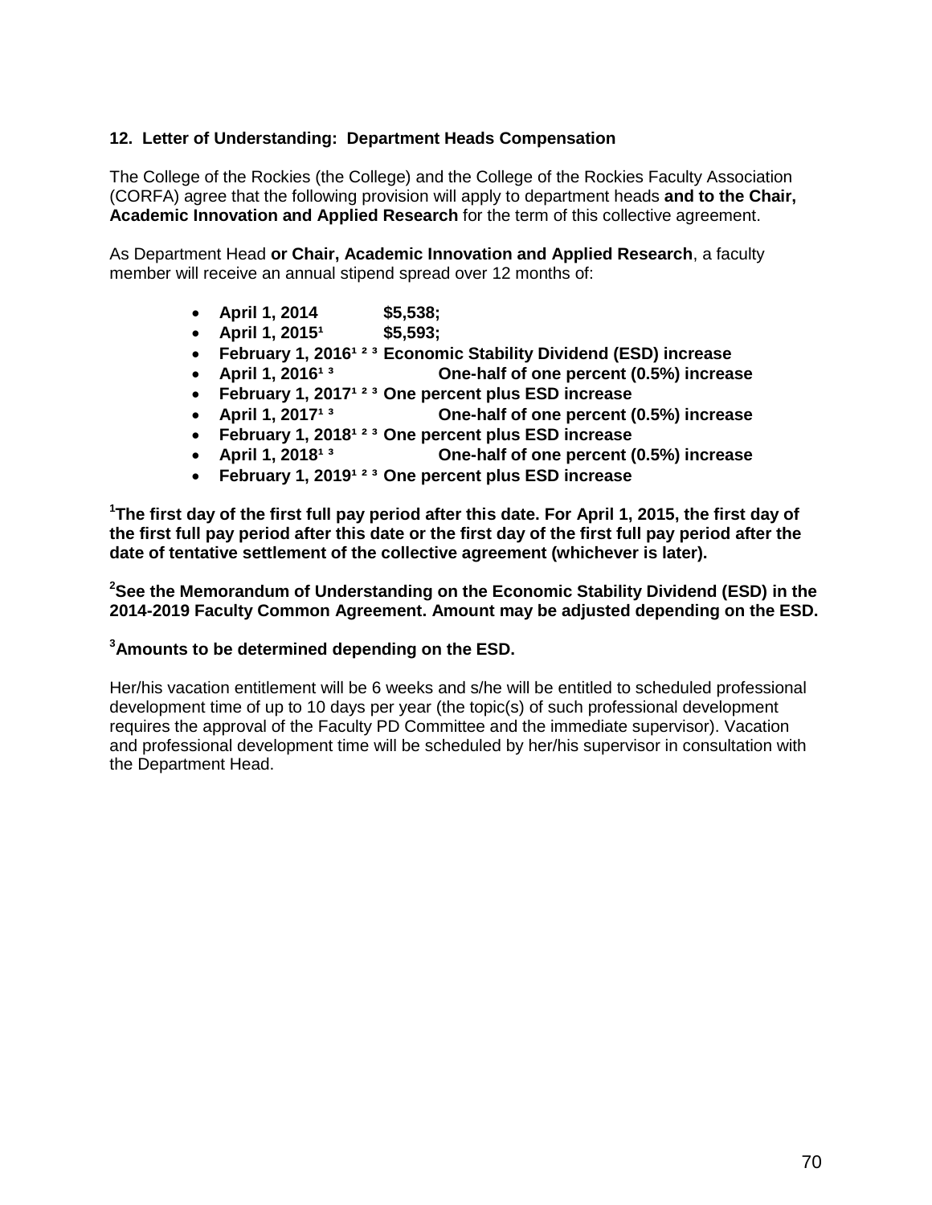### 12. Letter of Understanding: Department Heads Compensation

The College of the Rockies (the College) and the College of the Rockies Faculty Association (CORFA) agree that the following provision will apply to department heads **and to the Chair, Academic Innovation and Applied Research** for the term of this collective agreement.

As Department Head **or Chair, Academic Innovation and Applied Research**, a faculty member will receive an annual stipend spread over 12 months of:

- **April 1, 2014 $5,538;**
- **April 1, 2015[1] $5,593;**
- **February 1, 2016[1 2 3] Economic Stability Dividend (ESD) increase**
- **April 1, 2016[1 3] One-half of one percent (0.5%) increase**
- **February 1, 2017[1 2 3] One percent plus ESD increase**
- **April 1, 2017[1 3] One-half of one percent (0.5%) increase**
- **February 1, 2018[1 2 3] One percent plus ESD increase**
- **April 1, 2018[1 3] One-half of one percent (0.5%) increase**
- **February 1, 2019[1 2 3] One percent plus ESD increase**

**[1]The first day of the first full pay period after this date. For April 1, 2015, the first day of the first full pay period after this date or the first day of the first full pay period after the date of tentative settlement of the collective agreement (whichever is later).**

**[2]See the Memorandum of Understanding on the Economic Stability Dividend (ESD) in the 2014-2019 Faculty Common Agreement. Amount may be adjusted depending on the ESD.**

**[3]Amounts to be determined depending on the ESD.**

Her/his vacation entitlement will be 6 weeks and s/he will be entitled to scheduled professional development time of up to 10 days per year (the topic(s) of such professional development requires the approval of the Faculty PD Committee and the immediate supervisor). Vacation and professional development time will be scheduled by her/his supervisor in consultation with the Department Head.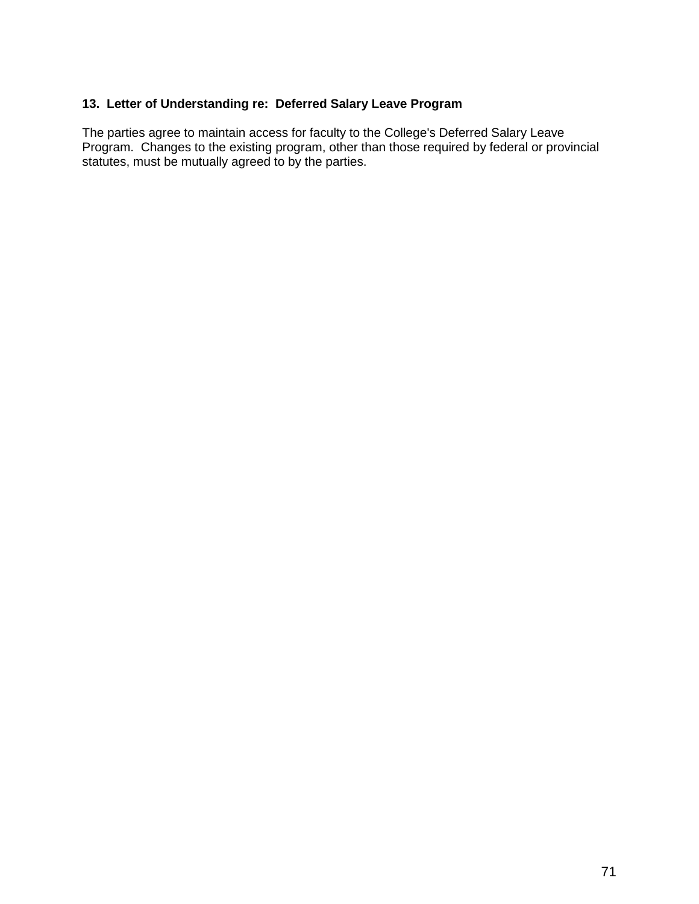**13. Letter of Understanding re: Deferred Salary Leave Program**

The parties agree to maintain access for faculty to the College's Deferred Salary Leave Program. Changes to the existing program, other than those required by federal or provincial statutes, must be mutually agreed to by the parties.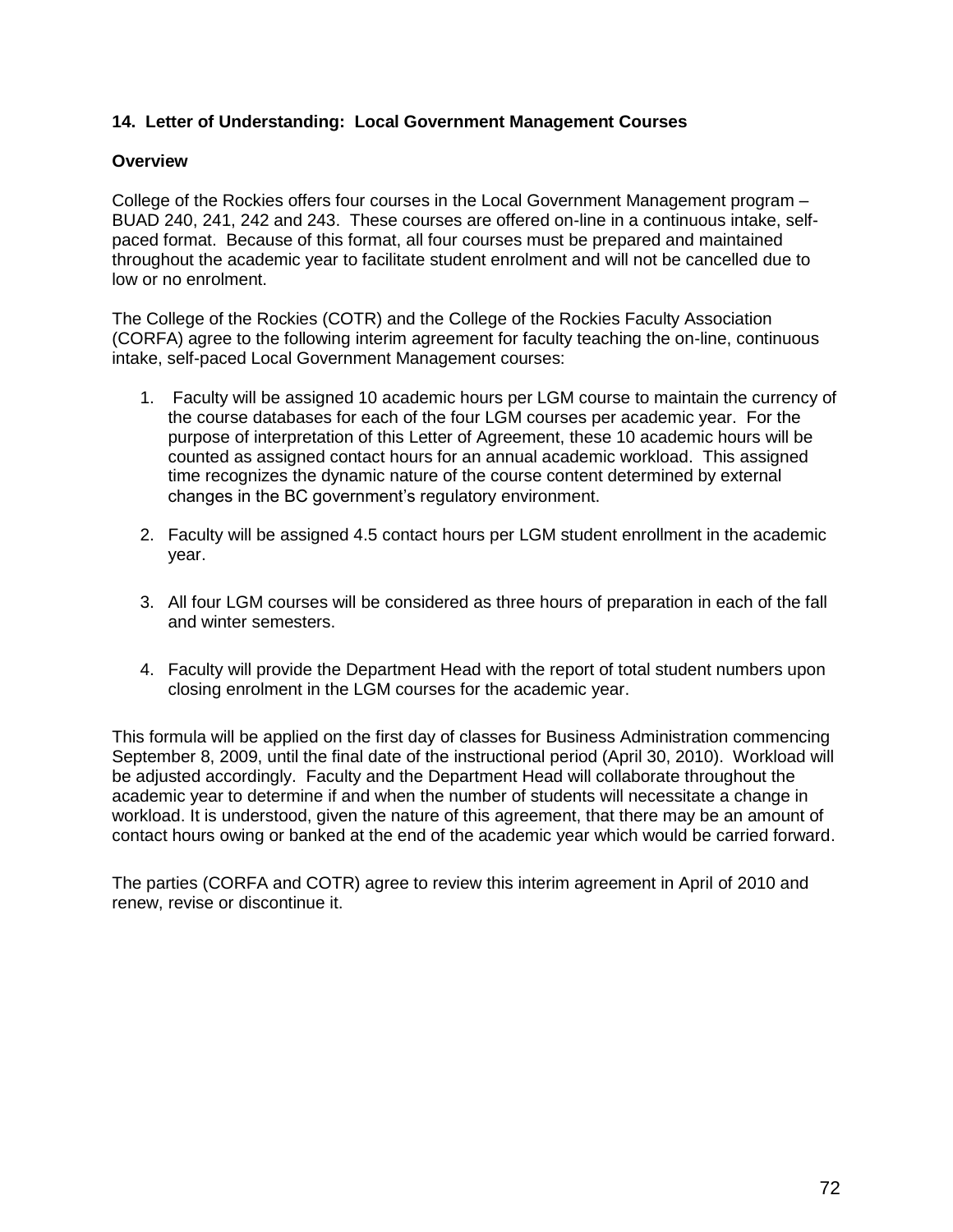## 14. Letter of Understanding: Local Government Management Courses

### Overview

College of the Rockies offers four courses in the Local Government Management program – BUAD 240, 241, 242 and 243. These courses are offered on-line in a continuous intake, self-paced format. Because of this format, all four courses must be prepared and maintained throughout the academic year to facilitate student enrolment and will not be cancelled due to low or no enrolment.

The College of the Rockies (COTR) and the College of the Rockies Faculty Association (CORFA) agree to the following interim agreement for faculty teaching the on-line, continuous intake, self-paced Local Government Management courses:

1. Faculty will be assigned 10 academic hours per LGM course to maintain the currency of the course databases for each of the four LGM courses per academic year. For the purpose of interpretation of this Letter of Agreement, these 10 academic hours will be counted as assigned contact hours for an annual academic workload. This assigned time recognizes the dynamic nature of the course content determined by external changes in the BC government's regulatory environment.

2. Faculty will be assigned 4.5 contact hours per LGM student enrollment in the academic year.

3. All four LGM courses will be considered as three hours of preparation in each of the fall and winter semesters.

4. Faculty will provide the Department Head with the report of total student numbers upon closing enrolment in the LGM courses for the academic year.

This formula will be applied on the first day of classes for Business Administration commencing September 8, 2009, until the final date of the instructional period (April 30, 2010). Workload will be adjusted accordingly. Faculty and the Department Head will collaborate throughout the academic year to determine if and when the number of students will necessitate a change in workload. It is understood, given the nature of this agreement, that there may be an amount of contact hours owing or banked at the end of the academic year which would be carried forward.

The parties (CORFA and COTR) agree to review this interim agreement in April of 2010 and renew, revise or discontinue it.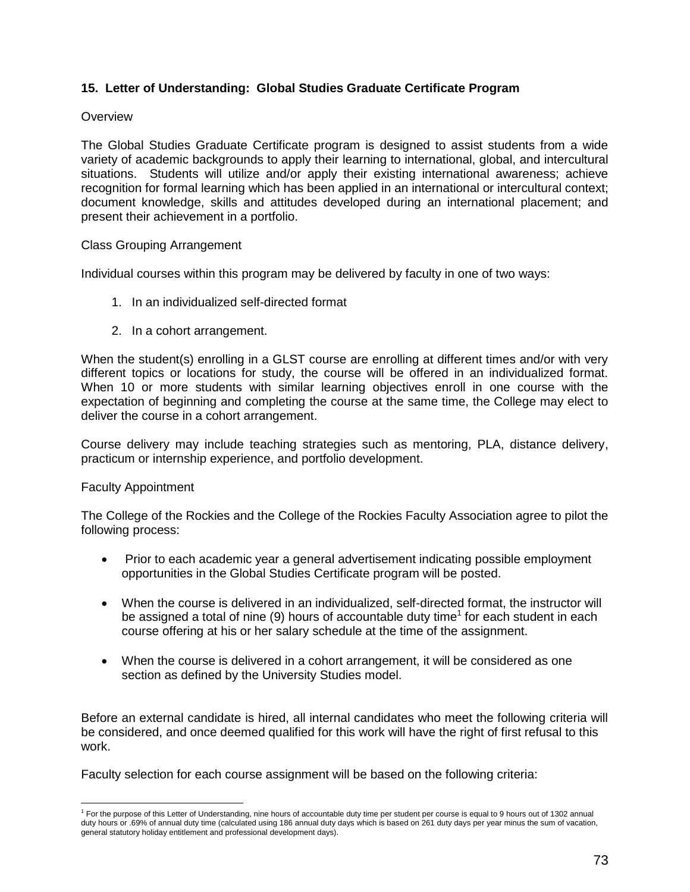**15. Letter of Understanding: Global Studies Graduate Certificate Program**

Overview

The Global Studies Graduate Certificate program is designed to assist students from a wide variety of academic backgrounds to apply their learning to international, global, and intercultural situations. Students will utilize and/or apply their existing international awareness; achieve recognition for formal learning which has been applied in an international or intercultural context; document knowledge, skills and attitudes developed during an international placement; and present their achievement in a portfolio.

Class Grouping Arrangement

Individual courses within this program may be delivered by faculty in one of two ways:

1. In an individualized self-directed format
2. In a cohort arrangement.

When the student(s) enrolling in a GLST course are enrolling at different times and/or with very different topics or locations for study, the course will be offered in an individualized format. When 10 or more students with similar learning objectives enroll in one course with the expectation of beginning and completing the course at the same time, the College may elect to deliver the course in a cohort arrangement.

Course delivery may include teaching strategies such as mentoring, PLA, distance delivery, practicum or internship experience, and portfolio development.

Faculty Appointment

The College of the Rockies and the College of the Rockies Faculty Association agree to pilot the following process:

- Prior to each academic year a general advertisement indicating possible employment opportunities in the Global Studies Certificate program will be posted.
- When the course is delivered in an individualized, self-directed format, the instructor will be assigned a total of nine (9) hours of accountable duty time[1] for each student in each course offering at his or her salary schedule at the time of the assignment.
- When the course is delivered in a cohort arrangement, it will be considered as one section as defined by the University Studies model.

Before an external candidate is hired, all internal candidates who meet the following criteria will be considered, and once deemed qualified for this work will have the right of first refusal to this work.

Faculty selection for each course assignment will be based on the following criteria:

[1] For the purpose of this Letter of Understanding, nine hours of accountable duty time per student per course is equal to 9 hours out of 1302 annual duty hours or .69% of annual duty time (calculated using 186 annual duty days which is based on 261 duty days per year minus the sum of vacation, general statutory holiday entitlement and professional development days).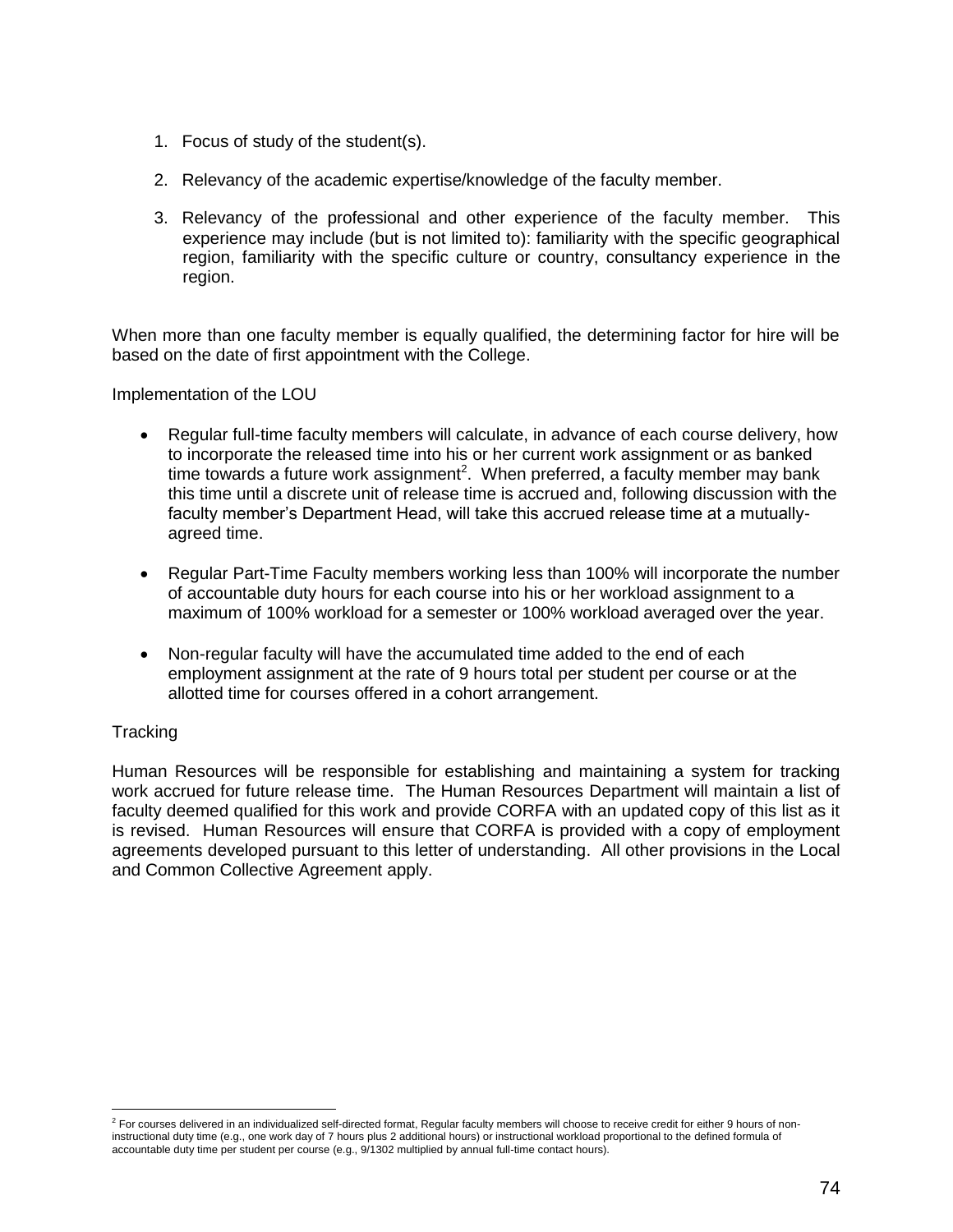1. Focus of study of the student(s).

2. Relevancy of the academic expertise/knowledge of the faculty member.

3. Relevancy of the professional and other experience of the faculty member. This experience may include (but is not limited to): familiarity with the specific geographical region, familiarity with the specific culture or country, consultancy experience in the region.

When more than one faculty member is equally qualified, the determining factor for hire will be based on the date of first appointment with the College.

Implementation of the LOU

- Regular full-time faculty members will calculate, in advance of each course delivery, how to incorporate the released time into his or her current work assignment or as banked time towards a future work assignment[2]. When preferred, a faculty member may bank this time until a discrete unit of release time is accrued and, following discussion with the faculty member's Department Head, will take this accrued release time at a mutually-agreed time.

- Regular Part-Time Faculty members working less than 100% will incorporate the number of accountable duty hours for each course into his or her workload assignment to a maximum of 100% workload for a semester or 100% workload averaged over the year.

- Non-regular faculty will have the accumulated time added to the end of each employment assignment at the rate of 9 hours total per student per course or at the allotted time for courses offered in a cohort arrangement.

Tracking

Human Resources will be responsible for establishing and maintaining a system for tracking work accrued for future release time. The Human Resources Department will maintain a list of faculty deemed qualified for this work and provide CORFA with an updated copy of this list as it is revised. Human Resources will ensure that CORFA is provided with a copy of employment agreements developed pursuant to this letter of understanding. All other provisions in the Local and Common Collective Agreement apply.

[2] For courses delivered in an individualized self-directed format, Regular faculty members will choose to receive credit for either 9 hours of non-instructional duty time (e.g., one work day of 7 hours plus 2 additional hours) or instructional workload proportional to the defined formula of accountable duty time per student per course (e.g., 9/1302 multiplied by annual full-time contact hours).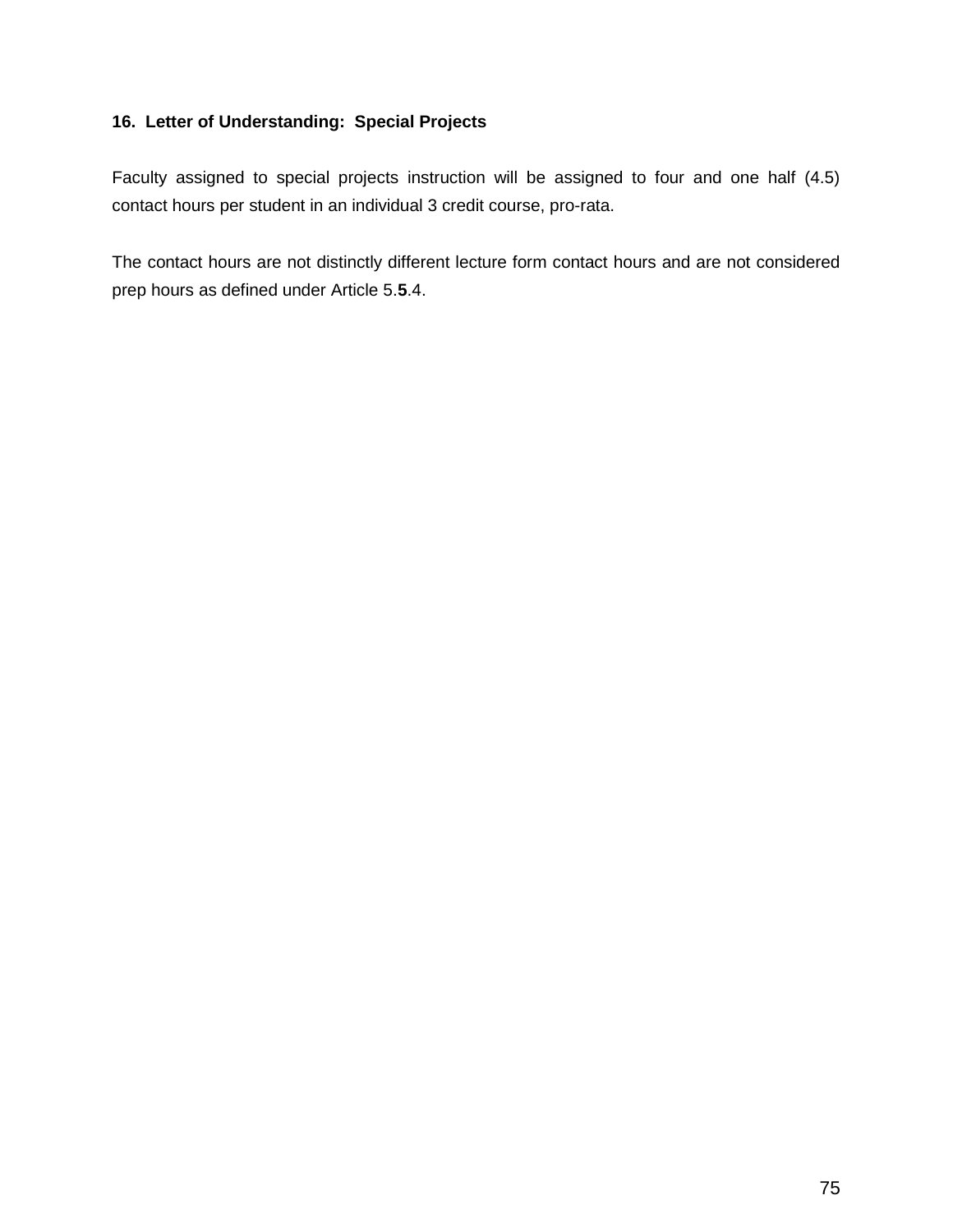**16. Letter of Understanding: Special Projects**

Faculty assigned to special projects instruction will be assigned to four and one half (4.5) contact hours per student in an individual 3 credit course, pro-rata.

The contact hours are not distinctly different lecture form contact hours and are not considered prep hours as defined under Article 5.**5**.4.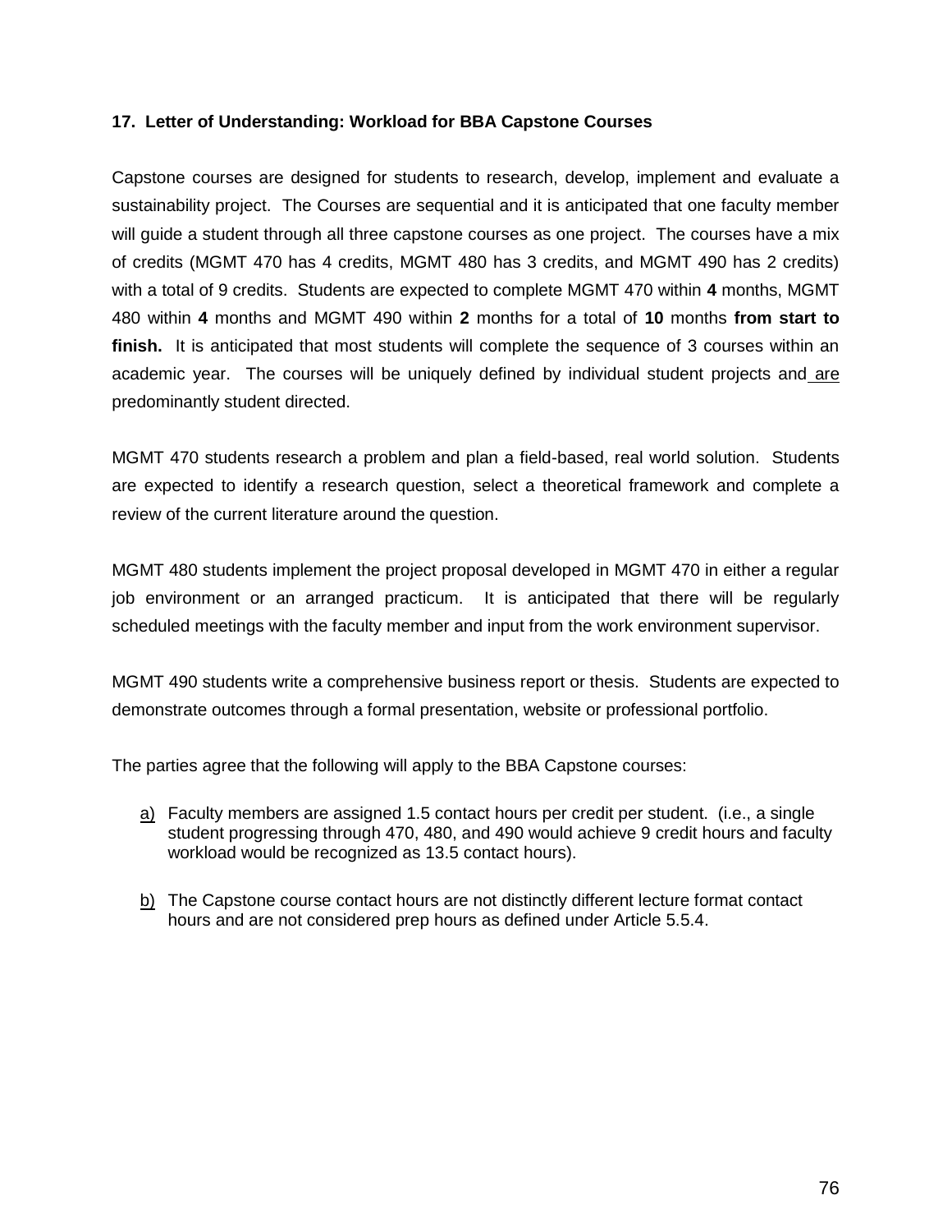### 17. Letter of Understanding: Workload for BBA Capstone Courses

Capstone courses are designed for students to research, develop, implement and evaluate a sustainability project. The Courses are sequential and it is anticipated that one faculty member will guide a student through all three capstone courses as one project. The courses have a mix of credits (MGMT 470 has 4 credits, MGMT 480 has 3 credits, and MGMT 490 has 2 credits) with a total of 9 credits. Students are expected to complete MGMT 470 within **4** months, MGMT 480 within **4** months and MGMT 490 within **2** months for a total of **10** months **from start to finish.** It is anticipated that most students will complete the sequence of 3 courses within an academic year. The courses will be uniquely defined by individual student projects and are predominantly student directed.

MGMT 470 students research a problem and plan a field-based, real world solution. Students are expected to identify a research question, select a theoretical framework and complete a review of the current literature around the question.

MGMT 480 students implement the project proposal developed in MGMT 470 in either a regular job environment or an arranged practicum. It is anticipated that there will be regularly scheduled meetings with the faculty member and input from the work environment supervisor.

MGMT 490 students write a comprehensive business report or thesis. Students are expected to demonstrate outcomes through a formal presentation, website or professional portfolio.

The parties agree that the following will apply to the BBA Capstone courses:

a) Faculty members are assigned 1.5 contact hours per credit per student. (i.e., a single student progressing through 470, 480, and 490 would achieve 9 credit hours and faculty workload would be recognized as 13.5 contact hours).

b) The Capstone course contact hours are not distinctly different lecture format contact hours and are not considered prep hours as defined under Article 5.5.4.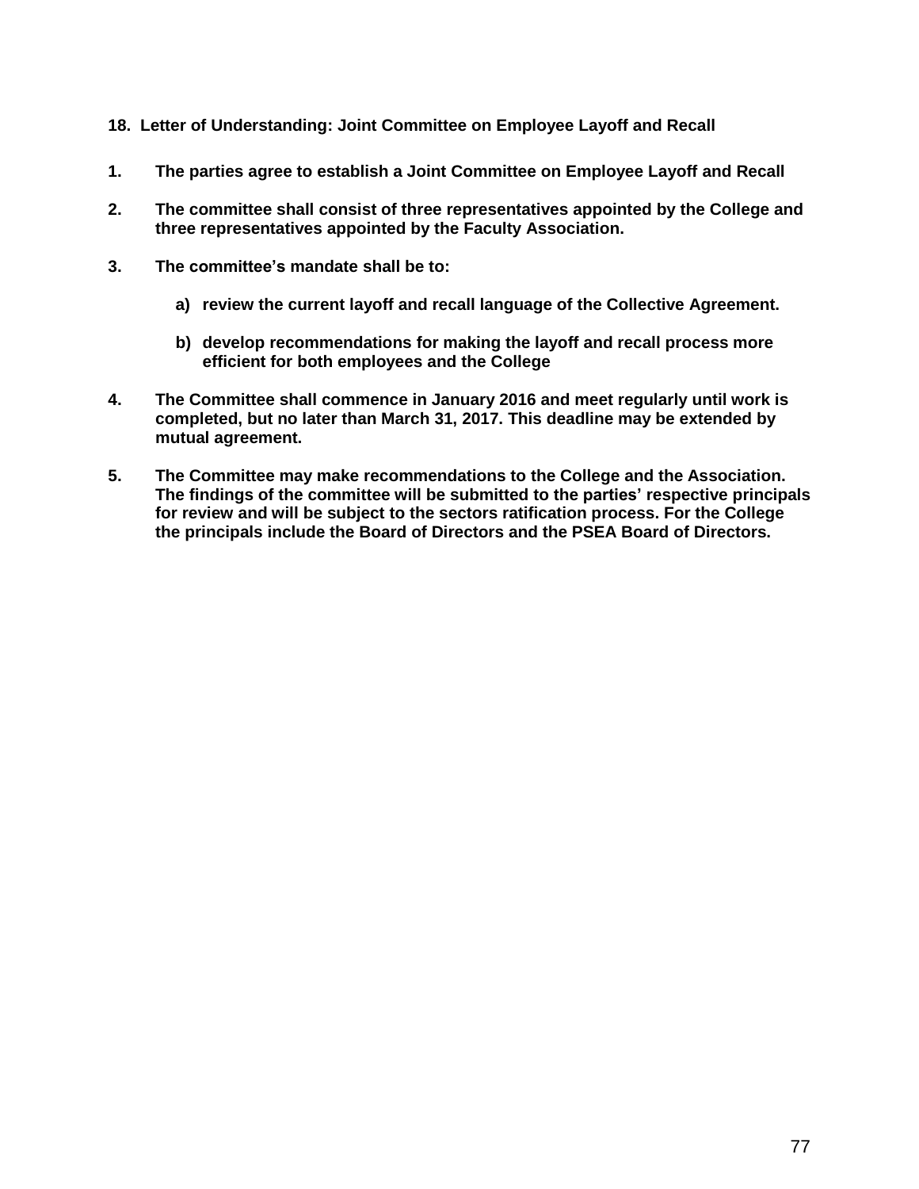## 18. Letter of Understanding: Joint Committee on Employee Layoff and Recall

1. **The parties agree to establish a Joint Committee on Employee Layoff and Recall**

2. **The committee shall consist of three representatives appointed by the College and three representatives appointed by the Faculty Association.**

3. **The committee's mandate shall be to:**

   a) **review the current layoff and recall language of the Collective Agreement.**

   b) **develop recommendations for making the layoff and recall process more efficient for both employees and the College**

4. **The Committee shall commence in January 2016 and meet regularly until work is completed, but no later than March 31, 2017. This deadline may be extended by mutual agreement.**

5. **The Committee may make recommendations to the College and the Association. The findings of the committee will be submitted to the parties' respective principals for review and will be subject to the sectors ratification process. For the College the principals include the Board of Directors and the PSEA Board of Directors.**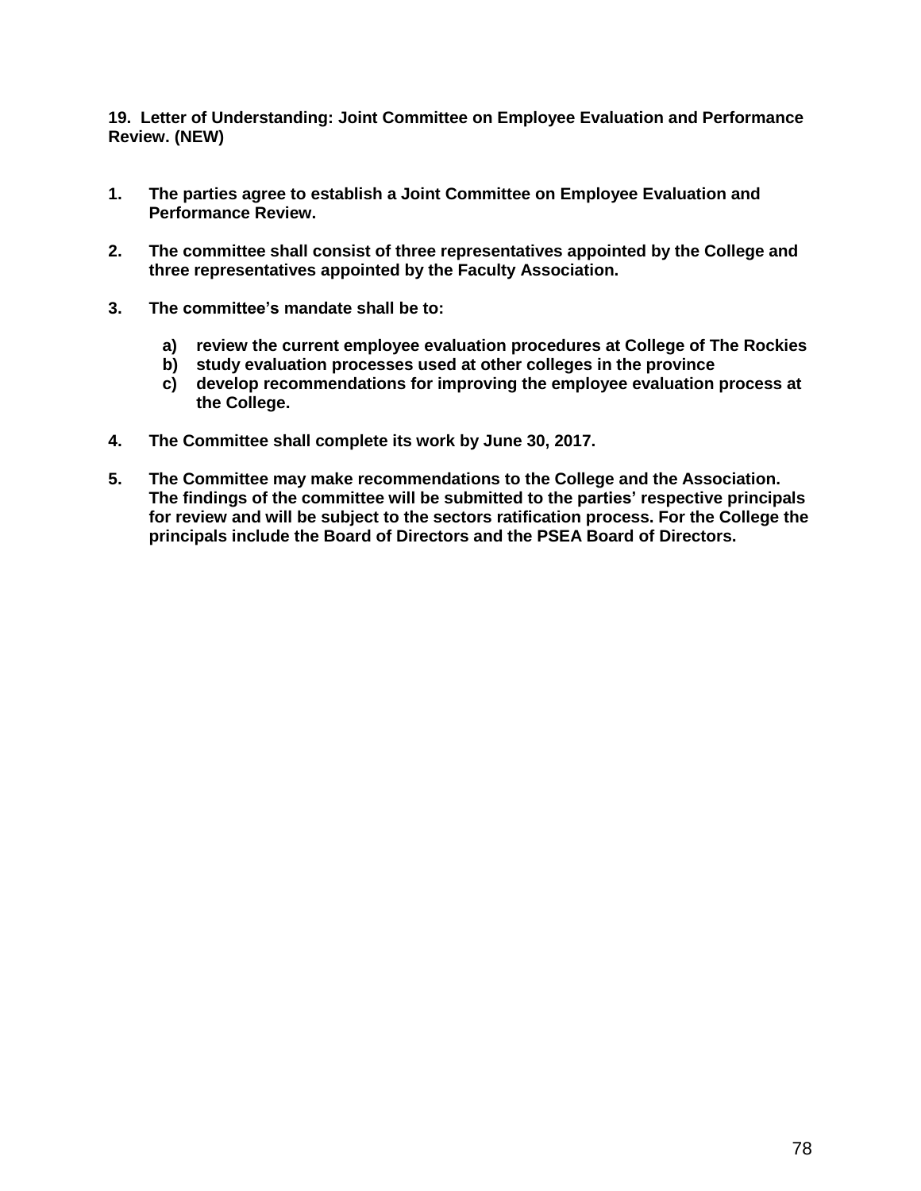**19. Letter of Understanding: Joint Committee on Employee Evaluation and Performance Review. (NEW)**

1. **The parties agree to establish a Joint Committee on Employee Evaluation and Performance Review.**

2. **The committee shall consist of three representatives appointed by the College and three representatives appointed by the Faculty Association.**

3. **The committee's mandate shall be to:**

   a) **review the current employee evaluation procedures at College of The Rockies**
   b) **study evaluation processes used at other colleges in the province**
   c) **develop recommendations for improving the employee evaluation process at the College.**

4. **The Committee shall complete its work by June 30, 2017.**

5. **The Committee may make recommendations to the College and the Association. The findings of the committee will be submitted to the parties' respective principals for review and will be subject to the sectors ratification process. For the College the principals include the Board of Directors and the PSEA Board of Directors.**